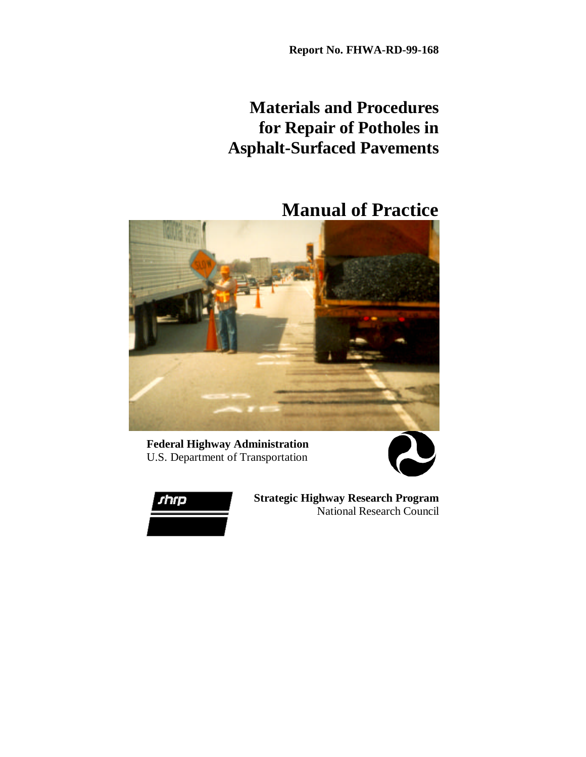**Report No. FHWA-RD-99-168**

# Materials and Procedures for Repair of Potholes in Asphalt-Surfaced Pavements

# Manual of Practice

**Federal Highway Administration**
U.S. Department of Transportation

**Strategic Highway Research Program**
National Research Council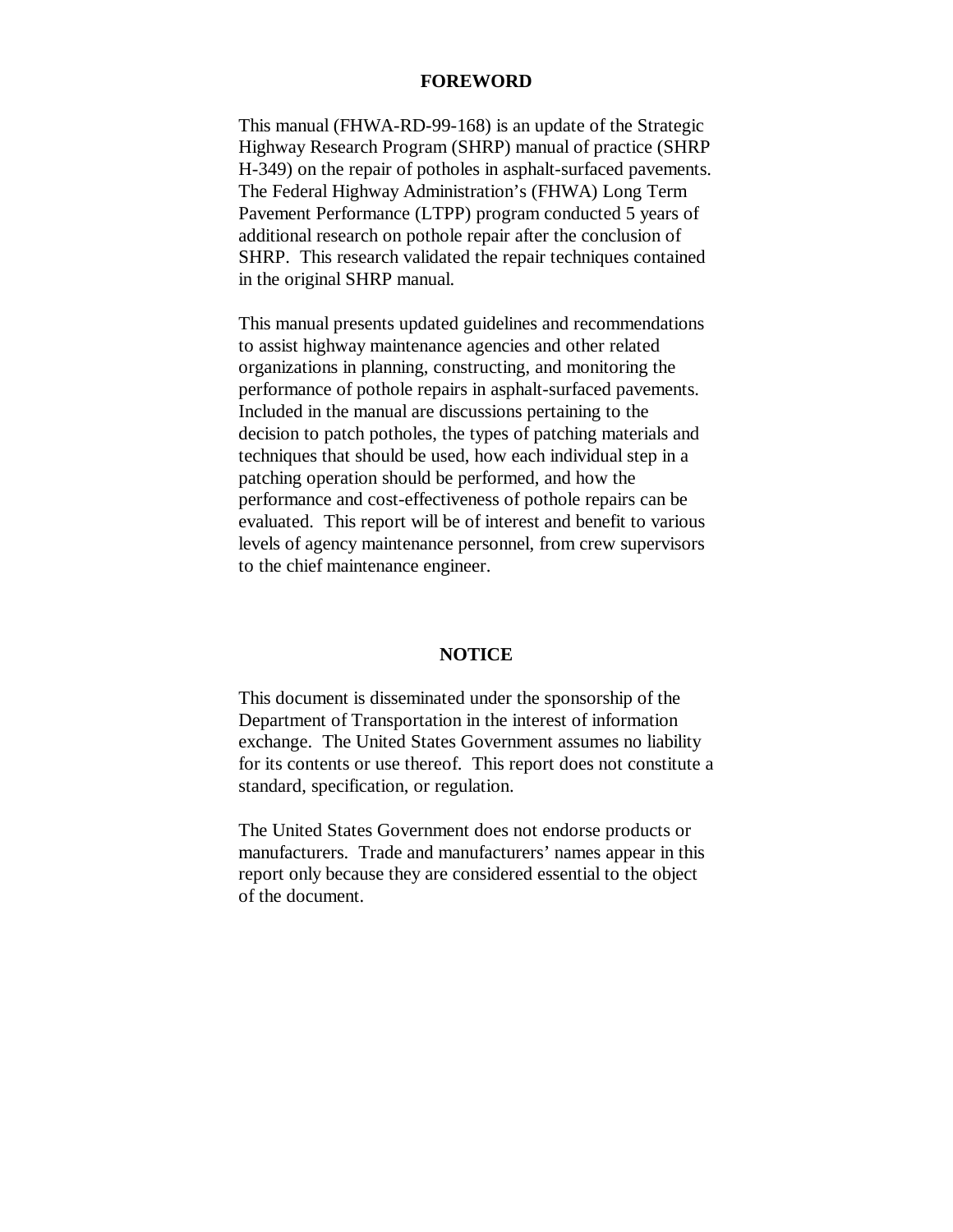## FOREWORD

This manual (FHWA-RD-99-168) is an update of the Strategic Highway Research Program (SHRP) manual of practice (SHRP H-349) on the repair of potholes in asphalt-surfaced pavements. The Federal Highway Administration's (FHWA) Long Term Pavement Performance (LTPP) program conducted 5 years of additional research on pothole repair after the conclusion of SHRP. This research validated the repair techniques contained in the original SHRP manual.

This manual presents updated guidelines and recommendations to assist highway maintenance agencies and other related organizations in planning, constructing, and monitoring the performance of pothole repairs in asphalt-surfaced pavements. Included in the manual are discussions pertaining to the decision to patch potholes, the types of patching materials and techniques that should be used, how each individual step in a patching operation should be performed, and how the performance and cost-effectiveness of pothole repairs can be evaluated. This report will be of interest and benefit to various levels of agency maintenance personnel, from crew supervisors to the chief maintenance engineer.

## NOTICE

This document is disseminated under the sponsorship of the Department of Transportation in the interest of information exchange. The United States Government assumes no liability for its contents or use thereof. This report does not constitute a standard, specification, or regulation.

The United States Government does not endorse products or manufacturers. Trade and manufacturers' names appear in this report only because they are considered essential to the object of the document.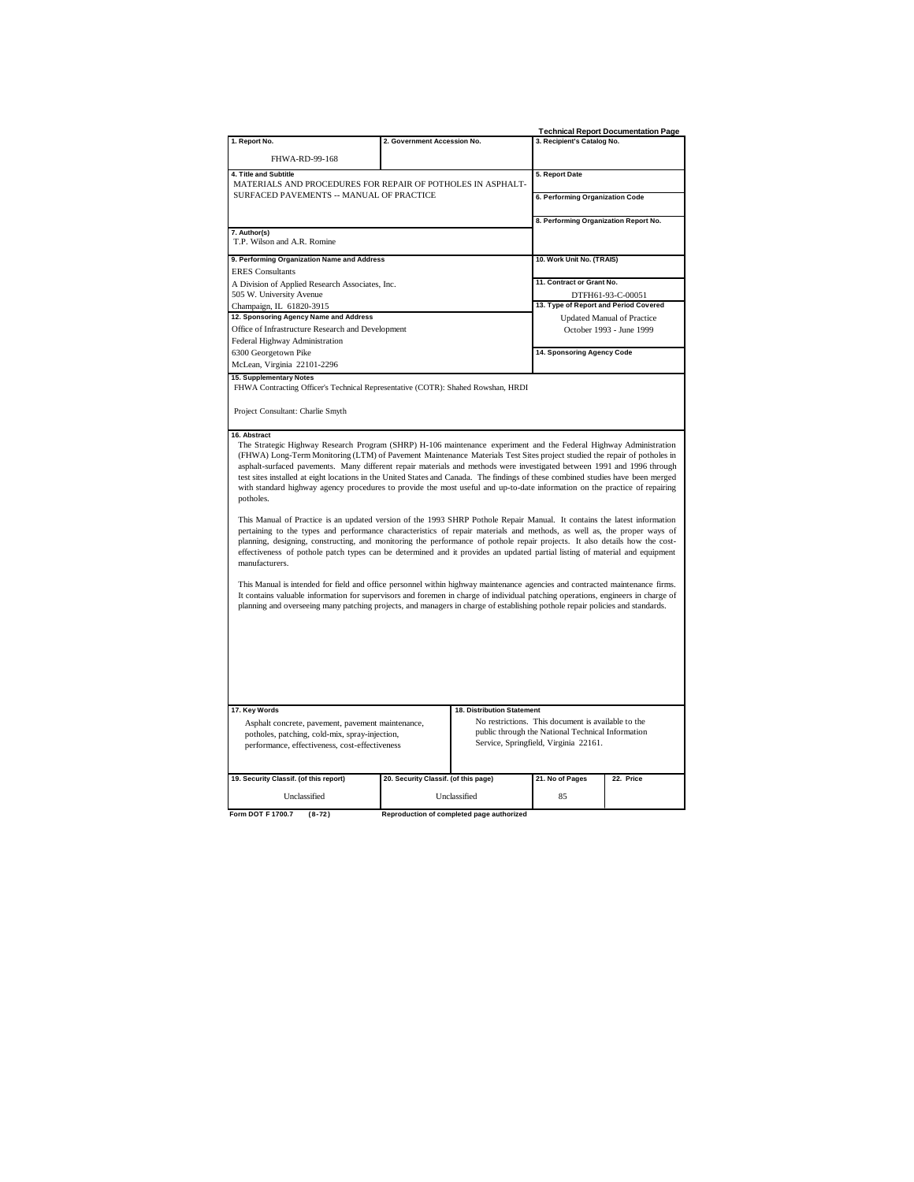**Technical Report Documentation Page**

| 1. Report No. | 2. Government Accession No. | 3. Recipient's Catalog No. |
|---|---|---|
| FHWA-RD-99-168 | | |

| 4. Title and Subtitle | 5. Report Date |
|---|---|
| MATERIALS AND PROCEDURES FOR REPAIR OF POTHOLES IN ASPHALT-SURFACED PAVEMENTS -- MANUAL OF PRACTICE | |
| | 6. Performing Organization Code |
| 7. Author(s) | 8. Performing Organization Report No. |
| T.P. Wilson and A.R. Romine | |
| 9. Performing Organization Name and Address | 10. Work Unit No. (TRAIS) |
| ERES Consultants<br>A Division of Applied Research Associates, Inc.<br>505 W. University Avenue<br>Champaign, IL 61820-3915 | 11. Contract or Grant No.<br>DTFH61-93-C-00051 |
| 12. Sponsoring Agency Name and Address | 13. Type of Report and Period Covered |
| Office of Infrastructure Research and Development<br>Federal Highway Administration<br>6300 Georgetown Pike<br>McLean, Virginia 22101-2296 | Updated Manual of Practice<br>October 1993 - June 1999 |
| | 14. Sponsoring Agency Code |

**15. Supplementary Notes**

FHWA Contracting Officer's Technical Representative (COTR): Shahed Rowshan, HRDI

Project Consultant: Charlie Smyth

**16. Abstract**

The Strategic Highway Research Program (SHRP) H-106 maintenance experiment and the Federal Highway Administration (FHWA) Long-Term Monitoring (LTM) of Pavement Maintenance Materials Test Sites project studied the repair of potholes in asphalt-surfaced pavements. Many different repair materials and methods were investigated between 1991 and 1996 through test sites installed at eight locations in the United States and Canada. The findings of these combined studies have been merged with standard highway agency procedures to provide the most useful and up-to-date information on the practice of repairing potholes.

This Manual of Practice is an updated version of the 1993 SHRP Pothole Repair Manual. It contains the latest information pertaining to the types and performance characteristics of repair materials and methods, as well as, the proper ways of planning, designing, constructing, and monitoring the performance of pothole repair projects. It also details how the cost-effectiveness of pothole patch types can be determined and it provides an updated partial listing of material and equipment manufacturers.

This Manual is intended for field and office personnel within highway maintenance agencies and contracted maintenance firms. It contains valuable information for supervisors and foremen in charge of individual patching operations, engineers in charge of planning and overseeing many patching projects, and managers in charge of establishing pothole repair policies and standards.

| 17. Key Words | 18. Distribution Statement |
|---|---|
| Asphalt concrete, pavement, pavement maintenance, potholes, patching, cold-mix, spray-injection, performance, effectiveness, cost-effectiveness | No restrictions. This document is available to the public through the National Technical Information Service, Springfield, Virginia 22161. |

| 19. Security Classif. (of this report) | 20. Security Classif. (of this page) | 21. No of Pages | 22. Price |
|---|---|---|---|
| Unclassified | Unclassified | 85 | |

Form DOT F 1700.7 (8-72) Reproduction of completed page authorized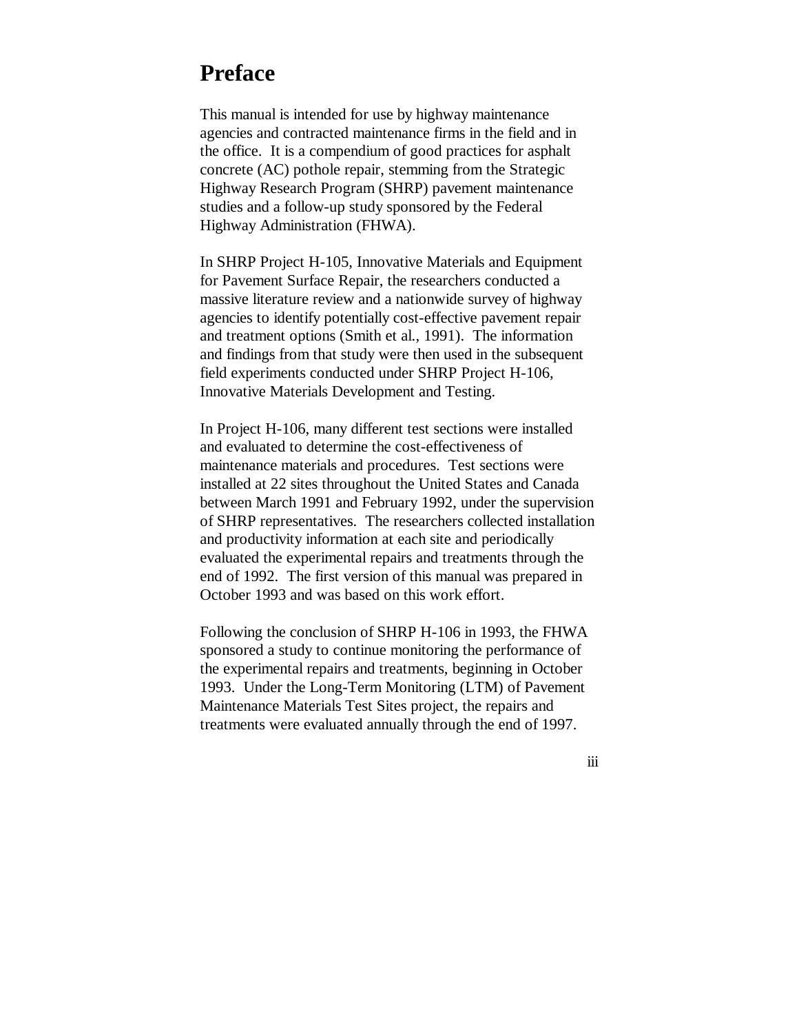# Preface

This manual is intended for use by highway maintenance agencies and contracted maintenance firms in the field and in the office. It is a compendium of good practices for asphalt concrete (AC) pothole repair, stemming from the Strategic Highway Research Program (SHRP) pavement maintenance studies and a follow-up study sponsored by the Federal Highway Administration (FHWA).

In SHRP Project H-105, Innovative Materials and Equipment for Pavement Surface Repair, the researchers conducted a massive literature review and a nationwide survey of highway agencies to identify potentially cost-effective pavement repair and treatment options (Smith et al., 1991). The information and findings from that study were then used in the subsequent field experiments conducted under SHRP Project H-106, Innovative Materials Development and Testing.

In Project H-106, many different test sections were installed and evaluated to determine the cost-effectiveness of maintenance materials and procedures. Test sections were installed at 22 sites throughout the United States and Canada between March 1991 and February 1992, under the supervision of SHRP representatives. The researchers collected installation and productivity information at each site and periodically evaluated the experimental repairs and treatments through the end of 1992. The first version of this manual was prepared in October 1993 and was based on this work effort.

Following the conclusion of SHRP H-106 in 1993, the FHWA sponsored a study to continue monitoring the performance of the experimental repairs and treatments, beginning in October 1993. Under the Long-Term Monitoring (LTM) of Pavement Maintenance Materials Test Sites project, the repairs and treatments were evaluated annually through the end of 1997.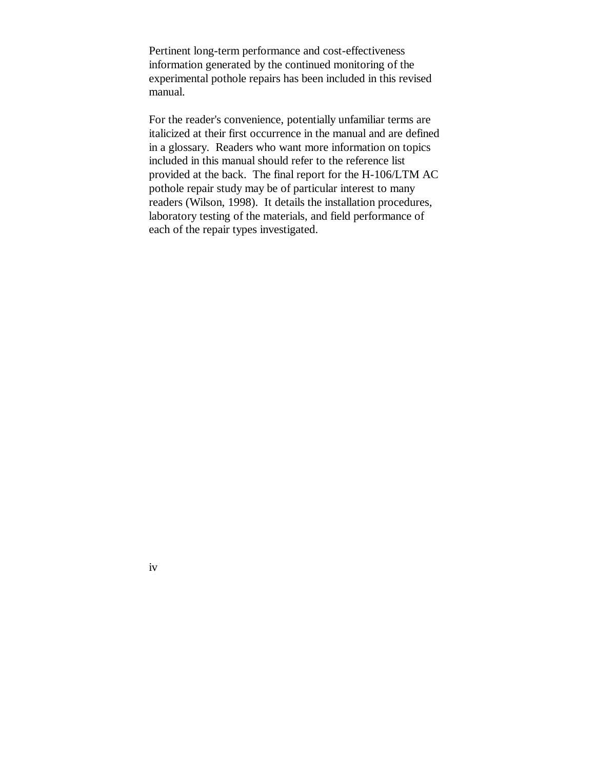Pertinent long-term performance and cost-effectiveness information generated by the continued monitoring of the experimental pothole repairs has been included in this revised manual.

For the reader's convenience, potentially unfamiliar terms are italicized at their first occurrence in the manual and are defined in a glossary. Readers who want more information on topics included in this manual should refer to the reference list provided at the back. The final report for the H-106/LTM AC pothole repair study may be of particular interest to many readers (Wilson, 1998). It details the installation procedures, laboratory testing of the materials, and field performance of each of the repair types investigated.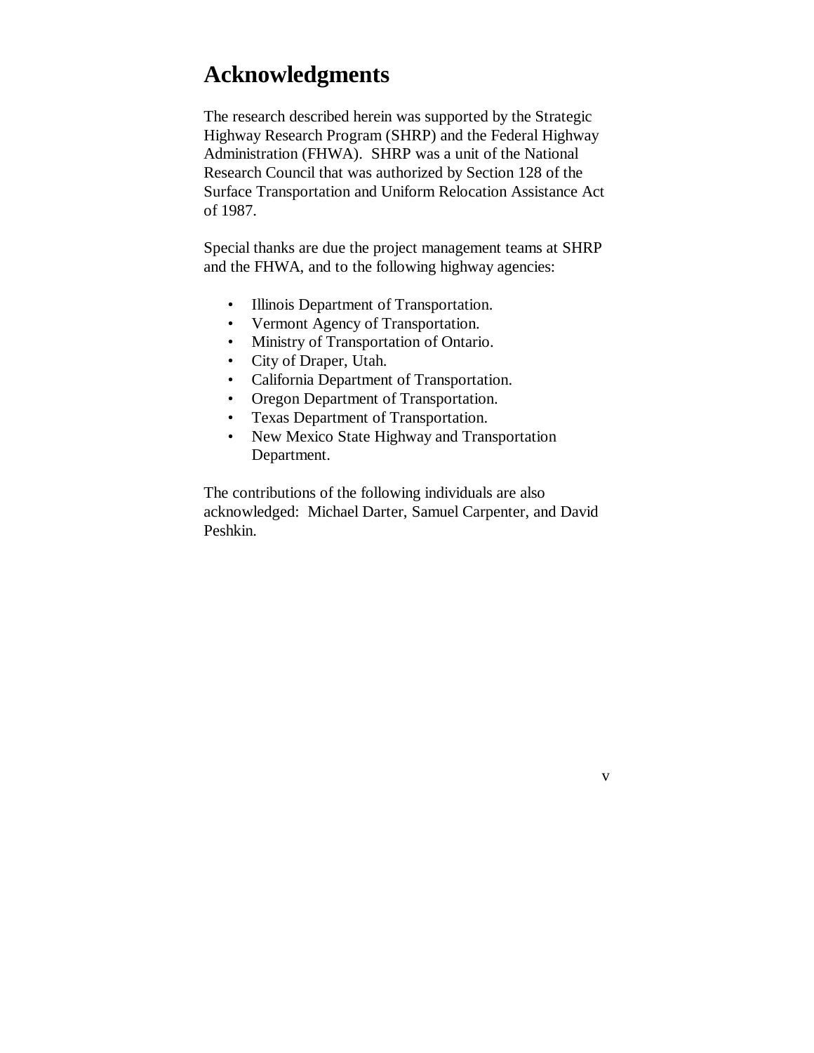# Acknowledgments

The research described herein was supported by the Strategic Highway Research Program (SHRP) and the Federal Highway Administration (FHWA). SHRP was a unit of the National Research Council that was authorized by Section 128 of the Surface Transportation and Uniform Relocation Assistance Act of 1987.

Special thanks are due the project management teams at SHRP and the FHWA, and to the following highway agencies:

- Illinois Department of Transportation.
- Vermont Agency of Transportation.
- Ministry of Transportation of Ontario.
- City of Draper, Utah.
- California Department of Transportation.
- Oregon Department of Transportation.
- Texas Department of Transportation.
- New Mexico State Highway and Transportation Department.

The contributions of the following individuals are also acknowledged: Michael Darter, Samuel Carpenter, and David Peshkin.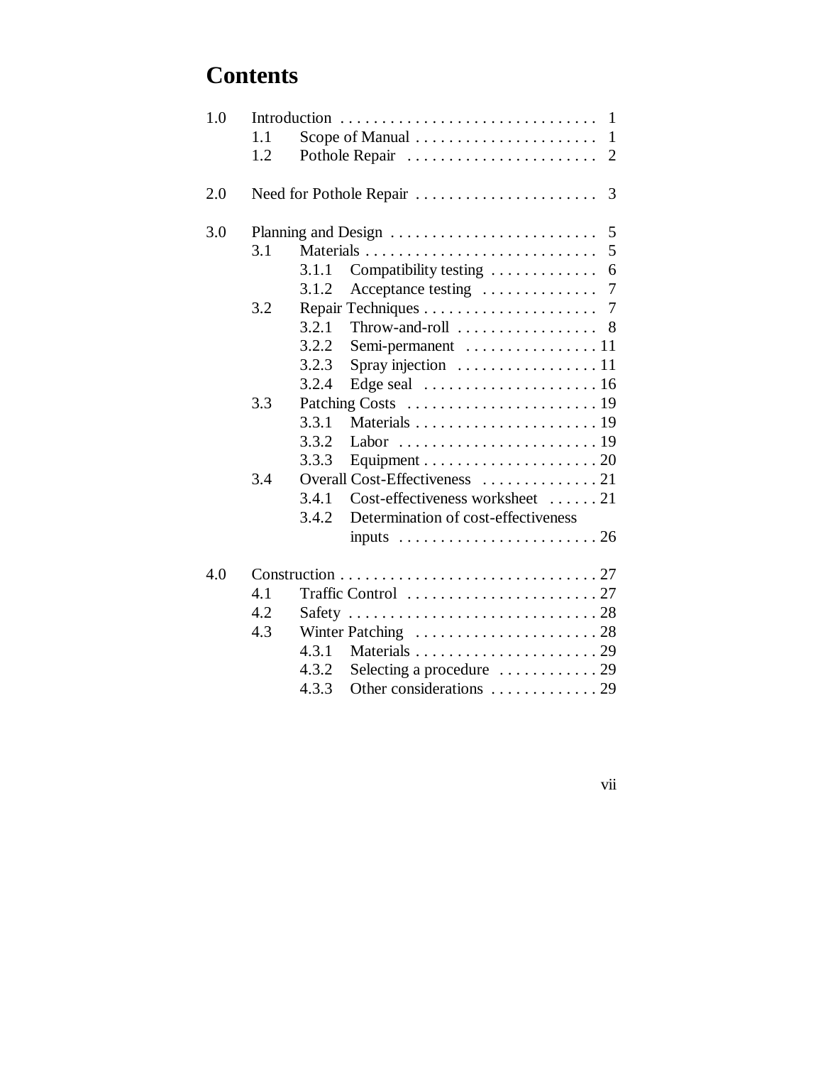# Contents

- 1.0 Introduction . . . . . . . . . . . . . . . . . . . . . . . . . . . . . . . 1
  - 1.1 Scope of Manual . . . . . . . . . . . . . . . . . . . . . . 1
  - 1.2 Pothole Repair . . . . . . . . . . . . . . . . . . . . . . . 2
- 2.0 Need for Pothole Repair . . . . . . . . . . . . . . . . . . . . . . 3
- 3.0 Planning and Design . . . . . . . . . . . . . . . . . . . . . . . . . 5
  - 3.1 Materials . . . . . . . . . . . . . . . . . . . . . . . . . . . . 5
    - 3.1.1 Compatibility testing . . . . . . . . . . . . . 6
    - 3.1.2 Acceptance testing . . . . . . . . . . . . . . 7
  - 3.2 Repair Techniques . . . . . . . . . . . . . . . . . . . . . 7
    - 3.2.1 Throw-and-roll . . . . . . . . . . . . . . . . . 8
    - 3.2.2 Semi-permanent . . . . . . . . . . . . . . . . 11
    - 3.2.3 Spray injection . . . . . . . . . . . . . . . . . 11
    - 3.2.4 Edge seal . . . . . . . . . . . . . . . . . . . . . 16
  - 3.3 Patching Costs . . . . . . . . . . . . . . . . . . . . . . . 19
    - 3.3.1 Materials . . . . . . . . . . . . . . . . . . . . . . 19
    - 3.3.2 Labor . . . . . . . . . . . . . . . . . . . . . . . . 19
    - 3.3.3 Equipment . . . . . . . . . . . . . . . . . . . . . 20
  - 3.4 Overall Cost-Effectiveness . . . . . . . . . . . . . . 21
    - 3.4.1 Cost-effectiveness worksheet . . . . . . 21
    - 3.4.2 Determination of cost-effectiveness inputs . . . . . . . . . . . . . . . . . . . . . . . . 26
- 4.0 Construction . . . . . . . . . . . . . . . . . . . . . . . . . . . . . . . 27
  - 4.1 Traffic Control . . . . . . . . . . . . . . . . . . . . . . . 27
  - 4.2 Safety . . . . . . . . . . . . . . . . . . . . . . . . . . . . . . 28
  - 4.3 Winter Patching . . . . . . . . . . . . . . . . . . . . . . 28
    - 4.3.1 Materials . . . . . . . . . . . . . . . . . . . . . . 29
    - 4.3.2 Selecting a procedure . . . . . . . . . . . . 29
    - 4.3.3 Other considerations . . . . . . . . . . . . . 29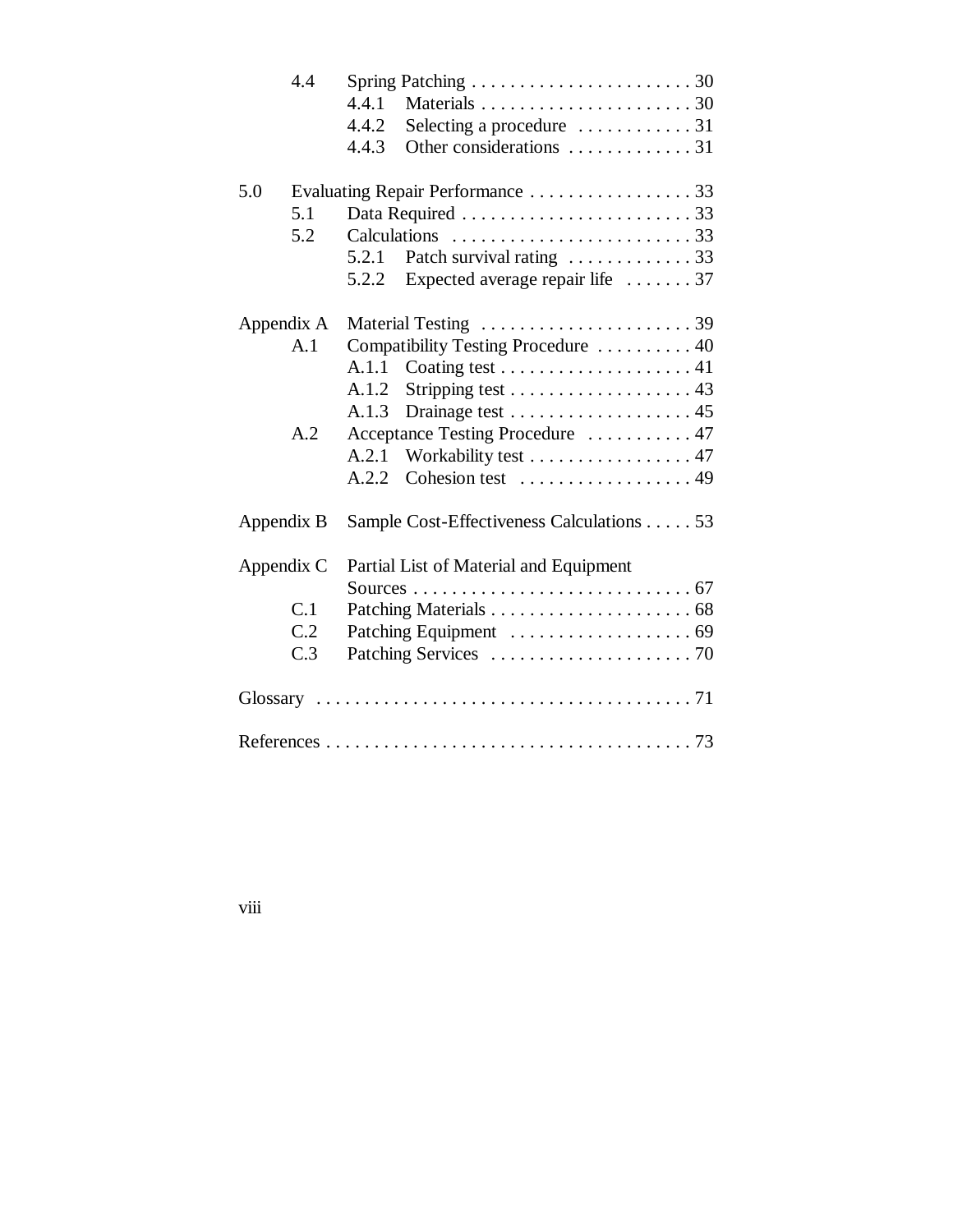| | | | |
|---|---|---|---|
| 4.4 | | Spring Patching | 30 |
| | 4.4.1 | Materials | 30 |
| | 4.4.2 | Selecting a procedure | 31 |
| | 4.4.3 | Other considerations | 31 |
| **5.0** | | **Evaluating Repair Performance** | **33** |
| 5.1 | | Data Required | 33 |
| 5.2 | | Calculations | 33 |
| | 5.2.1 | Patch survival rating | 33 |
| | 5.2.2 | Expected average repair life | 37 |
| **Appendix A** | | **Material Testing** | **39** |
| A.1 | | Compatibility Testing Procedure | 40 |
| | A.1.1 | Coating test | 41 |
| | A.1.2 | Stripping test | 43 |
| | A.1.3 | Drainage test | 45 |
| A.2 | | Acceptance Testing Procedure | 47 |
| | A.2.1 | Workability test | 47 |
| | A.2.2 | Cohesion test | 49 |
| **Appendix B** | | **Sample Cost-Effectiveness Calculations** | **53** |
| **Appendix C** | | **Partial List of Material and Equipment Sources** | **67** |
| C.1 | | Patching Materials | 68 |
| C.2 | | Patching Equipment | 69 |
| C.3 | | Patching Services | 70 |
| **Glossary** | | | **71** |
| **References** | | | **73** |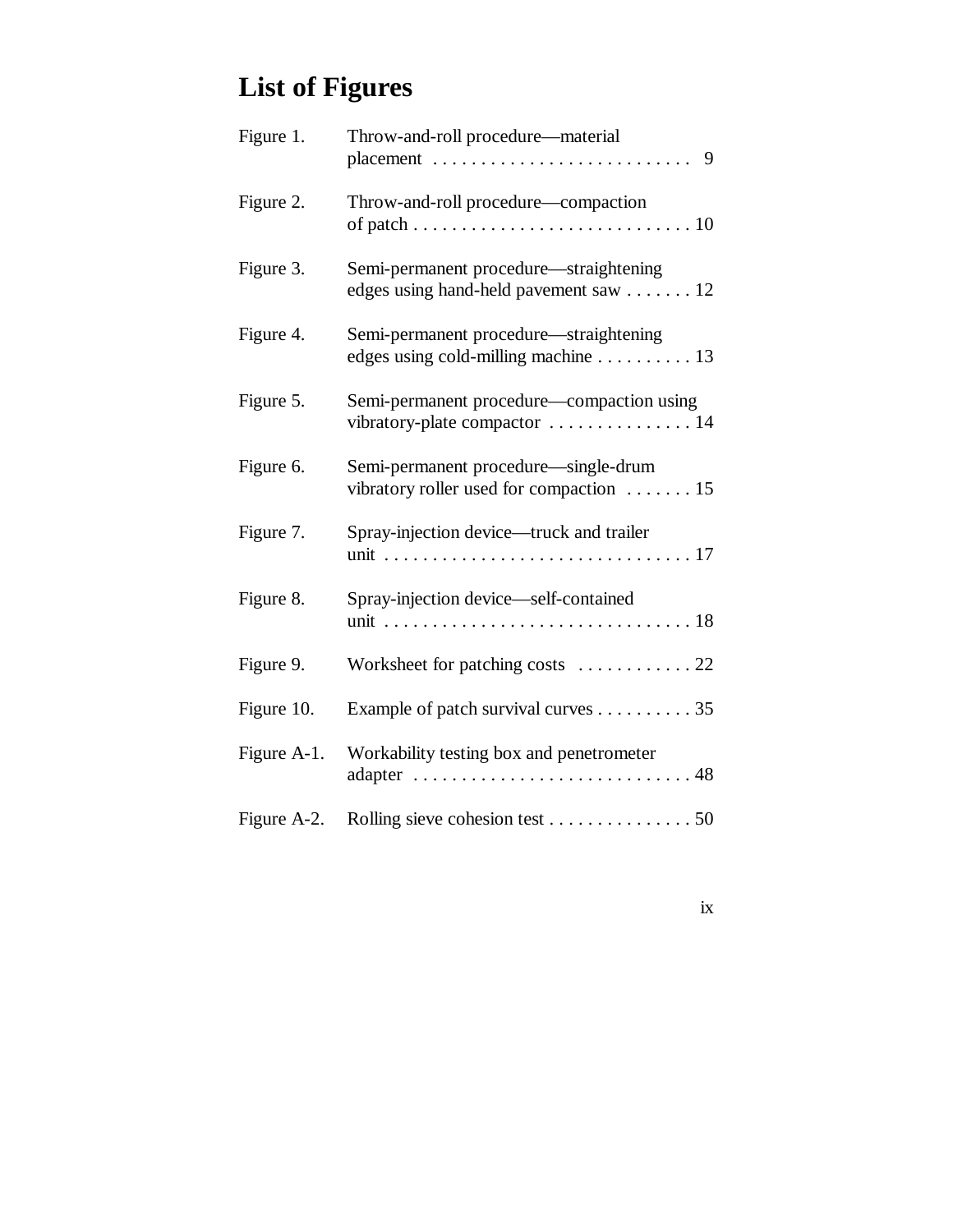# List of Figures

| | | |
|---|---|---|
| Figure 1. | Throw-and-roll procedure—material placement | 9 |
| Figure 2. | Throw-and-roll procedure—compaction of patch | 10 |
| Figure 3. | Semi-permanent procedure—straightening edges using hand-held pavement saw | 12 |
| Figure 4. | Semi-permanent procedure—straightening edges using cold-milling machine | 13 |
| Figure 5. | Semi-permanent procedure—compaction using vibratory-plate compactor | 14 |
| Figure 6. | Semi-permanent procedure—single-drum vibratory roller used for compaction | 15 |
| Figure 7. | Spray-injection device—truck and trailer unit | 17 |
| Figure 8. | Spray-injection device—self-contained unit | 18 |
| Figure 9. | Worksheet for patching costs | 22 |
| Figure 10. | Example of patch survival curves | 35 |
| Figure A-1. | Workability testing box and penetrometer adapter | 48 |
| Figure A-2. | Rolling sieve cohesion test | 50 |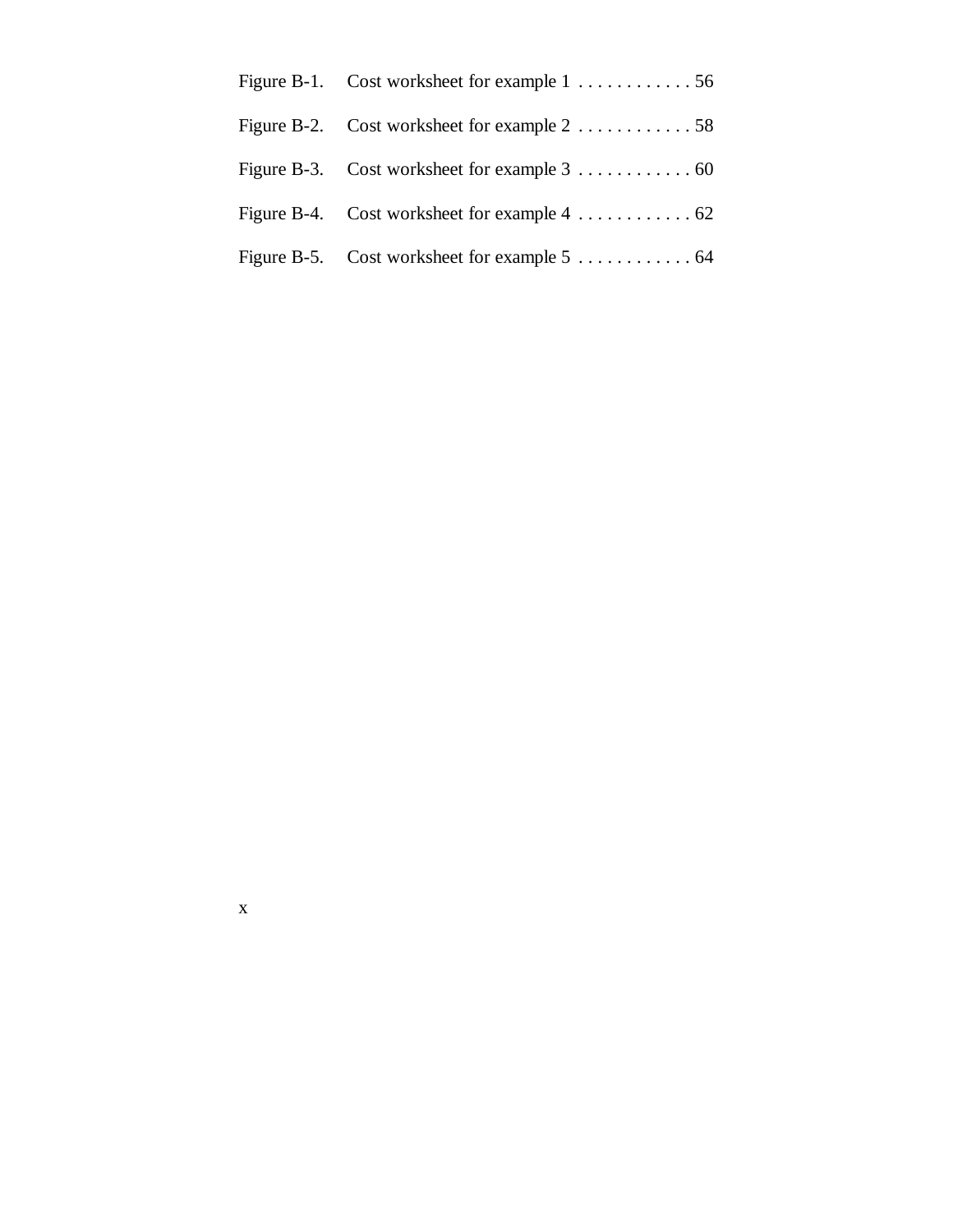Figure B-1. Cost worksheet for example 1 . . . . . . . . . . . . 56

Figure B-2. Cost worksheet for example 2 . . . . . . . . . . . . 58

Figure B-3. Cost worksheet for example 3 . . . . . . . . . . . . 60

Figure B-4. Cost worksheet for example 4 . . . . . . . . . . . . 62

Figure B-5. Cost worksheet for example 5 . . . . . . . . . . . . 64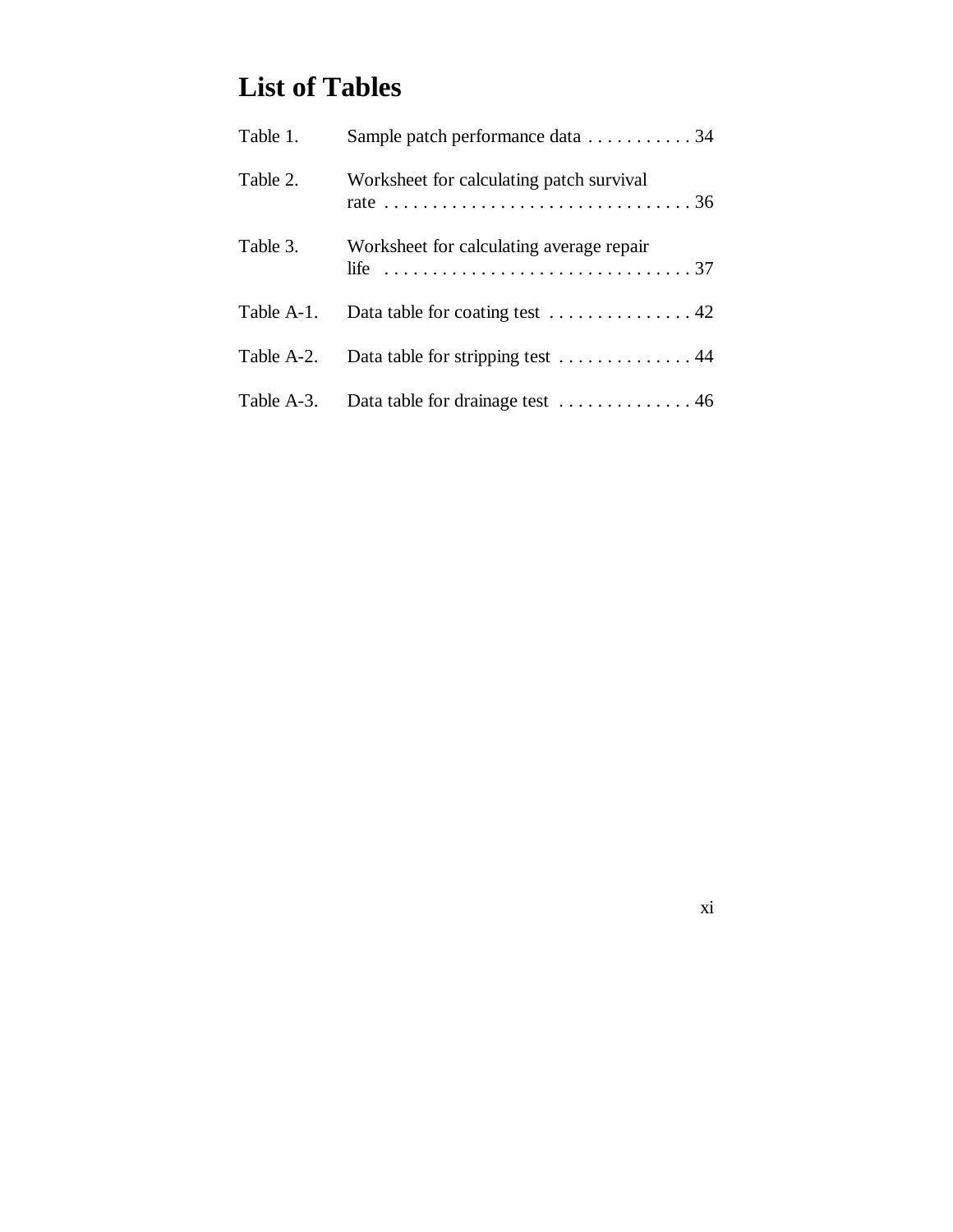# List of Tables

| | | |
|---|---|---|
| Table 1. | Sample patch performance data | 34 |
| Table 2. | Worksheet for calculating patch survival rate | 36 |
| Table 3. | Worksheet for calculating average repair life | 37 |
| Table A-1. | Data table for coating test | 42 |
| Table A-2. | Data table for stripping test | 44 |
| Table A-3. | Data table for drainage test | 46 |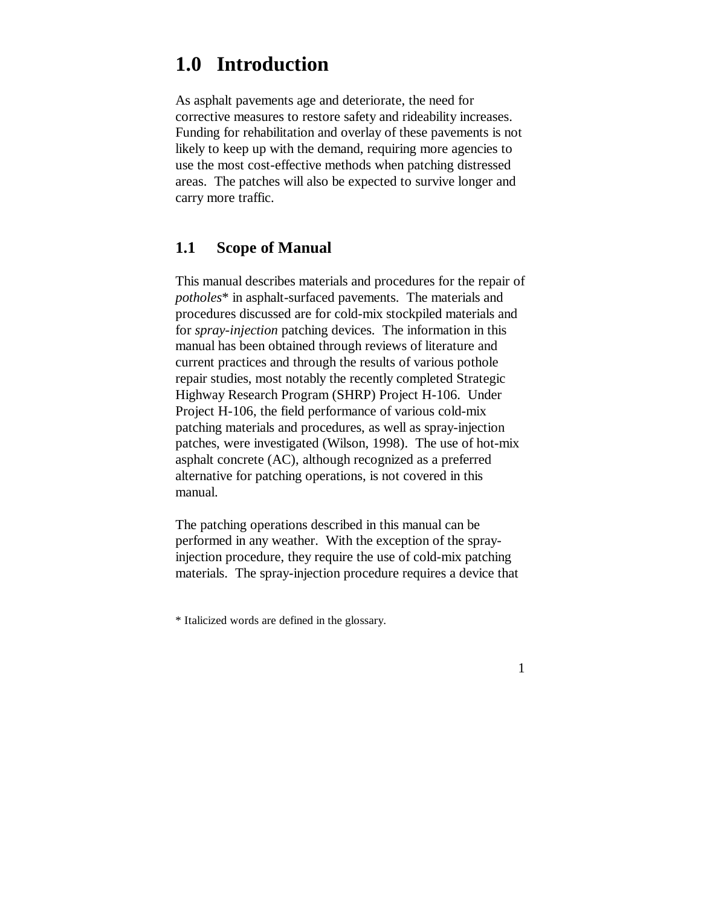# 1.0 Introduction

As asphalt pavements age and deteriorate, the need for corrective measures to restore safety and rideability increases. Funding for rehabilitation and overlay of these pavements is not likely to keep up with the demand, requiring more agencies to use the most cost-effective methods when patching distressed areas. The patches will also be expected to survive longer and carry more traffic.

## 1.1 Scope of Manual

This manual describes materials and procedures for the repair of *potholes** in asphalt-surfaced pavements. The materials and procedures discussed are for cold-mix stockpiled materials and for *spray-injection* patching devices. The information in this manual has been obtained through reviews of literature and current practices and through the results of various pothole repair studies, most notably the recently completed Strategic Highway Research Program (SHRP) Project H-106. Under Project H-106, the field performance of various cold-mix patching materials and procedures, as well as spray-injection patches, were investigated (Wilson, 1998). The use of hot-mix asphalt concrete (AC), although recognized as a preferred alternative for patching operations, is not covered in this manual.

The patching operations described in this manual can be performed in any weather. With the exception of the spray-injection procedure, they require the use of cold-mix patching materials. The spray-injection procedure requires a device that

\* Italicized words are defined in the glossary.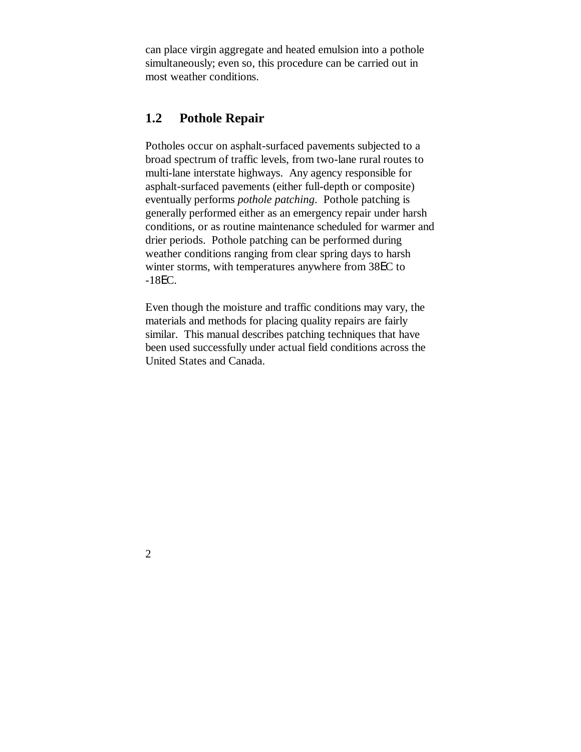can place virgin aggregate and heated emulsion into a pothole simultaneously; even so, this procedure can be carried out in most weather conditions.

## 1.2 Pothole Repair

Potholes occur on asphalt-surfaced pavements subjected to a broad spectrum of traffic levels, from two-lane rural routes to multi-lane interstate highways. Any agency responsible for asphalt-surfaced pavements (either full-depth or composite) eventually performs *pothole patching*. Pothole patching is generally performed either as an emergency repair under harsh conditions, or as routine maintenance scheduled for warmer and drier periods. Pothole patching can be performed during weather conditions ranging from clear spring days to harsh winter storms, with temperatures anywhere from 38EC to -18EC.

Even though the moisture and traffic conditions may vary, the materials and methods for placing quality repairs are fairly similar. This manual describes patching techniques that have been used successfully under actual field conditions across the United States and Canada.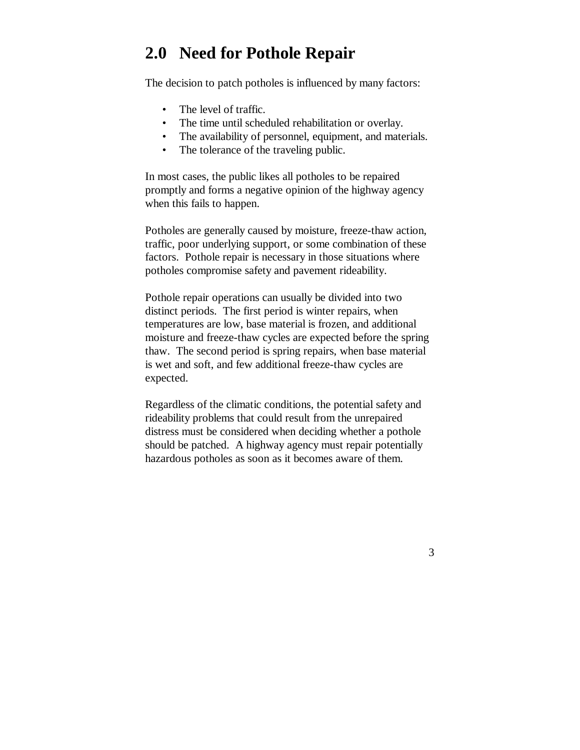# 2.0 Need for Pothole Repair

The decision to patch potholes is influenced by many factors:

- The level of traffic.
- The time until scheduled rehabilitation or overlay.
- The availability of personnel, equipment, and materials.
- The tolerance of the traveling public.

In most cases, the public likes all potholes to be repaired promptly and forms a negative opinion of the highway agency when this fails to happen.

Potholes are generally caused by moisture, freeze-thaw action, traffic, poor underlying support, or some combination of these factors. Pothole repair is necessary in those situations where potholes compromise safety and pavement rideability.

Pothole repair operations can usually be divided into two distinct periods. The first period is winter repairs, when temperatures are low, base material is frozen, and additional moisture and freeze-thaw cycles are expected before the spring thaw. The second period is spring repairs, when base material is wet and soft, and few additional freeze-thaw cycles are expected.

Regardless of the climatic conditions, the potential safety and rideability problems that could result from the unrepaired distress must be considered when deciding whether a pothole should be patched. A highway agency must repair potentially hazardous potholes as soon as it becomes aware of them.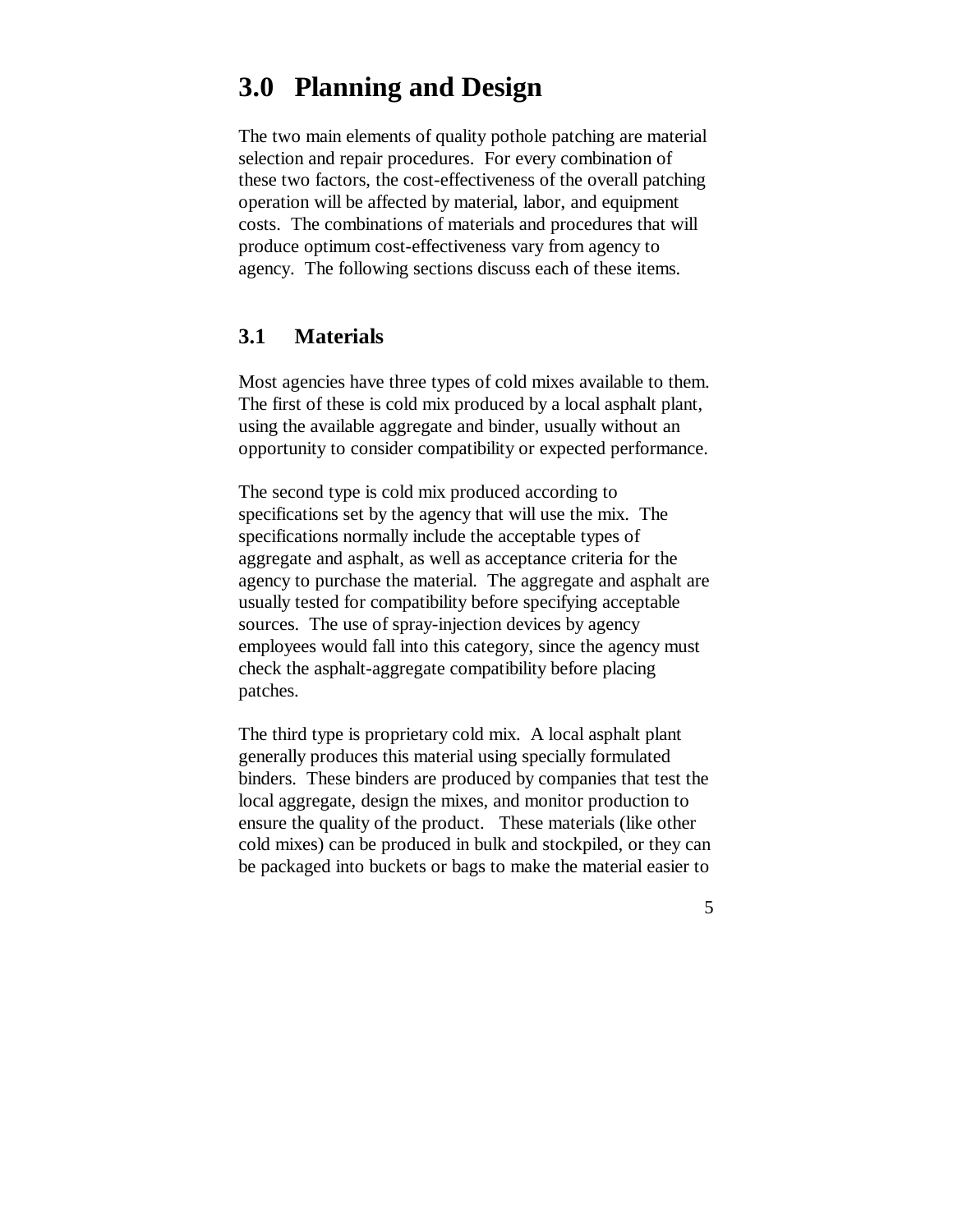# 3.0 Planning and Design

The two main elements of quality pothole patching are material selection and repair procedures. For every combination of these two factors, the cost-effectiveness of the overall patching operation will be affected by material, labor, and equipment costs. The combinations of materials and procedures that will produce optimum cost-effectiveness vary from agency to agency. The following sections discuss each of these items.

## 3.1 Materials

Most agencies have three types of cold mixes available to them. The first of these is cold mix produced by a local asphalt plant, using the available aggregate and binder, usually without an opportunity to consider compatibility or expected performance.

The second type is cold mix produced according to specifications set by the agency that will use the mix. The specifications normally include the acceptable types of aggregate and asphalt, as well as acceptance criteria for the agency to purchase the material. The aggregate and asphalt are usually tested for compatibility before specifying acceptable sources. The use of spray-injection devices by agency employees would fall into this category, since the agency must check the asphalt-aggregate compatibility before placing patches.

The third type is proprietary cold mix. A local asphalt plant generally produces this material using specially formulated binders. These binders are produced by companies that test the local aggregate, design the mixes, and monitor production to ensure the quality of the product. These materials (like other cold mixes) can be produced in bulk and stockpiled, or they can be packaged into buckets or bags to make the material easier to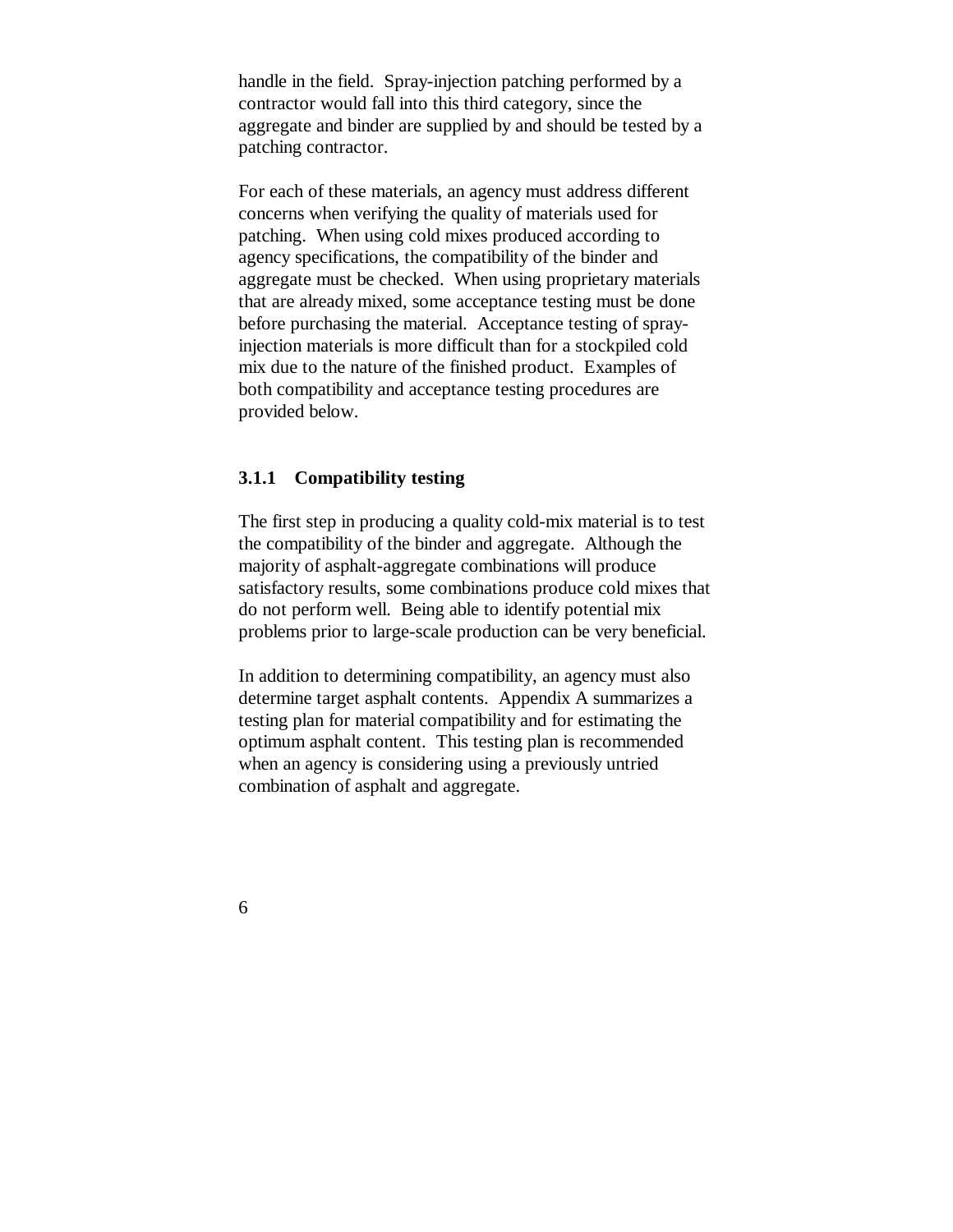handle in the field. Spray-injection patching performed by a contractor would fall into this third category, since the aggregate and binder are supplied by and should be tested by a patching contractor.

For each of these materials, an agency must address different concerns when verifying the quality of materials used for patching. When using cold mixes produced according to agency specifications, the compatibility of the binder and aggregate must be checked. When using proprietary materials that are already mixed, some acceptance testing must be done before purchasing the material. Acceptance testing of spray-injection materials is more difficult than for a stockpiled cold mix due to the nature of the finished product. Examples of both compatibility and acceptance testing procedures are provided below.

### 3.1.1 Compatibility testing

The first step in producing a quality cold-mix material is to test the compatibility of the binder and aggregate. Although the majority of asphalt-aggregate combinations will produce satisfactory results, some combinations produce cold mixes that do not perform well. Being able to identify potential mix problems prior to large-scale production can be very beneficial.

In addition to determining compatibility, an agency must also determine target asphalt contents. Appendix A summarizes a testing plan for material compatibility and for estimating the optimum asphalt content. This testing plan is recommended when an agency is considering using a previously untried combination of asphalt and aggregate.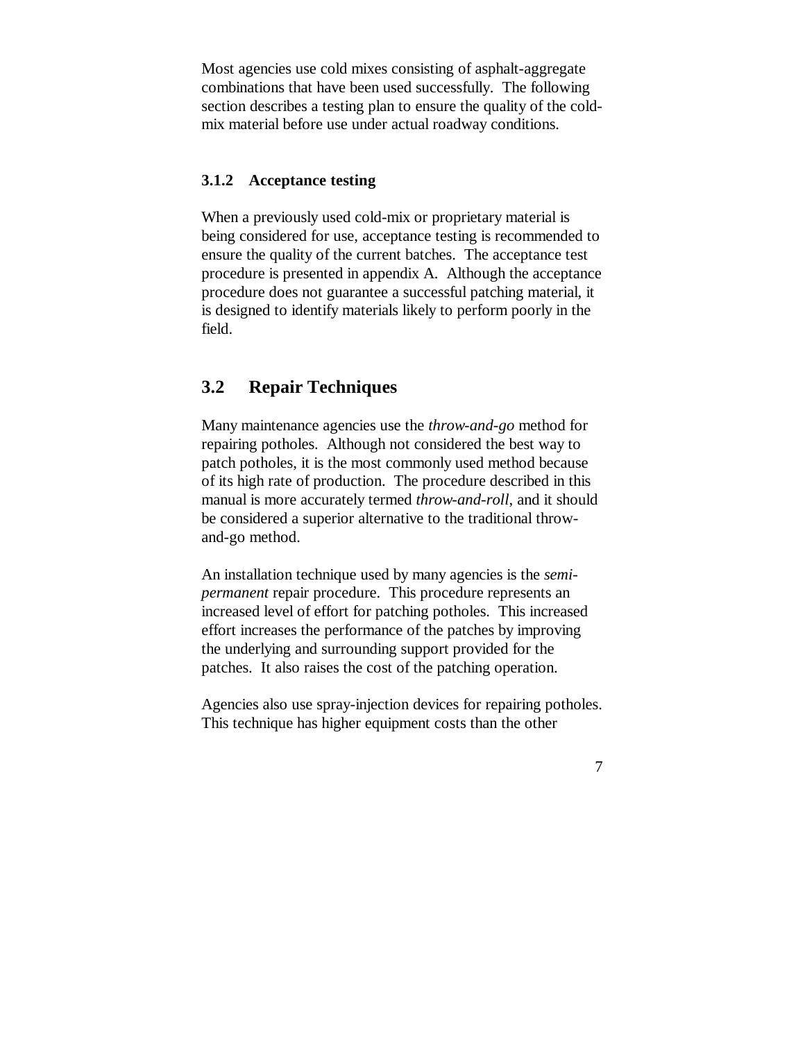Most agencies use cold mixes consisting of asphalt-aggregate combinations that have been used successfully. The following section describes a testing plan to ensure the quality of the cold-mix material before use under actual roadway conditions.

### 3.1.2 Acceptance testing

When a previously used cold-mix or proprietary material is being considered for use, acceptance testing is recommended to ensure the quality of the current batches. The acceptance test procedure is presented in appendix A. Although the acceptance procedure does not guarantee a successful patching material, it is designed to identify materials likely to perform poorly in the field.

## 3.2 Repair Techniques

Many maintenance agencies use the *throw-and-go* method for repairing potholes. Although not considered the best way to patch potholes, it is the most commonly used method because of its high rate of production. The procedure described in this manual is more accurately termed *throw-and-roll*, and it should be considered a superior alternative to the traditional throw-and-go method.

An installation technique used by many agencies is the *semi-permanent* repair procedure. This procedure represents an increased level of effort for patching potholes. This increased effort increases the performance of the patches by improving the underlying and surrounding support provided for the patches. It also raises the cost of the patching operation.

Agencies also use spray-injection devices for repairing potholes. This technique has higher equipment costs than the other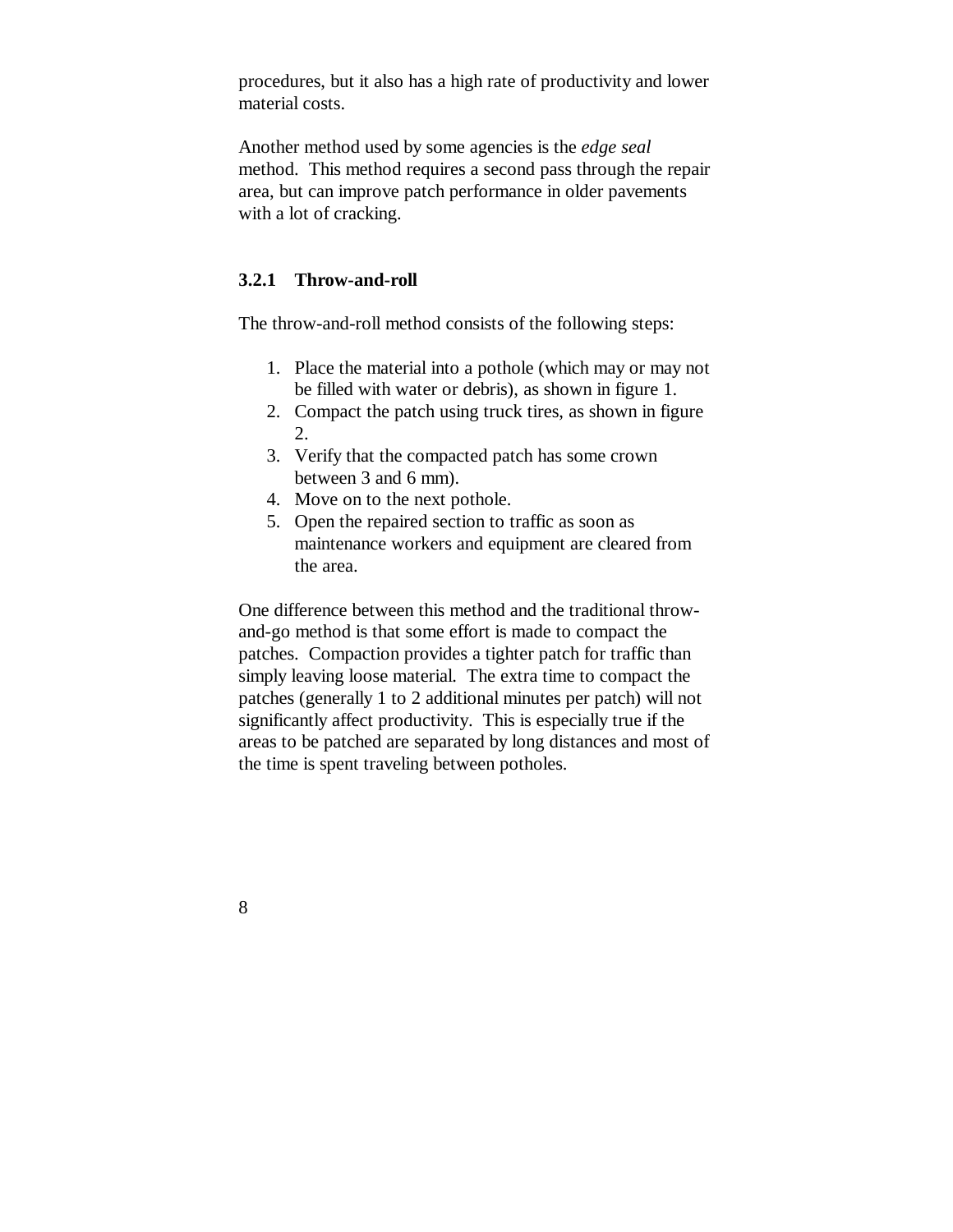procedures, but it also has a high rate of productivity and lower material costs.

Another method used by some agencies is the *edge seal* method. This method requires a second pass through the repair area, but can improve patch performance in older pavements with a lot of cracking.

### 3.2.1 Throw-and-roll

The throw-and-roll method consists of the following steps:

1. Place the material into a pothole (which may or may not be filled with water or debris), as shown in figure 1.
2. Compact the patch using truck tires, as shown in figure 2.
3. Verify that the compacted patch has some crown between 3 and 6 mm).
4. Move on to the next pothole.
5. Open the repaired section to traffic as soon as maintenance workers and equipment are cleared from the area.

One difference between this method and the traditional throw-and-go method is that some effort is made to compact the patches. Compaction provides a tighter patch for traffic than simply leaving loose material. The extra time to compact the patches (generally 1 to 2 additional minutes per patch) will not significantly affect productivity. This is especially true if the areas to be patched are separated by long distances and most of the time is spent traveling between potholes.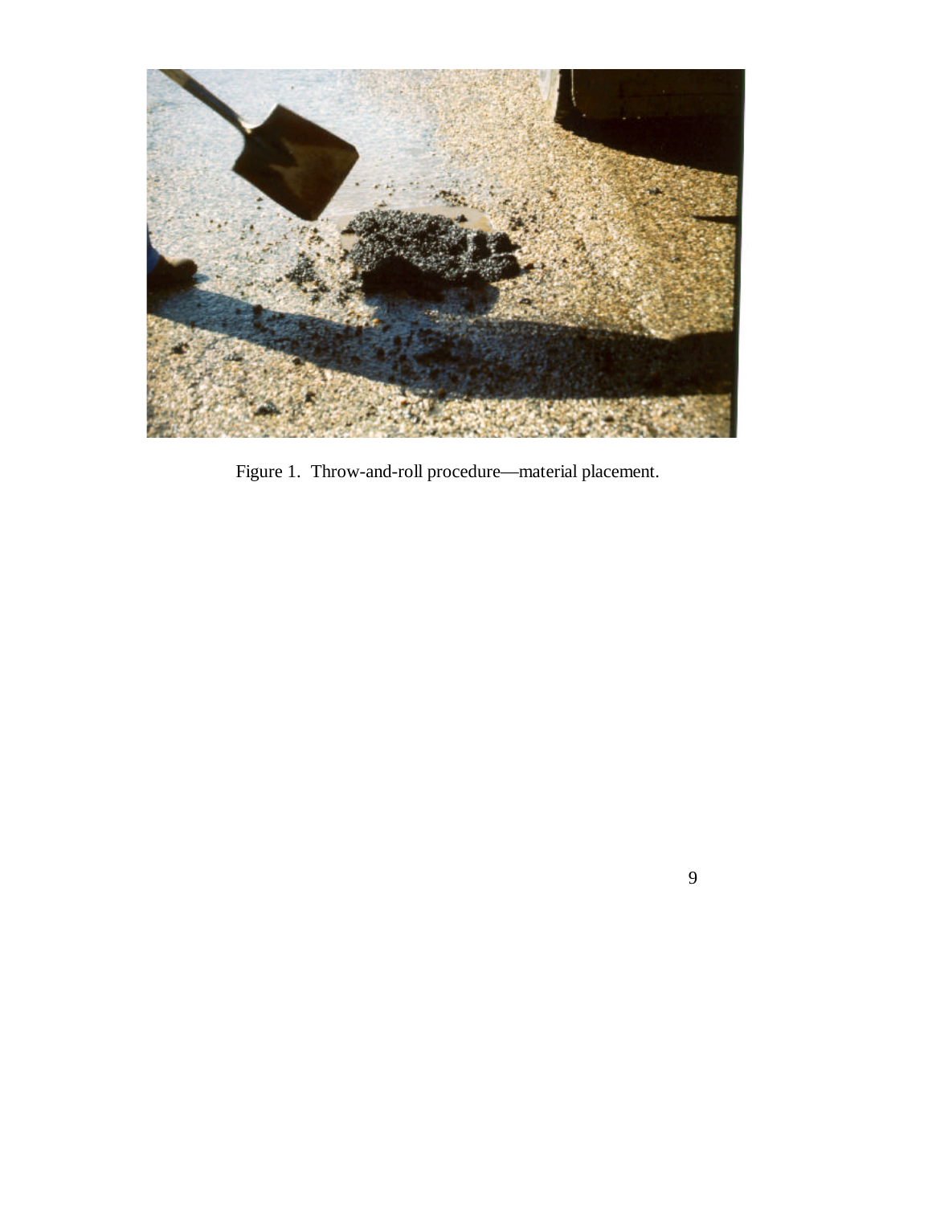Figure 1. Throw-and-roll procedure—material placement.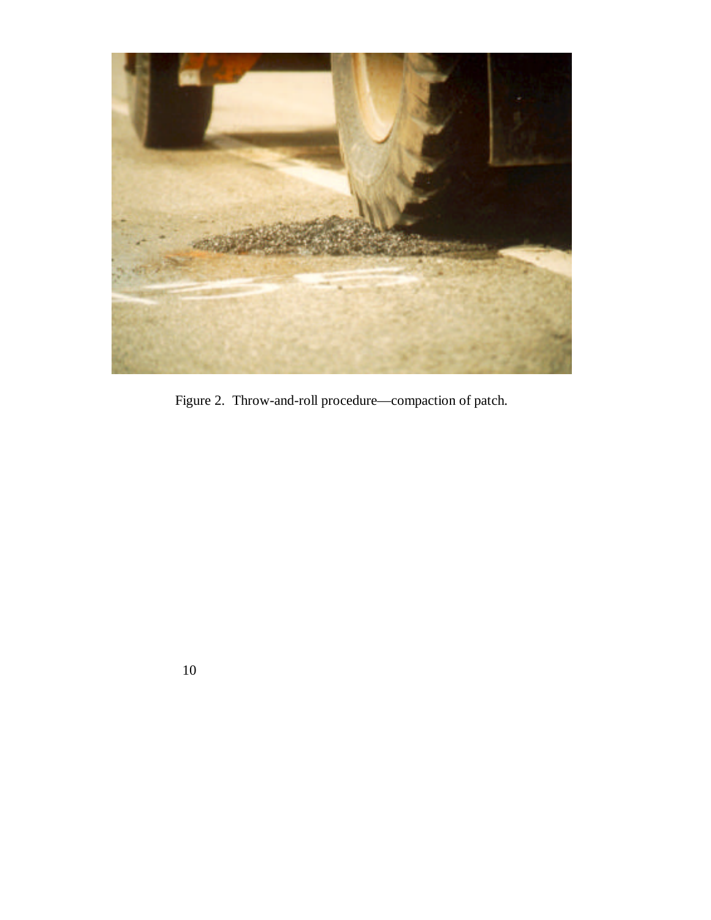Figure 2. Throw-and-roll procedure—compaction of patch.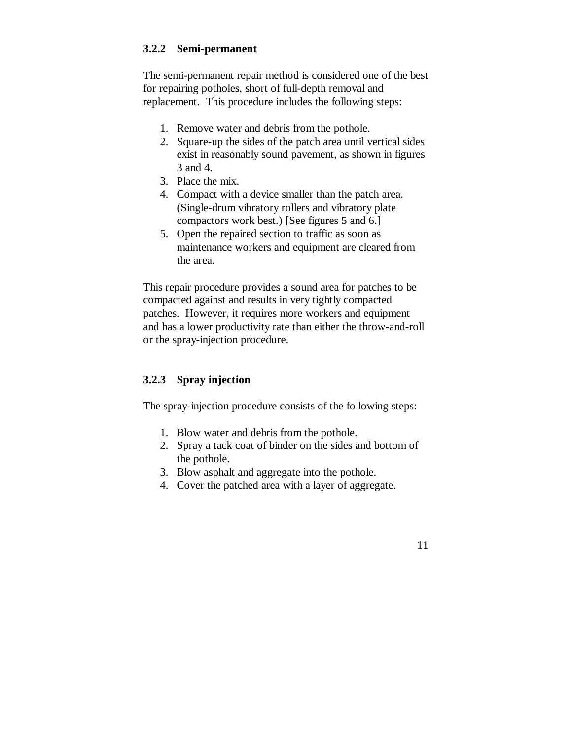### 3.2.2 Semi-permanent

The semi-permanent repair method is considered one of the best for repairing potholes, short of full-depth removal and replacement. This procedure includes the following steps:

1. Remove water and debris from the pothole.
2. Square-up the sides of the patch area until vertical sides exist in reasonably sound pavement, as shown in figures 3 and 4.
3. Place the mix.
4. Compact with a device smaller than the patch area. (Single-drum vibratory rollers and vibratory plate compactors work best.) [See figures 5 and 6.]
5. Open the repaired section to traffic as soon as maintenance workers and equipment are cleared from the area.

This repair procedure provides a sound area for patches to be compacted against and results in very tightly compacted patches. However, it requires more workers and equipment and has a lower productivity rate than either the throw-and-roll or the spray-injection procedure.

### 3.2.3 Spray injection

The spray-injection procedure consists of the following steps:

1. Blow water and debris from the pothole.
2. Spray a tack coat of binder on the sides and bottom of the pothole.
3. Blow asphalt and aggregate into the pothole.
4. Cover the patched area with a layer of aggregate.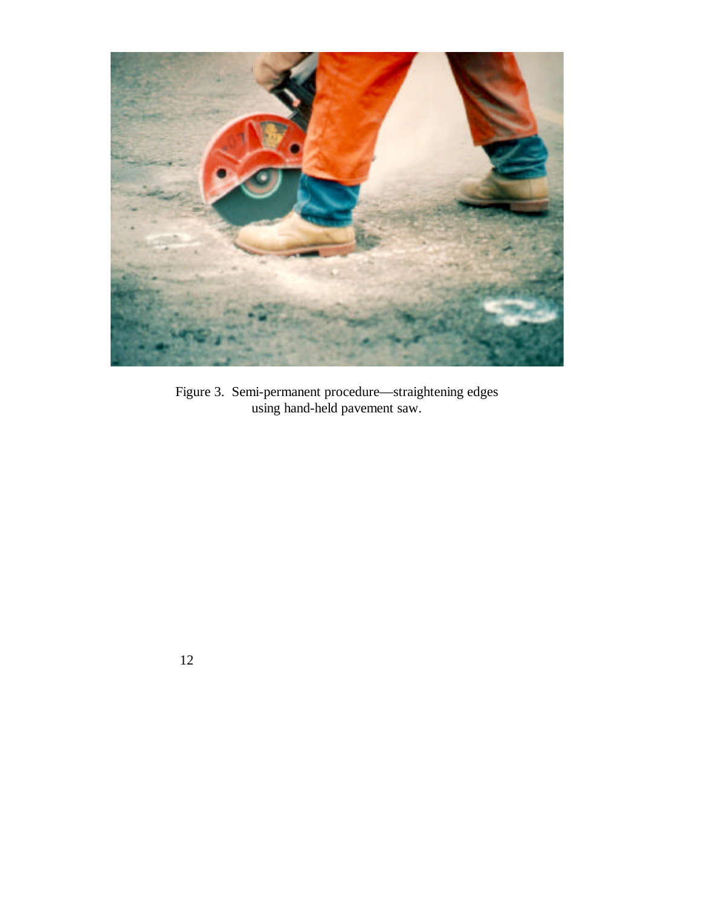Figure 3. Semi-permanent procedure—straightening edges using hand-held pavement saw.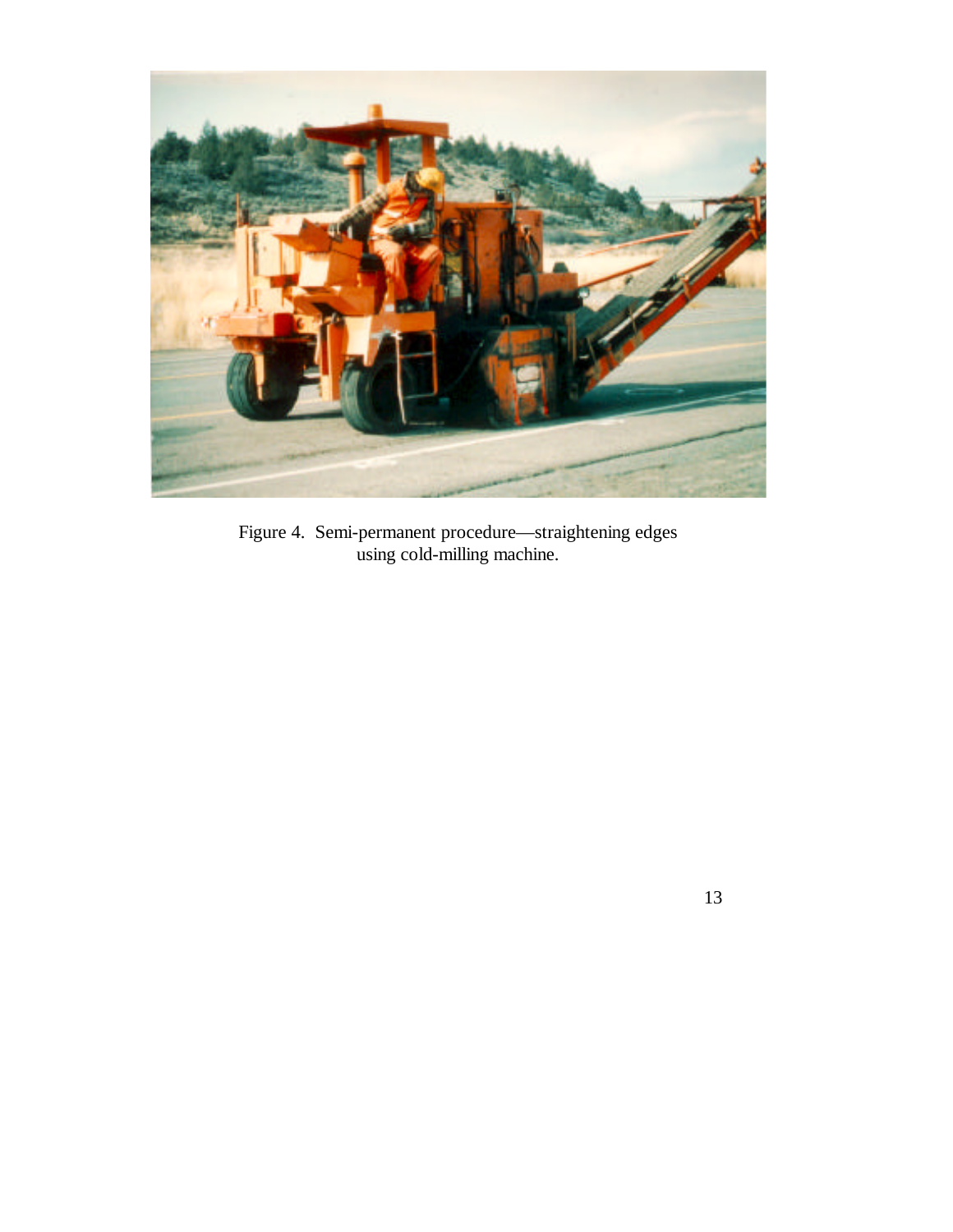Figure 4. Semi-permanent procedure—straightening edges using cold-milling machine.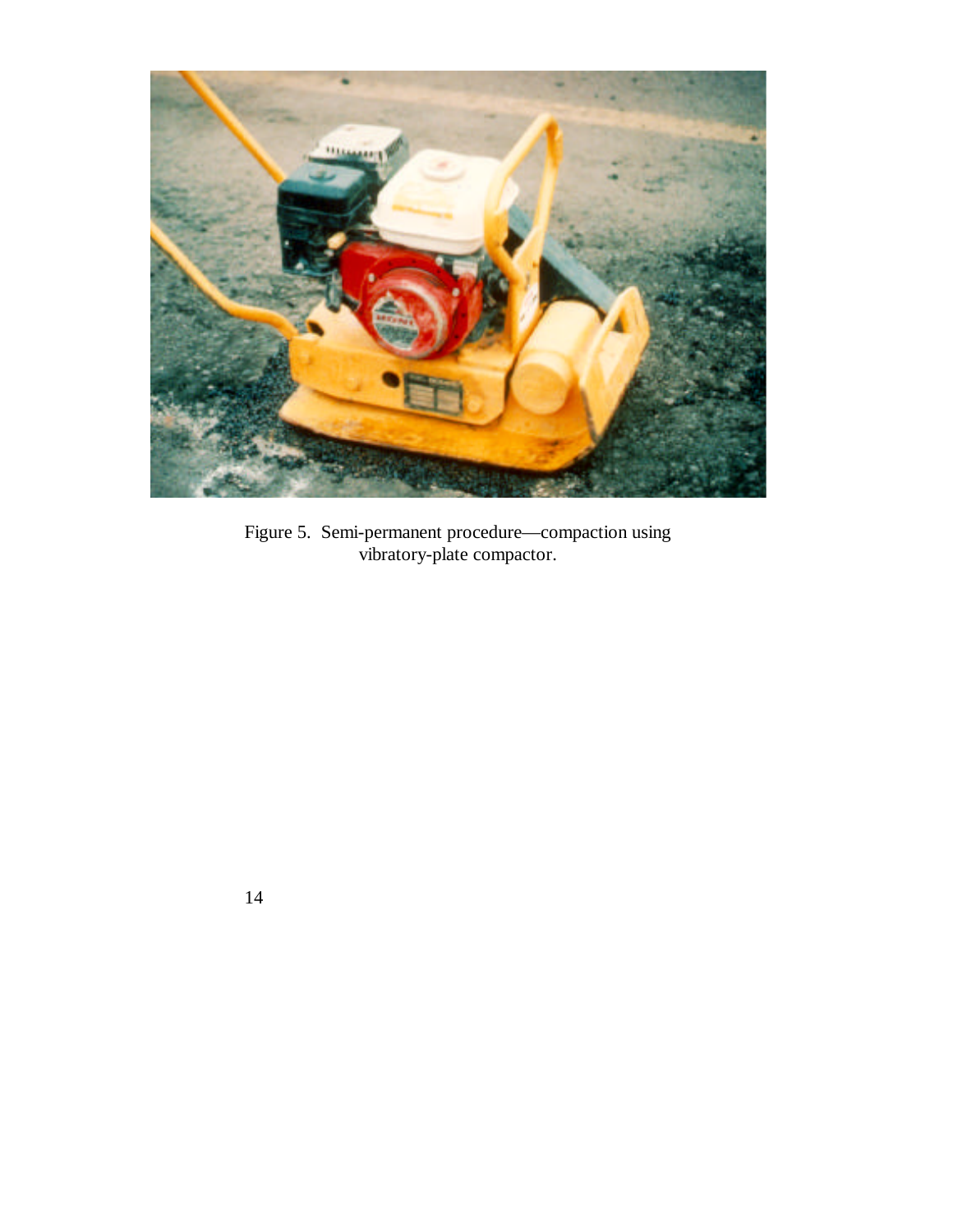Figure 5. Semi-permanent procedure—compaction using vibratory-plate compactor.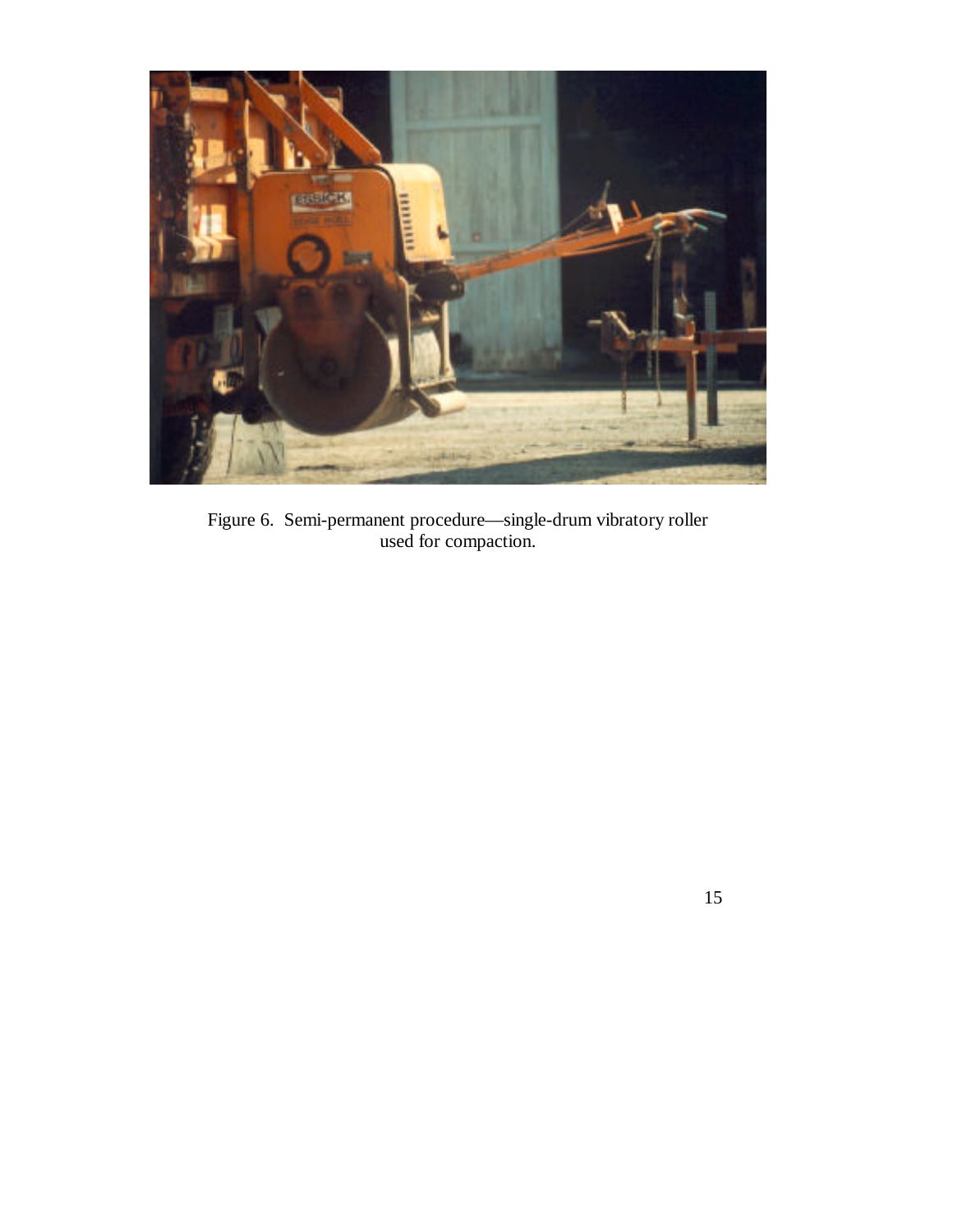Figure 6. Semi-permanent procedure—single-drum vibratory roller used for compaction.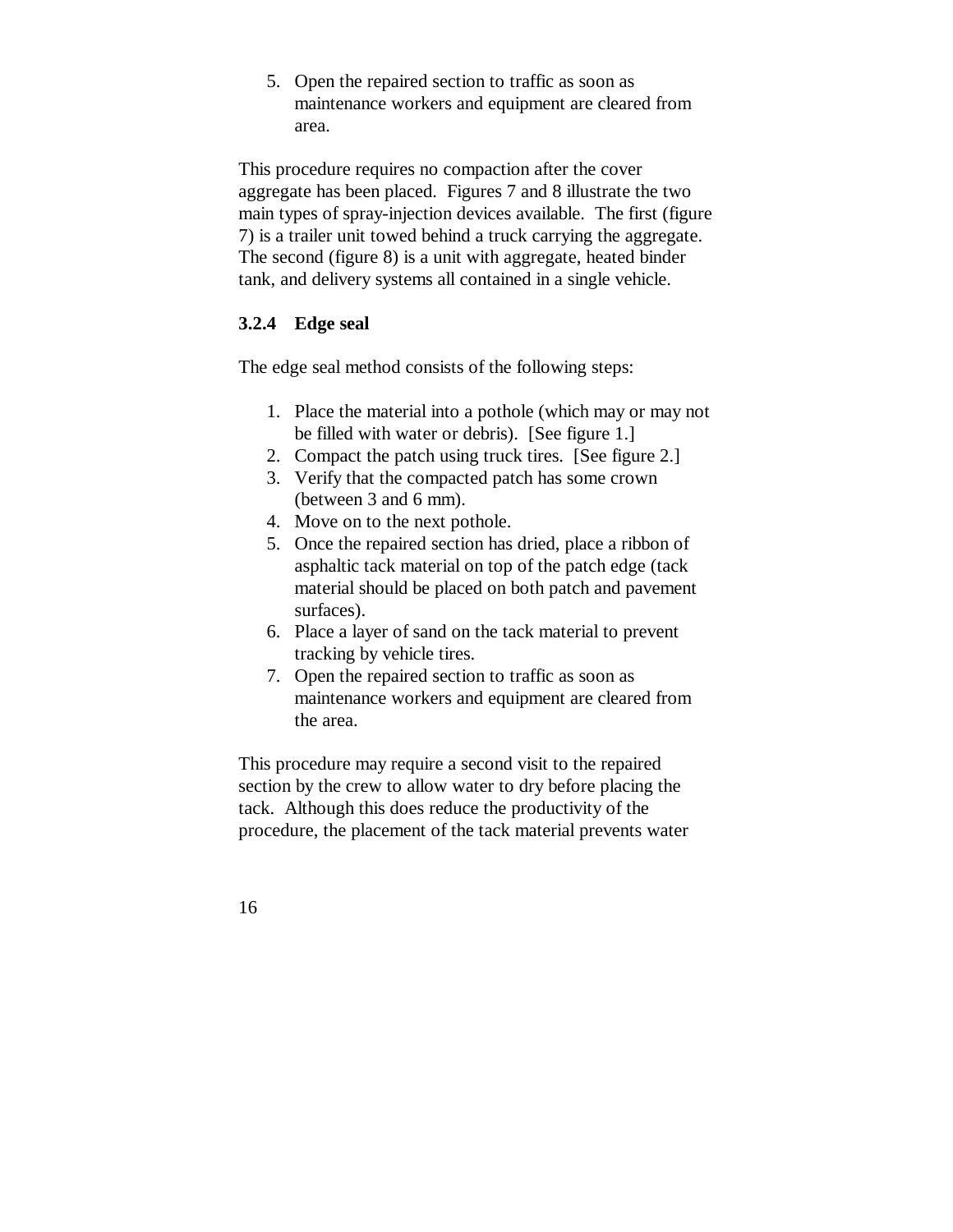5. Open the repaired section to traffic as soon as maintenance workers and equipment are cleared from area.

This procedure requires no compaction after the cover aggregate has been placed. Figures 7 and 8 illustrate the two main types of spray-injection devices available. The first (figure 7) is a trailer unit towed behind a truck carrying the aggregate. The second (figure 8) is a unit with aggregate, heated binder tank, and delivery systems all contained in a single vehicle.

### 3.2.4 Edge seal

The edge seal method consists of the following steps:

1. Place the material into a pothole (which may or may not be filled with water or debris). [See figure 1.]
2. Compact the patch using truck tires. [See figure 2.]
3. Verify that the compacted patch has some crown (between 3 and 6 mm).
4. Move on to the next pothole.
5. Once the repaired section has dried, place a ribbon of asphaltic tack material on top of the patch edge (tack material should be placed on both patch and pavement surfaces).
6. Place a layer of sand on the tack material to prevent tracking by vehicle tires.
7. Open the repaired section to traffic as soon as maintenance workers and equipment are cleared from the area.

This procedure may require a second visit to the repaired section by the crew to allow water to dry before placing the tack. Although this does reduce the productivity of the procedure, the placement of the tack material prevents water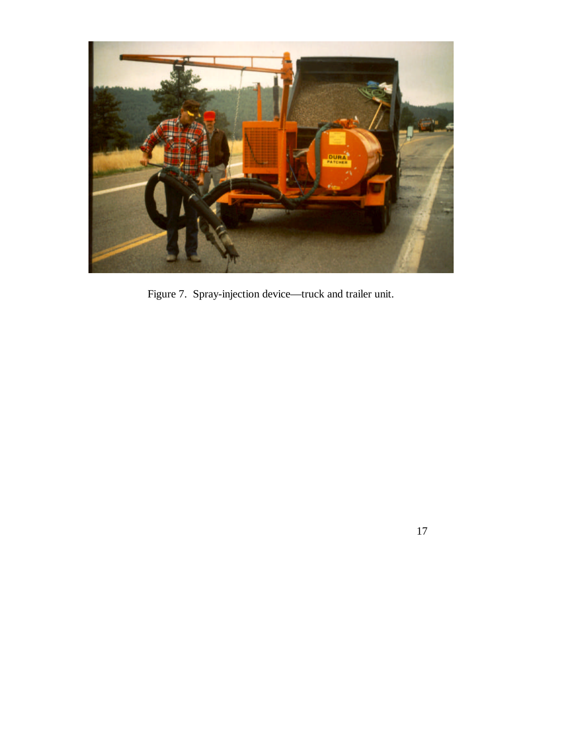Figure 7. Spray-injection device—truck and trailer unit.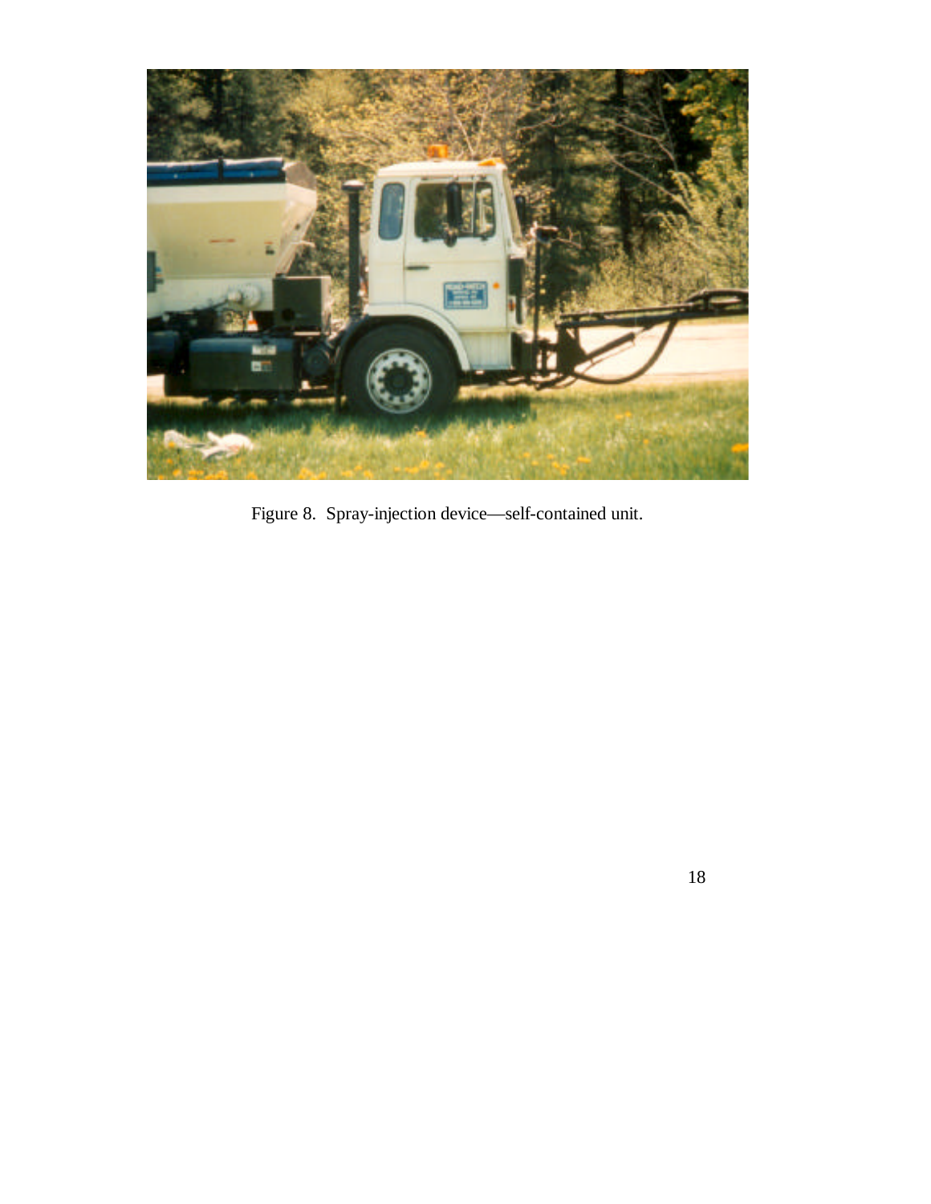Figure 8. Spray-injection device—self-contained unit.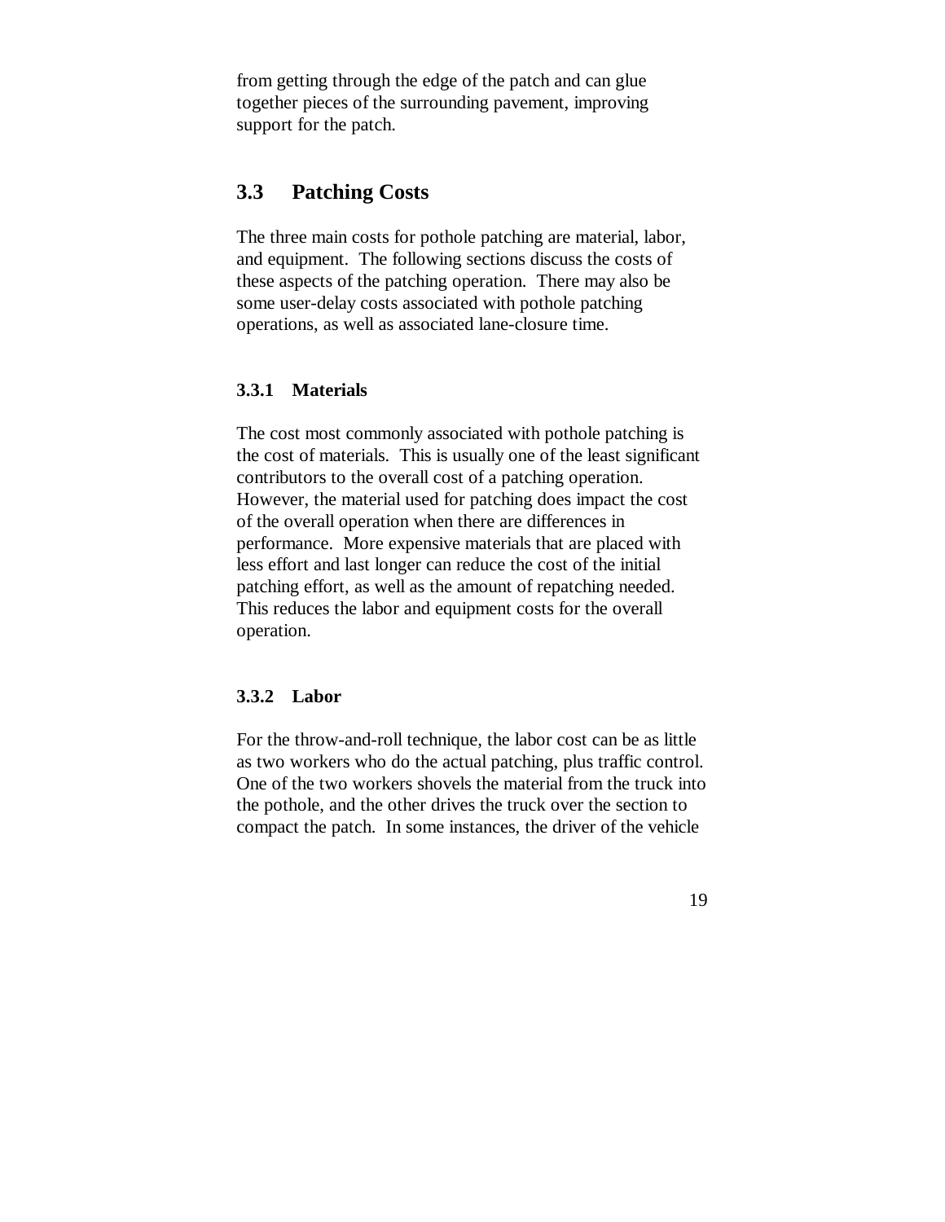from getting through the edge of the patch and can glue together pieces of the surrounding pavement, improving support for the patch.

## 3.3 Patching Costs

The three main costs for pothole patching are material, labor, and equipment. The following sections discuss the costs of these aspects of the patching operation. There may also be some user-delay costs associated with pothole patching operations, as well as associated lane-closure time.

### 3.3.1 Materials

The cost most commonly associated with pothole patching is the cost of materials. This is usually one of the least significant contributors to the overall cost of a patching operation. However, the material used for patching does impact the cost of the overall operation when there are differences in performance. More expensive materials that are placed with less effort and last longer can reduce the cost of the initial patching effort, as well as the amount of repatching needed. This reduces the labor and equipment costs for the overall operation.

### 3.3.2 Labor

For the throw-and-roll technique, the labor cost can be as little as two workers who do the actual patching, plus traffic control. One of the two workers shovels the material from the truck into the pothole, and the other drives the truck over the section to compact the patch. In some instances, the driver of the vehicle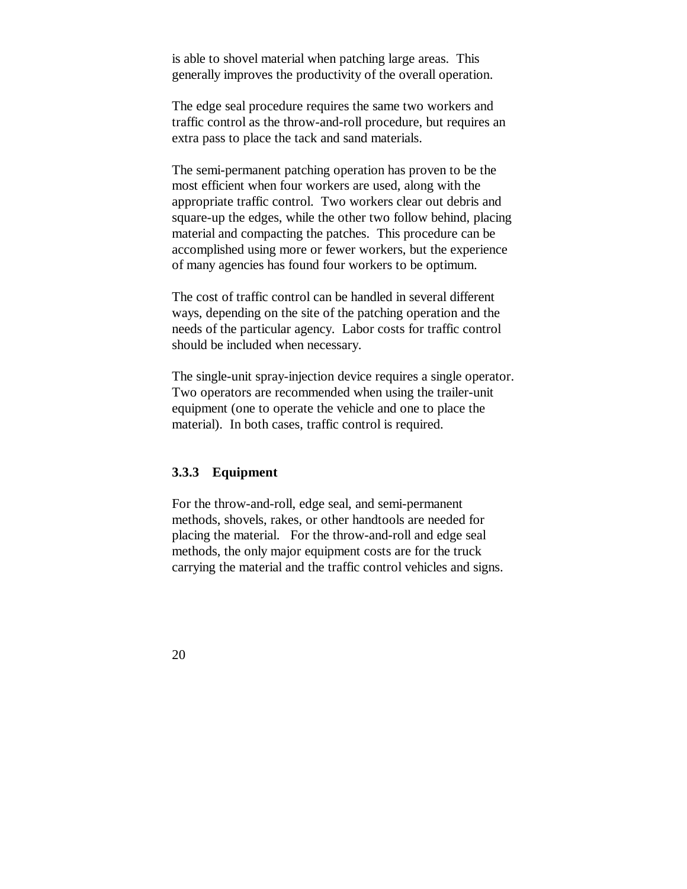is able to shovel material when patching large areas. This generally improves the productivity of the overall operation.

The edge seal procedure requires the same two workers and traffic control as the throw-and-roll procedure, but requires an extra pass to place the tack and sand materials.

The semi-permanent patching operation has proven to be the most efficient when four workers are used, along with the appropriate traffic control. Two workers clear out debris and square-up the edges, while the other two follow behind, placing material and compacting the patches. This procedure can be accomplished using more or fewer workers, but the experience of many agencies has found four workers to be optimum.

The cost of traffic control can be handled in several different ways, depending on the site of the patching operation and the needs of the particular agency. Labor costs for traffic control should be included when necessary.

The single-unit spray-injection device requires a single operator. Two operators are recommended when using the trailer-unit equipment (one to operate the vehicle and one to place the material). In both cases, traffic control is required.

### 3.3.3 Equipment

For the throw-and-roll, edge seal, and semi-permanent methods, shovels, rakes, or other handtools are needed for placing the material. For the throw-and-roll and edge seal methods, the only major equipment costs are for the truck carrying the material and the traffic control vehicles and signs.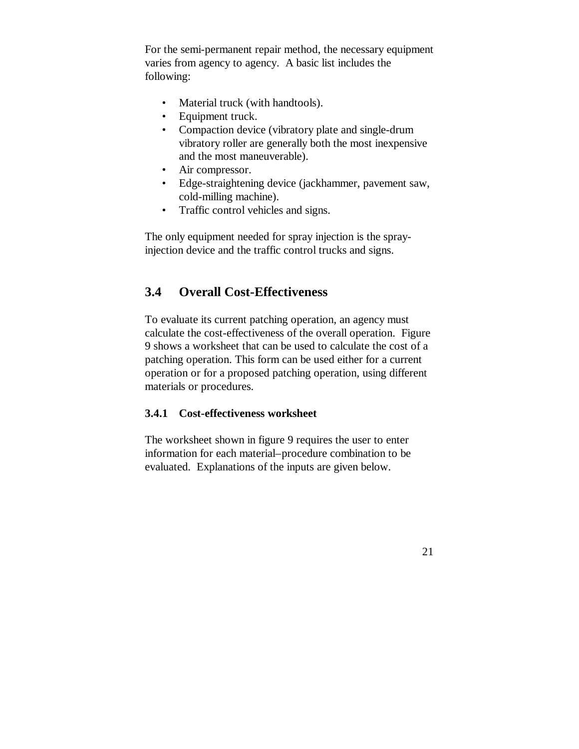For the semi-permanent repair method, the necessary equipment varies from agency to agency. A basic list includes the following:

- Material truck (with handtools).
- Equipment truck.
- Compaction device (vibratory plate and single-drum vibratory roller are generally both the most inexpensive and the most maneuverable).
- Air compressor.
- Edge-straightening device (jackhammer, pavement saw, cold-milling machine).
- Traffic control vehicles and signs.

The only equipment needed for spray injection is the spray-injection device and the traffic control trucks and signs.

## 3.4 Overall Cost-Effectiveness

To evaluate its current patching operation, an agency must calculate the cost-effectiveness of the overall operation. Figure 9 shows a worksheet that can be used to calculate the cost of a patching operation. This form can be used either for a current operation or for a proposed patching operation, using different materials or procedures.

### 3.4.1 Cost-effectiveness worksheet

The worksheet shown in figure 9 requires the user to enter information for each material–procedure combination to be evaluated. Explanations of the inputs are given below.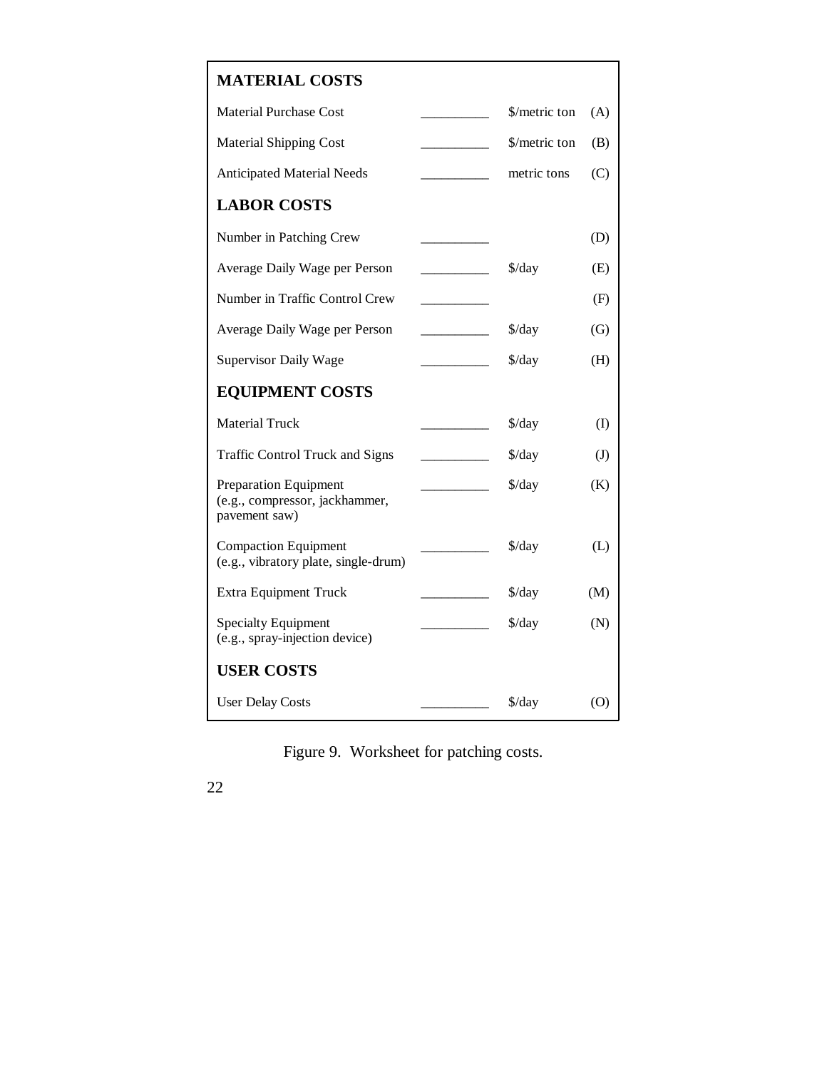| | | | |
|---|---|---|---|
| **MATERIAL COSTS** | | | |
| Material Purchase Cost | __________ | $/metric ton | (A) |
| Material Shipping Cost | __________ | $/metric ton | (B) |
| Anticipated Material Needs | __________ | metric tons | (C) |
| **LABOR COSTS** | | | |
| Number in Patching Crew | __________ | | (D) |
| Average Daily Wage per Person | __________ | $/day | (E) |
| Number in Traffic Control Crew | __________ | | (F) |
| Average Daily Wage per Person | __________ | $/day | (G) |
| Supervisor Daily Wage | __________ | $/day | (H) |
| **EQUIPMENT COSTS** | | | |
| Material Truck | __________ | $/day | (I) |
| Traffic Control Truck and Signs | __________ | $/day | (J) |
| Preparation Equipment (e.g., compressor, jackhammer, pavement saw) | __________ | $/day | (K) |
| Compaction Equipment (e.g., vibratory plate, single-drum) | __________ | $/day | (L) |
| Extra Equipment Truck | __________ | $/day | (M) |
| Specialty Equipment (e.g., spray-injection device) | __________ | $/day | (N) |
| **USER COSTS** | | | |
| User Delay Costs | __________ | $/day | (O) |

Figure 9. Worksheet for patching costs.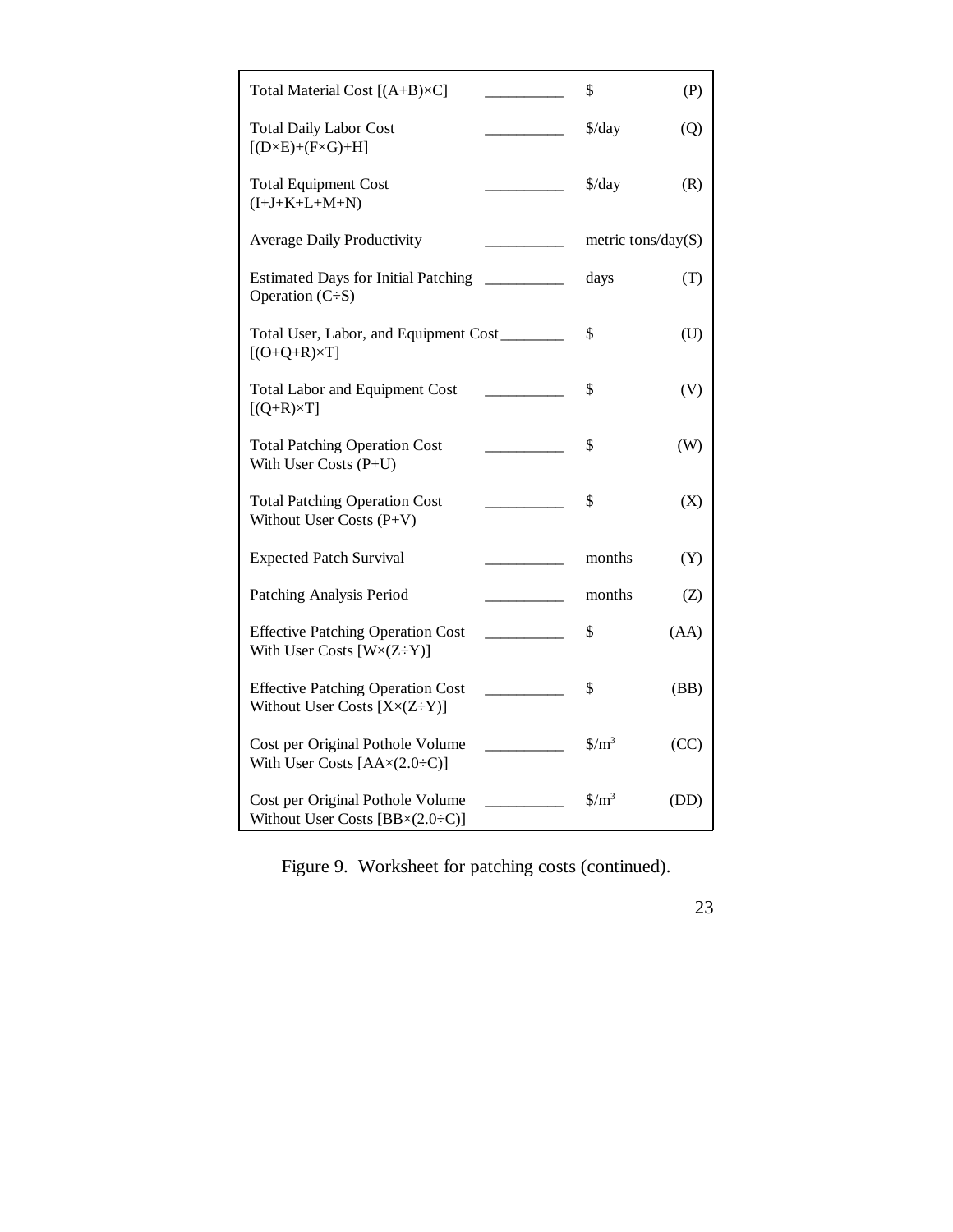| | | | |
|---|---|---|---|
| Total Material Cost [(A+B)×C] | __________ | \$ | (P) |
| Total Daily Labor Cost [(D×E)+(F×G)+H] | __________ | \$/day | (Q) |
| Total Equipment Cost (I+J+K+L+M+N) | __________ | \$/day | (R) |
| Average Daily Productivity | __________ | metric tons/day | (S) |
| Estimated Days for Initial Patching Operation (C÷S) | __________ | days | (T) |
| Total User, Labor, and Equipment Cost [(O+Q+R)×T] | __________ | \$ | (U) |
| Total Labor and Equipment Cost [(Q+R)×T] | __________ | \$ | (V) |
| Total Patching Operation Cost With User Costs (P+U) | __________ | \$ | (W) |
| Total Patching Operation Cost Without User Costs (P+V) | __________ | \$ | (X) |
| Expected Patch Survival | __________ | months | (Y) |
| Patching Analysis Period | __________ | months | (Z) |
| Effective Patching Operation Cost With User Costs [W×(Z÷Y)] | __________ | \$ | (AA) |
| Effective Patching Operation Cost Without User Costs [X×(Z÷Y)] | __________ | \$ | (BB) |
| Cost per Original Pothole Volume With User Costs [AA×(2.0÷C)] | __________ | \$/m$^3$ | (CC) |
| Cost per Original Pothole Volume Without User Costs [BB×(2.0÷C)] | __________ | \$/m$^3$ | (DD) |

Figure 9. Worksheet for patching costs (continued).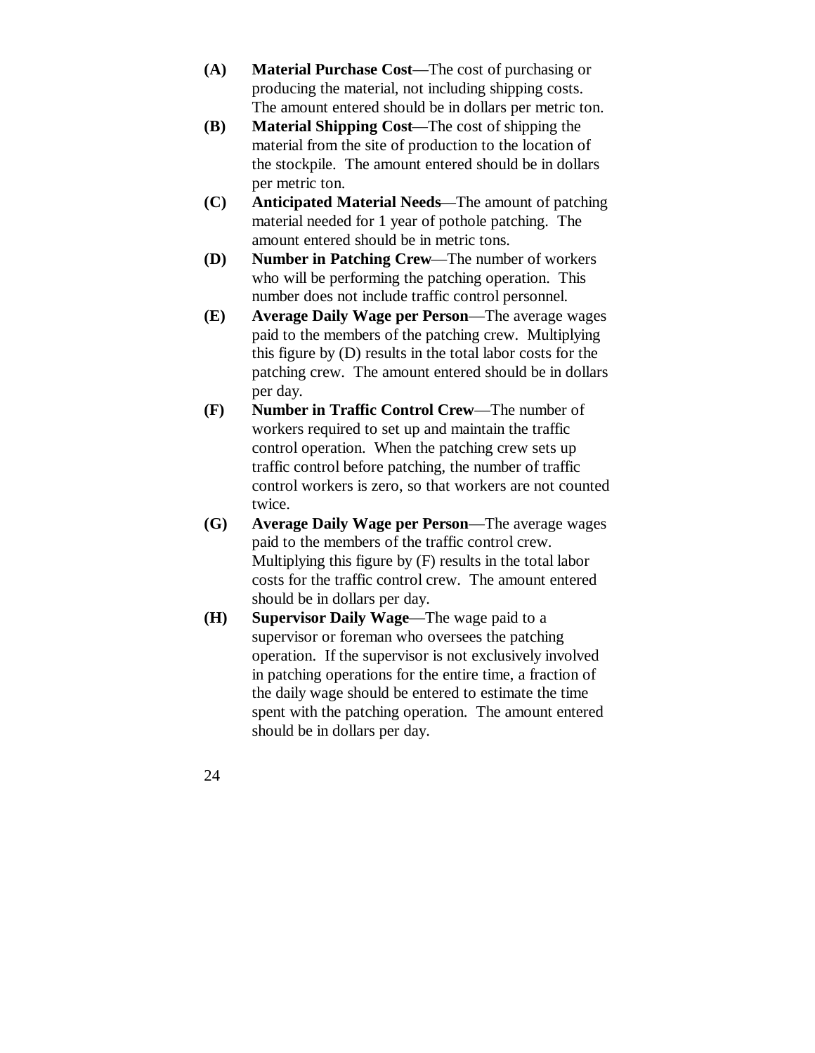**(A)** **Material Purchase Cost**—The cost of purchasing or producing the material, not including shipping costs. The amount entered should be in dollars per metric ton.

**(B)** **Material Shipping Cost**—The cost of shipping the material from the site of production to the location of the stockpile. The amount entered should be in dollars per metric ton.

**(C)** **Anticipated Material Needs**—The amount of patching material needed for 1 year of pothole patching. The amount entered should be in metric tons.

**(D)** **Number in Patching Crew**—The number of workers who will be performing the patching operation. This number does not include traffic control personnel.

**(E)** **Average Daily Wage per Person**—The average wages paid to the members of the patching crew. Multiplying this figure by (D) results in the total labor costs for the patching crew. The amount entered should be in dollars per day.

**(F)** **Number in Traffic Control Crew**—The number of workers required to set up and maintain the traffic control operation. When the patching crew sets up traffic control before patching, the number of traffic control workers is zero, so that workers are not counted twice.

**(G)** **Average Daily Wage per Person**—The average wages paid to the members of the traffic control crew. Multiplying this figure by (F) results in the total labor costs for the traffic control crew. The amount entered should be in dollars per day.

**(H)** **Supervisor Daily Wage**—The wage paid to a supervisor or foreman who oversees the patching operation. If the supervisor is not exclusively involved in patching operations for the entire time, a fraction of the daily wage should be entered to estimate the time spent with the patching operation. The amount entered should be in dollars per day.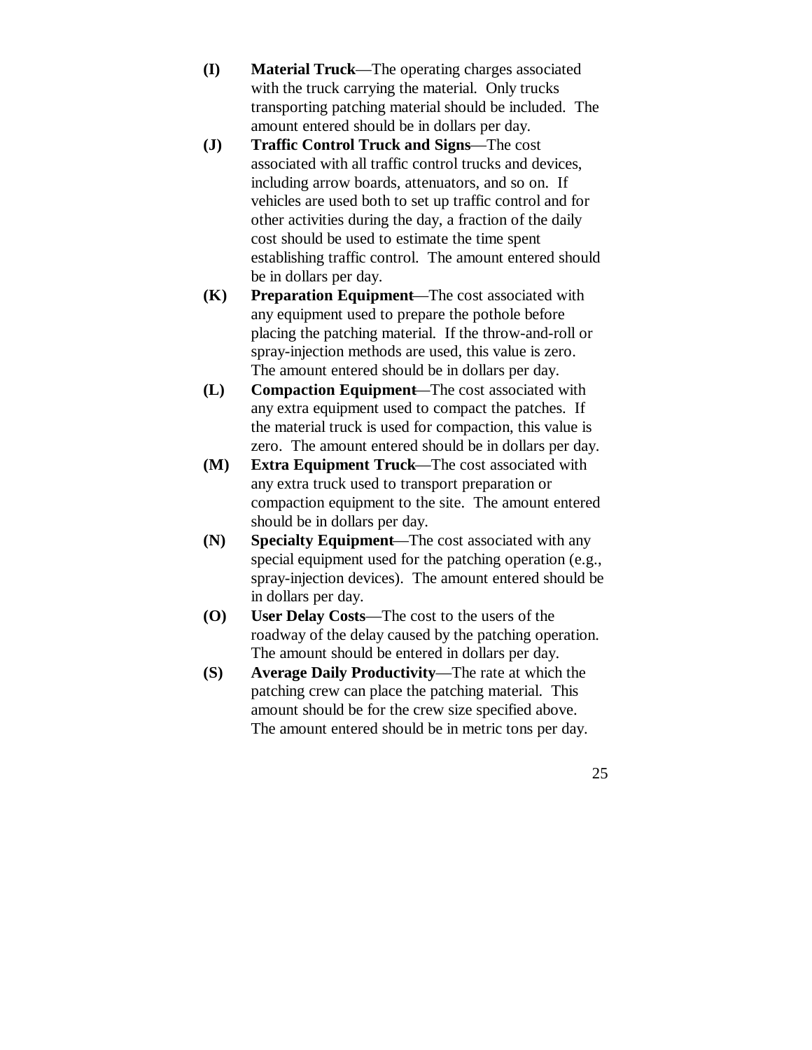**(I)** **Material Truck**—The operating charges associated with the truck carrying the material. Only trucks transporting patching material should be included. The amount entered should be in dollars per day.

**(J)** **Traffic Control Truck and Signs**—The cost associated with all traffic control trucks and devices, including arrow boards, attenuators, and so on. If vehicles are used both to set up traffic control and for other activities during the day, a fraction of the daily cost should be used to estimate the time spent establishing traffic control. The amount entered should be in dollars per day.

**(K)** **Preparation Equipment**—The cost associated with any equipment used to prepare the pothole before placing the patching material. If the throw-and-roll or spray-injection methods are used, this value is zero. The amount entered should be in dollars per day.

**(L)** **Compaction Equipment**—The cost associated with any extra equipment used to compact the patches. If the material truck is used for compaction, this value is zero. The amount entered should be in dollars per day.

**(M)** **Extra Equipment Truck**—The cost associated with any extra truck used to transport preparation or compaction equipment to the site. The amount entered should be in dollars per day.

**(N)** **Specialty Equipment**—The cost associated with any special equipment used for the patching operation (e.g., spray-injection devices). The amount entered should be in dollars per day.

**(O)** **User Delay Costs**—The cost to the users of the roadway of the delay caused by the patching operation. The amount should be entered in dollars per day.

**(S)** **Average Daily Productivity**—The rate at which the patching crew can place the patching material. This amount should be for the crew size specified above. The amount entered should be in metric tons per day.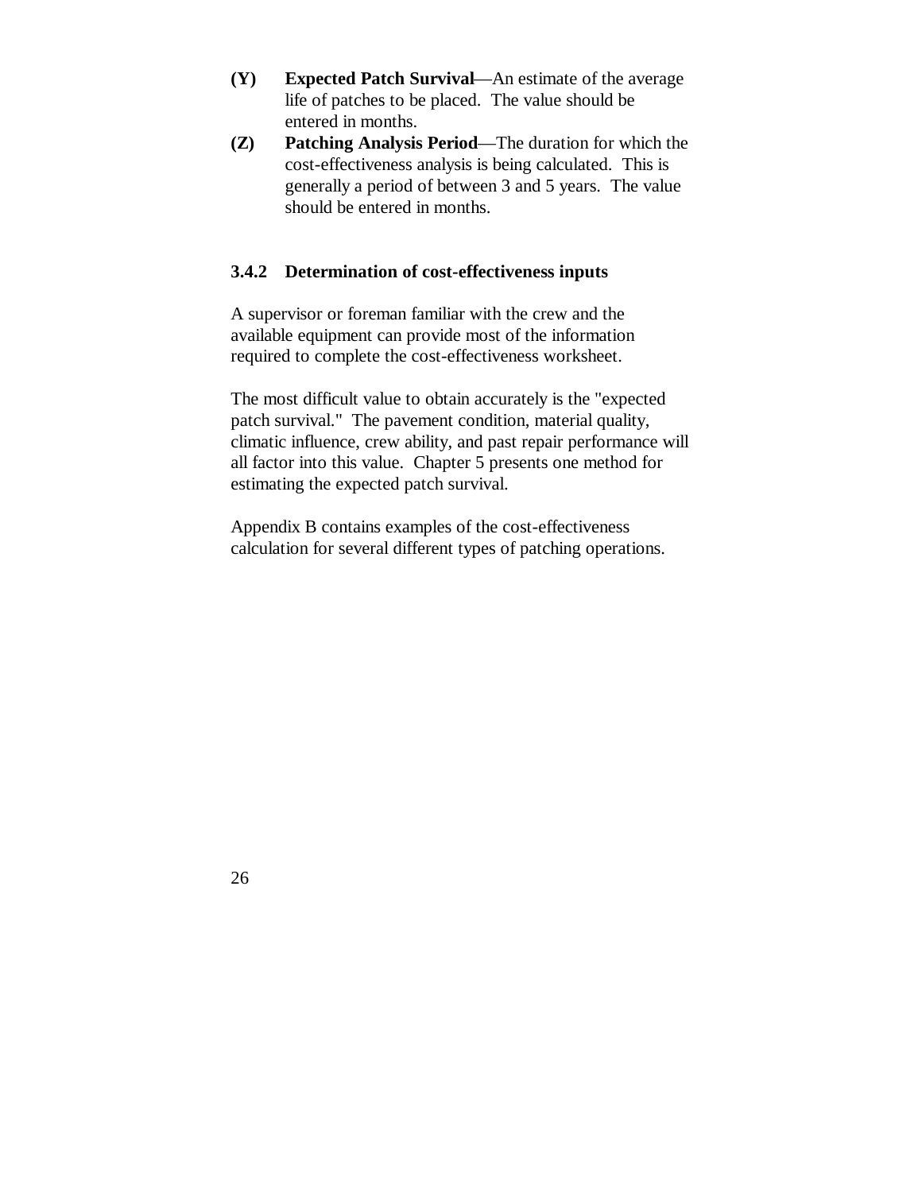**(Y)** **Expected Patch Survival**—An estimate of the average life of patches to be placed. The value should be entered in months.

**(Z)** **Patching Analysis Period**—The duration for which the cost-effectiveness analysis is being calculated. This is generally a period of between 3 and 5 years. The value should be entered in months.

### 3.4.2 Determination of cost-effectiveness inputs

A supervisor or foreman familiar with the crew and the available equipment can provide most of the information required to complete the cost-effectiveness worksheet.

The most difficult value to obtain accurately is the "expected patch survival." The pavement condition, material quality, climatic influence, crew ability, and past repair performance will all factor into this value. Chapter 5 presents one method for estimating the expected patch survival.

Appendix B contains examples of the cost-effectiveness calculation for several different types of patching operations.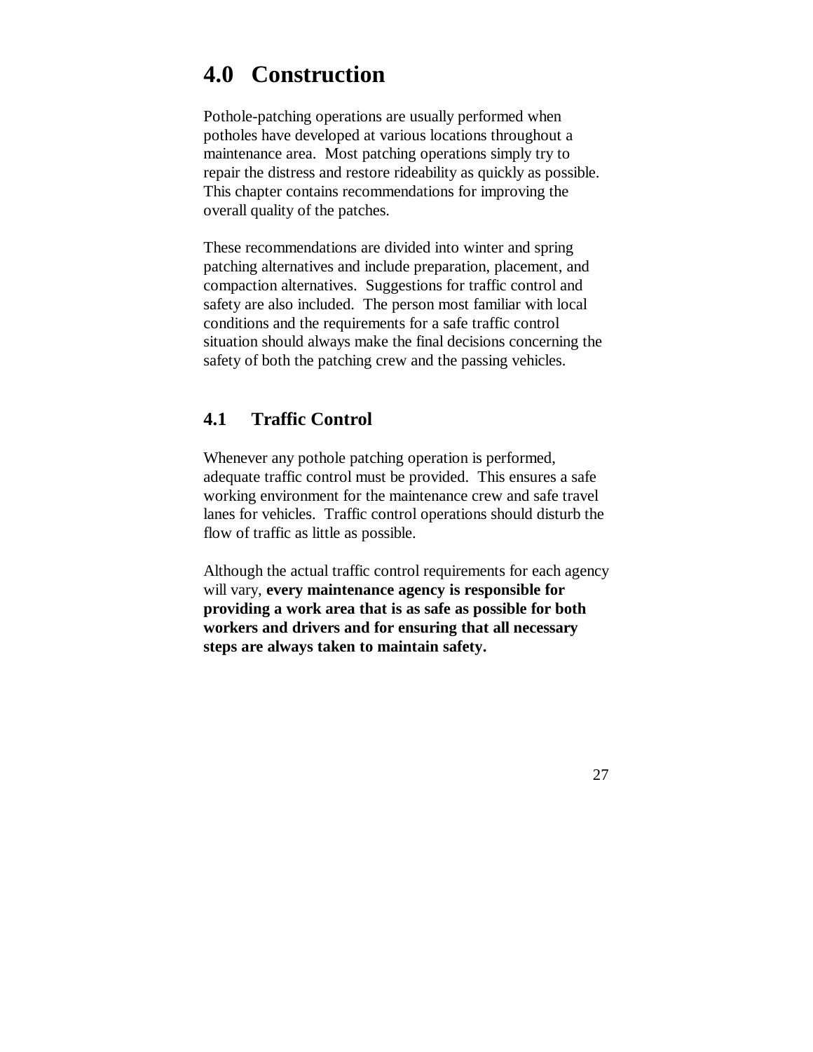# 4.0 Construction

Pothole-patching operations are usually performed when potholes have developed at various locations throughout a maintenance area. Most patching operations simply try to repair the distress and restore rideability as quickly as possible. This chapter contains recommendations for improving the overall quality of the patches.

These recommendations are divided into winter and spring patching alternatives and include preparation, placement, and compaction alternatives. Suggestions for traffic control and safety are also included. The person most familiar with local conditions and the requirements for a safe traffic control situation should always make the final decisions concerning the safety of both the patching crew and the passing vehicles.

## 4.1 Traffic Control

Whenever any pothole patching operation is performed, adequate traffic control must be provided. This ensures a safe working environment for the maintenance crew and safe travel lanes for vehicles. Traffic control operations should disturb the flow of traffic as little as possible.

Although the actual traffic control requirements for each agency will vary, **every maintenance agency is responsible for providing a work area that is as safe as possible for both workers and drivers and for ensuring that all necessary steps are always taken to maintain safety.**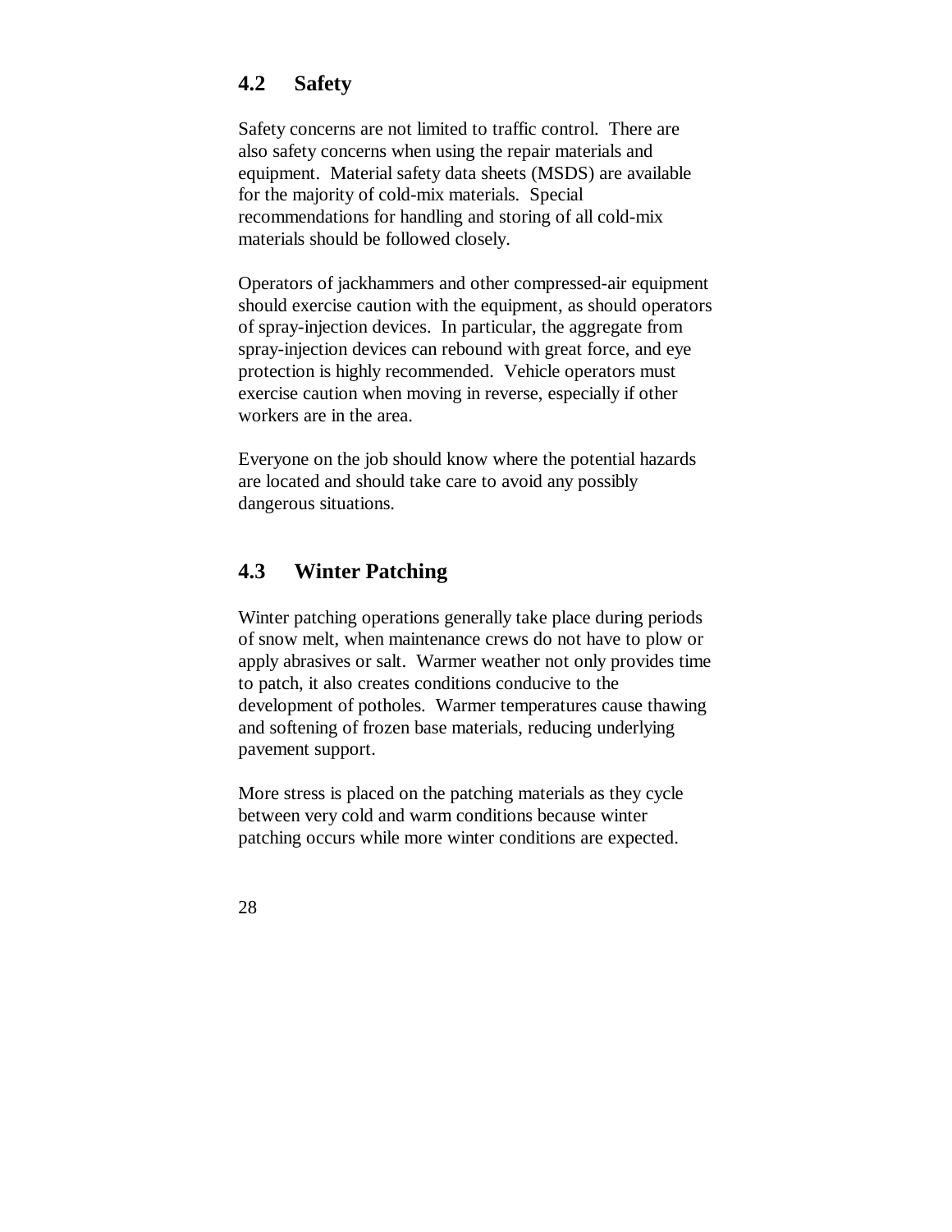## 4.2 Safety

Safety concerns are not limited to traffic control. There are also safety concerns when using the repair materials and equipment. Material safety data sheets (MSDS) are available for the majority of cold-mix materials. Special recommendations for handling and storing of all cold-mix materials should be followed closely.

Operators of jackhammers and other compressed-air equipment should exercise caution with the equipment, as should operators of spray-injection devices. In particular, the aggregate from spray-injection devices can rebound with great force, and eye protection is highly recommended. Vehicle operators must exercise caution when moving in reverse, especially if other workers are in the area.

Everyone on the job should know where the potential hazards are located and should take care to avoid any possibly dangerous situations.

## 4.3 Winter Patching

Winter patching operations generally take place during periods of snow melt, when maintenance crews do not have to plow or apply abrasives or salt. Warmer weather not only provides time to patch, it also creates conditions conducive to the development of potholes. Warmer temperatures cause thawing and softening of frozen base materials, reducing underlying pavement support.

More stress is placed on the patching materials as they cycle between very cold and warm conditions because winter patching occurs while more winter conditions are expected.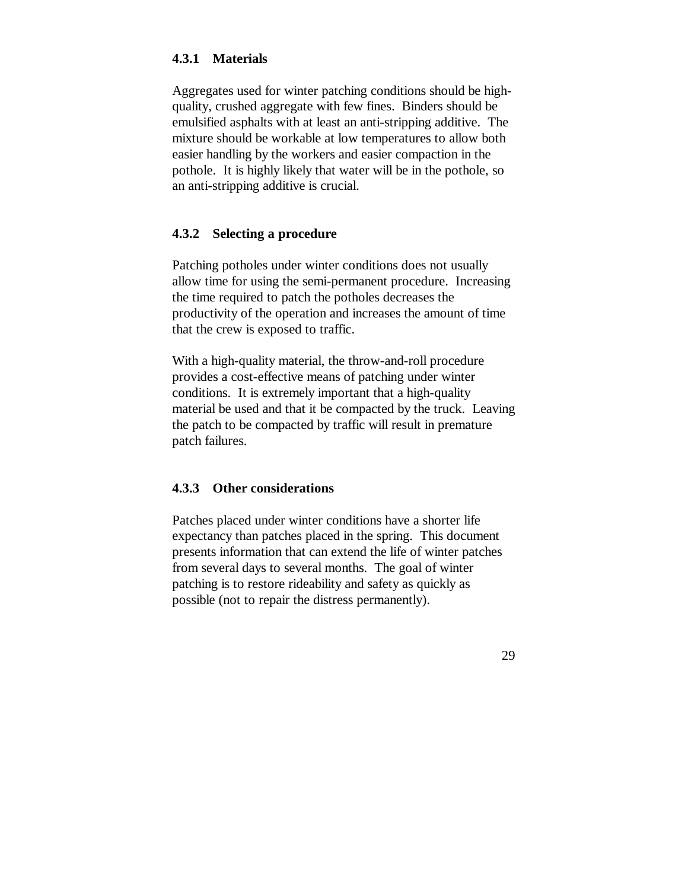### 4.3.1 Materials

Aggregates used for winter patching conditions should be high-quality, crushed aggregate with few fines. Binders should be emulsified asphalts with at least an anti-stripping additive. The mixture should be workable at low temperatures to allow both easier handling by the workers and easier compaction in the pothole. It is highly likely that water will be in the pothole, so an anti-stripping additive is crucial.

### 4.3.2 Selecting a procedure

Patching potholes under winter conditions does not usually allow time for using the semi-permanent procedure. Increasing the time required to patch the potholes decreases the productivity of the operation and increases the amount of time that the crew is exposed to traffic.

With a high-quality material, the throw-and-roll procedure provides a cost-effective means of patching under winter conditions. It is extremely important that a high-quality material be used and that it be compacted by the truck. Leaving the patch to be compacted by traffic will result in premature patch failures.

### 4.3.3 Other considerations

Patches placed under winter conditions have a shorter life expectancy than patches placed in the spring. This document presents information that can extend the life of winter patches from several days to several months. The goal of winter patching is to restore rideability and safety as quickly as possible (not to repair the distress permanently).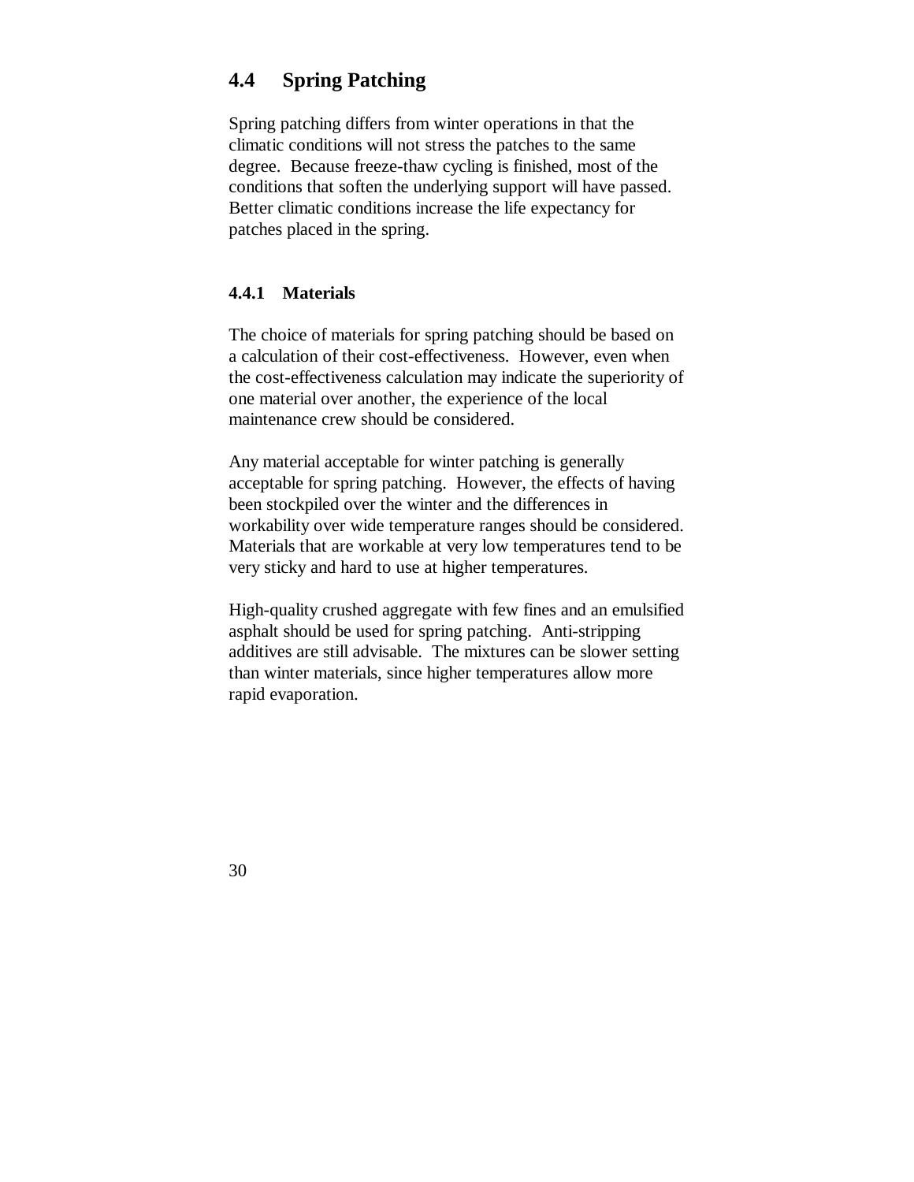## 4.4 Spring Patching

Spring patching differs from winter operations in that the climatic conditions will not stress the patches to the same degree. Because freeze-thaw cycling is finished, most of the conditions that soften the underlying support will have passed. Better climatic conditions increase the life expectancy for patches placed in the spring.

### 4.4.1 Materials

The choice of materials for spring patching should be based on a calculation of their cost-effectiveness. However, even when the cost-effectiveness calculation may indicate the superiority of one material over another, the experience of the local maintenance crew should be considered.

Any material acceptable for winter patching is generally acceptable for spring patching. However, the effects of having been stockpiled over the winter and the differences in workability over wide temperature ranges should be considered. Materials that are workable at very low temperatures tend to be very sticky and hard to use at higher temperatures.

High-quality crushed aggregate with few fines and an emulsified asphalt should be used for spring patching. Anti-stripping additives are still advisable. The mixtures can be slower setting than winter materials, since higher temperatures allow more rapid evaporation.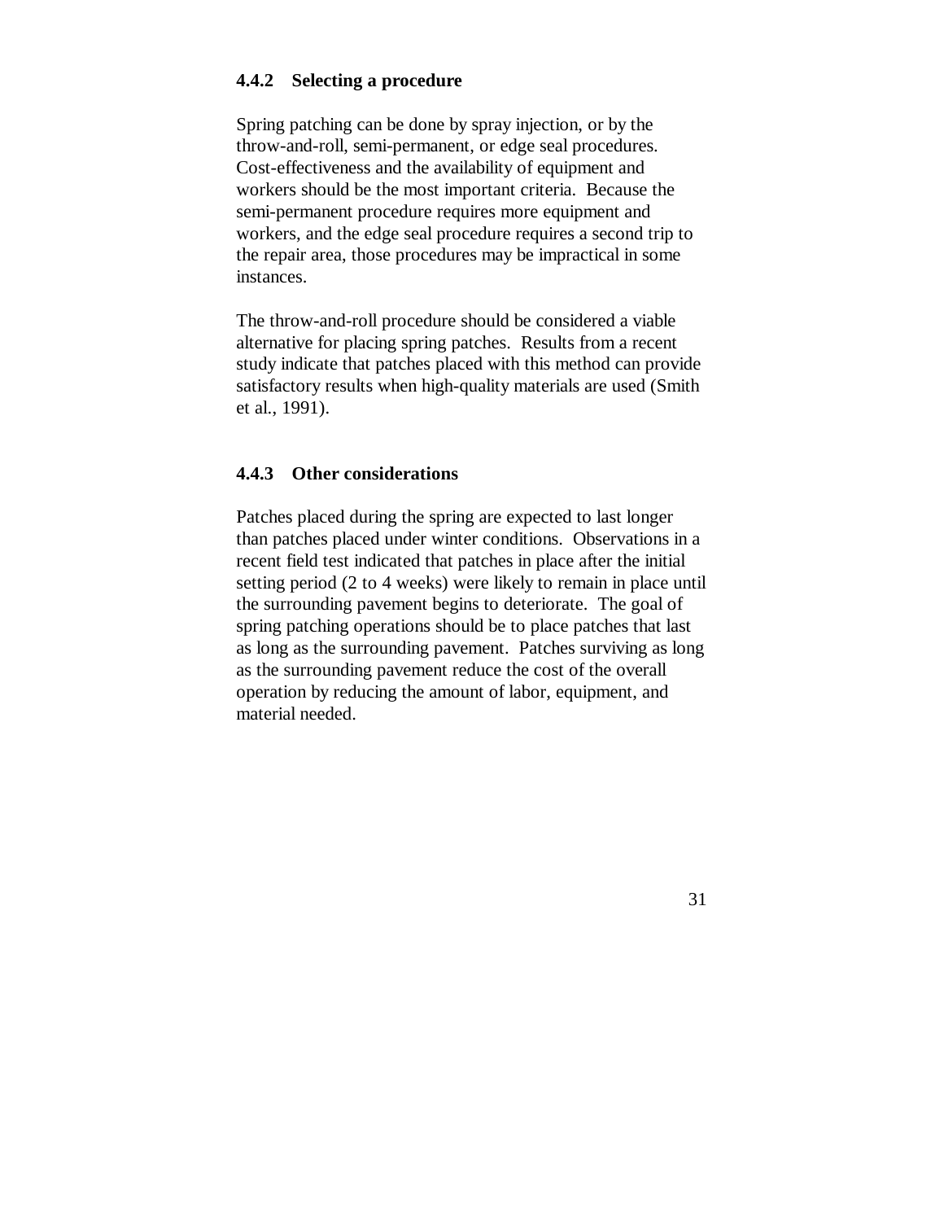### 4.4.2 Selecting a procedure

Spring patching can be done by spray injection, or by the throw-and-roll, semi-permanent, or edge seal procedures. Cost-effectiveness and the availability of equipment and workers should be the most important criteria. Because the semi-permanent procedure requires more equipment and workers, and the edge seal procedure requires a second trip to the repair area, those procedures may be impractical in some instances.

The throw-and-roll procedure should be considered a viable alternative for placing spring patches. Results from a recent study indicate that patches placed with this method can provide satisfactory results when high-quality materials are used (Smith et al., 1991).

### 4.4.3 Other considerations

Patches placed during the spring are expected to last longer than patches placed under winter conditions. Observations in a recent field test indicated that patches in place after the initial setting period (2 to 4 weeks) were likely to remain in place until the surrounding pavement begins to deteriorate. The goal of spring patching operations should be to place patches that last as long as the surrounding pavement. Patches surviving as long as the surrounding pavement reduce the cost of the overall operation by reducing the amount of labor, equipment, and material needed.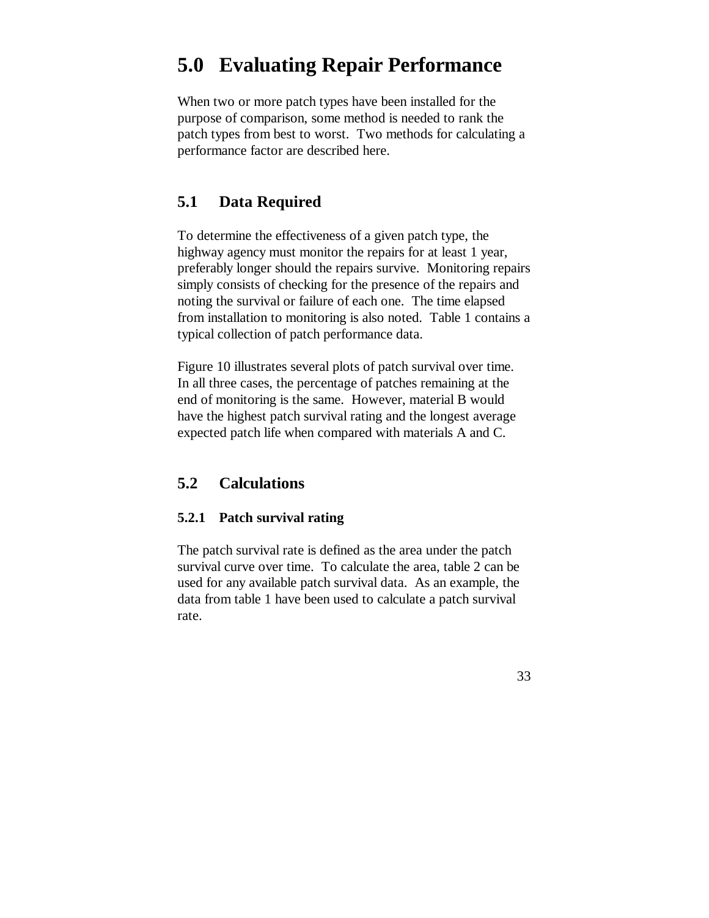# 5.0 Evaluating Repair Performance

When two or more patch types have been installed for the purpose of comparison, some method is needed to rank the patch types from best to worst. Two methods for calculating a performance factor are described here.

## 5.1 Data Required

To determine the effectiveness of a given patch type, the highway agency must monitor the repairs for at least 1 year, preferably longer should the repairs survive. Monitoring repairs simply consists of checking for the presence of the repairs and noting the survival or failure of each one. The time elapsed from installation to monitoring is also noted. Table 1 contains a typical collection of patch performance data.

Figure 10 illustrates several plots of patch survival over time. In all three cases, the percentage of patches remaining at the end of monitoring is the same. However, material B would have the highest patch survival rating and the longest average expected patch life when compared with materials A and C.

## 5.2 Calculations

### 5.2.1 Patch survival rating

The patch survival rate is defined as the area under the patch survival curve over time. To calculate the area, table 2 can be used for any available patch survival data. As an example, the data from table 1 have been used to calculate a patch survival rate.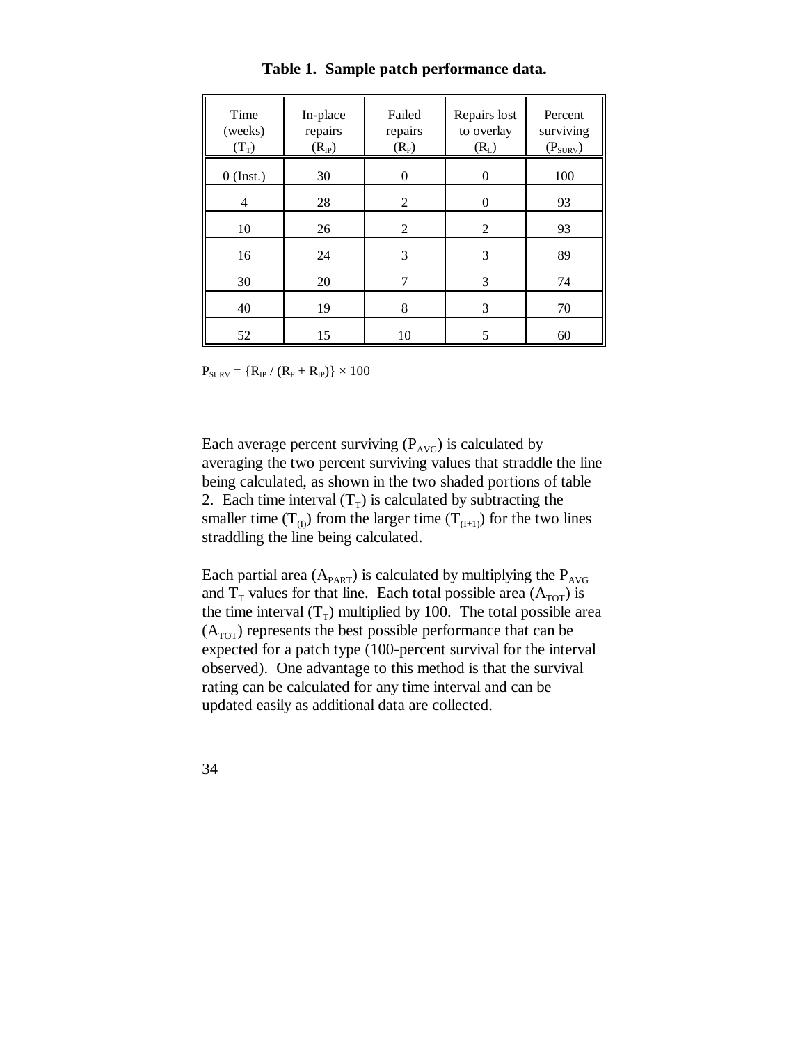**Table 1. Sample patch performance data.**

| Time (weeks) ($T_T$) | In-place repairs ($R_{IP}$) | Failed repairs ($R_F$) | Repairs lost to overlay ($R_L$) | Percent surviving ($P_{SURV}$) |
|---|---|---|---|---|
| 0 (Inst.) | 30 | 0 | 0 | 100 |
| 4 | 28 | 2 | 0 | 93 |
| 10 | 26 | 2 | 2 | 93 |
| 16 | 24 | 3 | 3 | 89 |
| 30 | 20 | 7 | 3 | 74 |
| 40 | 19 | 8 | 3 | 70 |
| 52 | 15 | 10 | 5 | 60 |

$P_{SURV} = \{R_{IP} / (R_F + R_{IP})\} \times 100$

Each average percent surviving ($P_{AVG}$) is calculated by averaging the two percent surviving values that straddle the line being calculated, as shown in the two shaded portions of table 2. Each time interval ($T_T$) is calculated by subtracting the smaller time ($T_{(I)}$) from the larger time ($T_{(I+1)}$) for the two lines straddling the line being calculated.

Each partial area ($A_{PART}$) is calculated by multiplying the $P_{AVG}$ and $T_T$ values for that line. Each total possible area ($A_{TOT}$) is the time interval ($T_T$) multiplied by 100. The total possible area ($A_{TOT}$) represents the best possible performance that can be expected for a patch type (100-percent survival for the interval observed). One advantage to this method is that the survival rating can be calculated for any time interval and can be updated easily as additional data are collected.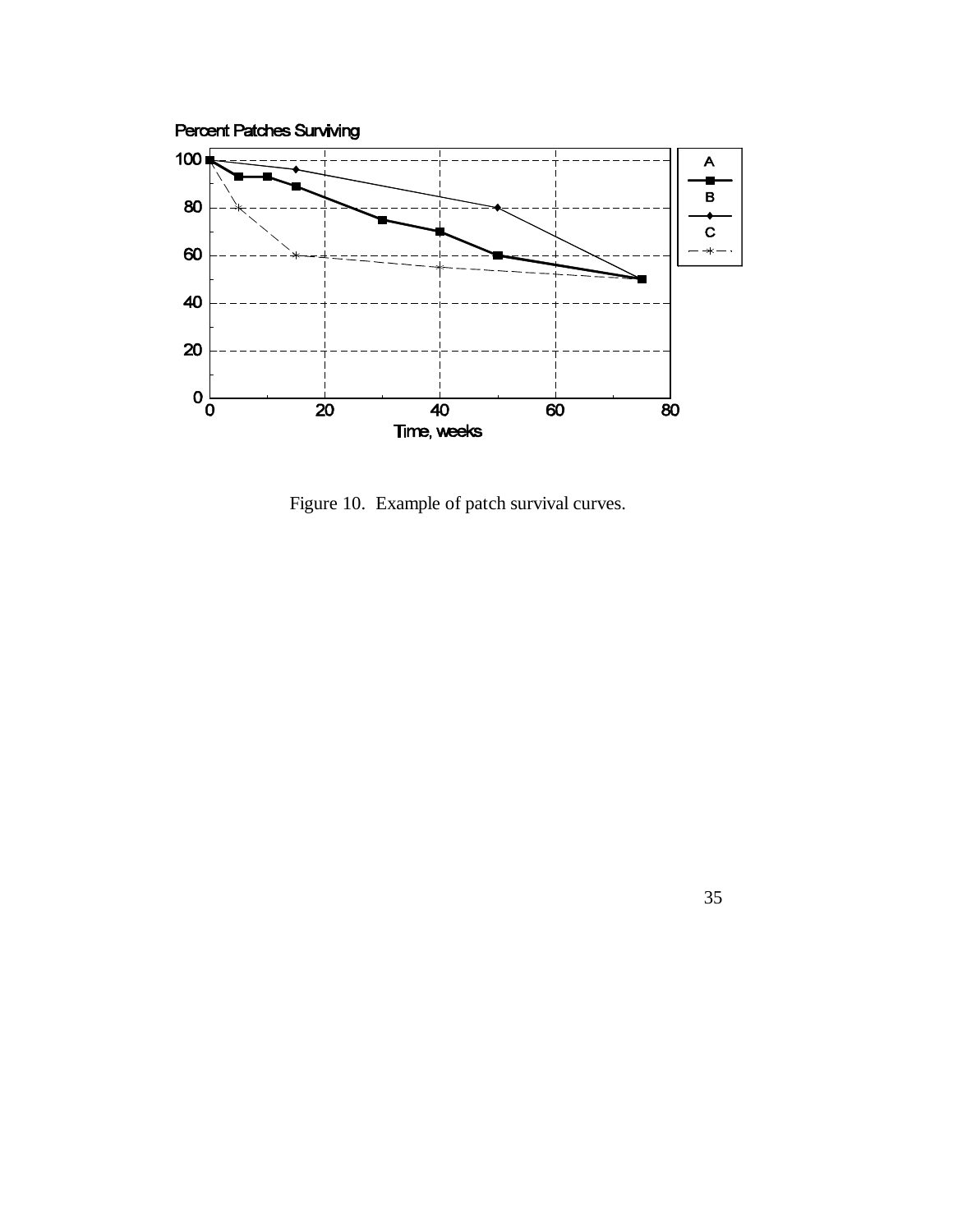Figure 10. Example of patch survival curves.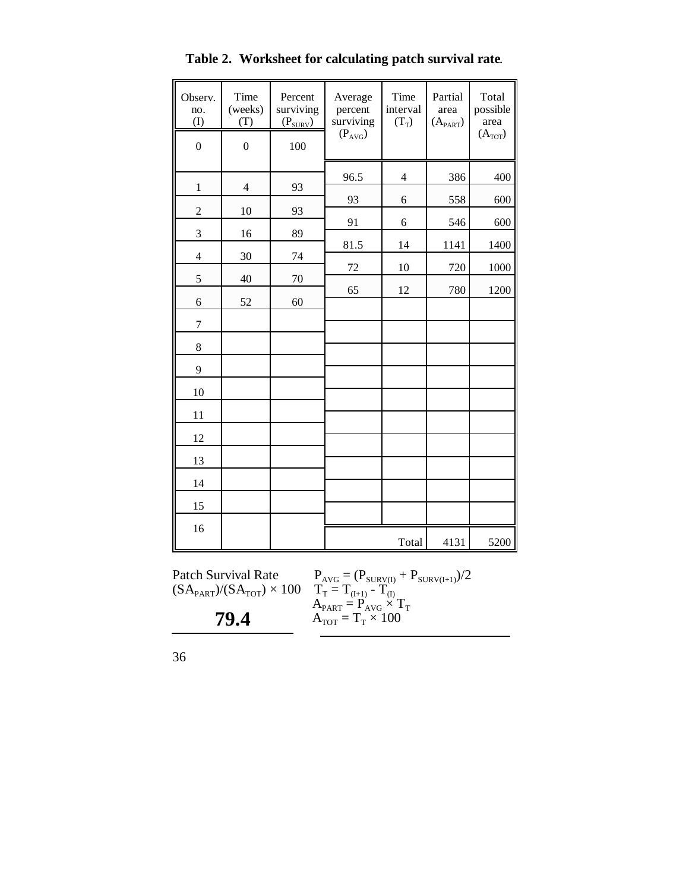**Table 2. Worksheet for calculating patch survival rate.**

| Observ. no. (I) | Time (weeks) (T) | Percent surviving ($P_{SURV}$) | Average percent surviving ($P_{AVG}$) | Time interval ($T_T$) | Partial area ($A_{PART}$) | Total possible area ($A_{TOT}$) |
|---|---|---|---|---|---|---|
| 0 | 0 | 100 | | | | |
| | | | 96.5 | 4 | 386 | 400 |
| 1 | 4 | 93 | | | | |
| | | | 93 | 6 | 558 | 600 |
| 2 | 10 | 93 | | | | |
| | | | 91 | 6 | 546 | 600 |
| 3 | 16 | 89 | | | | |
| | | | 81.5 | 14 | 1141 | 1400 |
| 4 | 30 | 74 | | | | |
| | | | 72 | 10 | 720 | 1000 |
| 5 | 40 | 70 | | | | |
| | | | 65 | 12 | 780 | 1200 |
| 6 | 52 | 60 | | | | |
| 7 | | | | | | |
| 8 | | | | | | |
| 9 | | | | | | |
| 10 | | | | | | |
| 11 | | | | | | |
| 12 | | | | | | |
| 13 | | | | | | |
| 14 | | | | | | |
| 15 | | | | | | |
| 16 | | | | | | |
| | | | | Total | 4131 | 5200 |

Patch Survival Rate
$(SA_{PART})/(SA_{TOT}) \times 100$

**79.4**

$P_{AVG} = (P_{SURV(I)} + P_{SURV(I+1)})/2$

$T_T = T_{(I+1)} - T_{(I)}$

$A_{PART} = P_{AVG} \times T_T$

$A_{TOT} = T_T \times 100$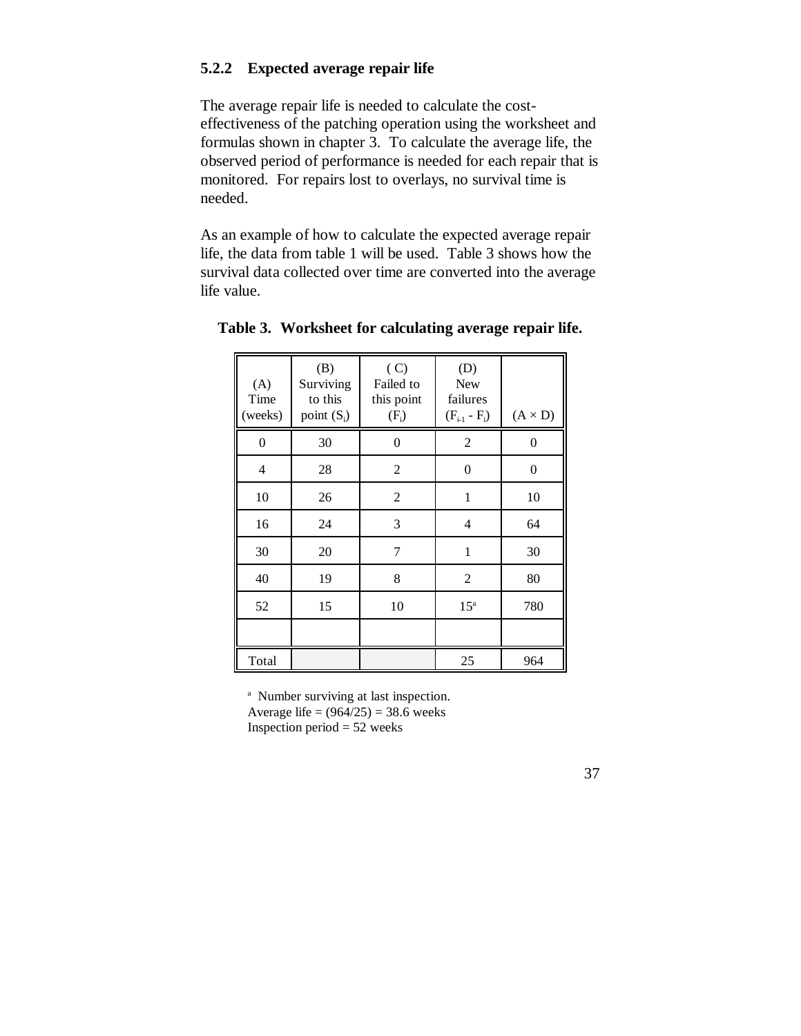### 5.2.2 Expected average repair life

The average repair life is needed to calculate the cost-effectiveness of the patching operation using the worksheet and formulas shown in chapter 3. To calculate the average life, the observed period of performance is needed for each repair that is monitored. For repairs lost to overlays, no survival time is needed.

As an example of how to calculate the expected average repair life, the data from table 1 will be used. Table 3 shows how the survival data collected over time are converted into the average life value.

**Table 3. Worksheet for calculating average repair life.**

| (A) Time (weeks) | (B) Surviving to this point ($S_i$) | (C) Failed to this point ($F_i$) | (D) New failures ($F_{i-1}$ - $F_i$) | (A × D) |
|---|---|---|---|---|
| 0 | 30 | 0 | 2 | 0 |
| 4 | 28 | 2 | 0 | 0 |
| 10 | 26 | 2 | 1 | 10 |
| 16 | 24 | 3 | 4 | 64 |
| 30 | 20 | 7 | 1 | 30 |
| 40 | 19 | 8 | 2 | 80 |
| 52 | 15 | 10 | 15[a] | 780 |
| | | | | |
| Total | | | 25 | 964 |

[a] Number surviving at last inspection.
Average life = (964/25) = 38.6 weeks
Inspection period = 52 weeks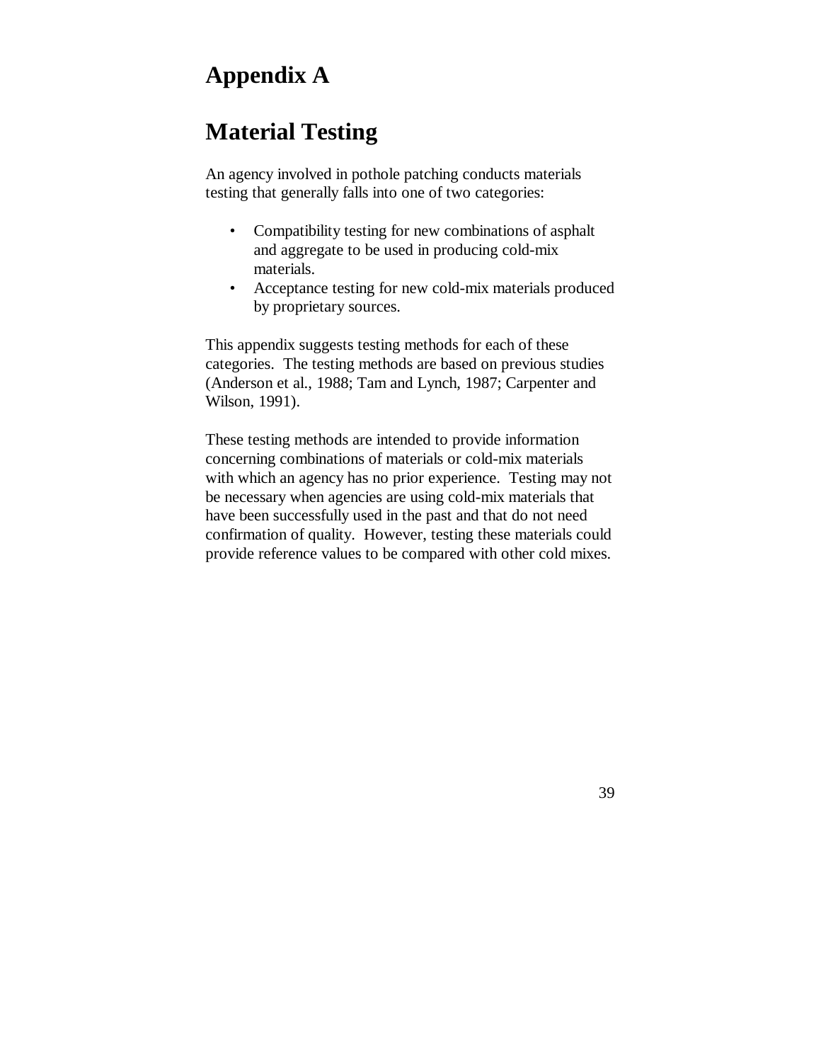# Appendix A

# Material Testing

An agency involved in pothole patching conducts materials testing that generally falls into one of two categories:

- Compatibility testing for new combinations of asphalt and aggregate to be used in producing cold-mix materials.
- Acceptance testing for new cold-mix materials produced by proprietary sources.

This appendix suggests testing methods for each of these categories. The testing methods are based on previous studies (Anderson et al., 1988; Tam and Lynch, 1987; Carpenter and Wilson, 1991).

These testing methods are intended to provide information concerning combinations of materials or cold-mix materials with which an agency has no prior experience. Testing may not be necessary when agencies are using cold-mix materials that have been successfully used in the past and that do not need confirmation of quality. However, testing these materials could provide reference values to be compared with other cold mixes.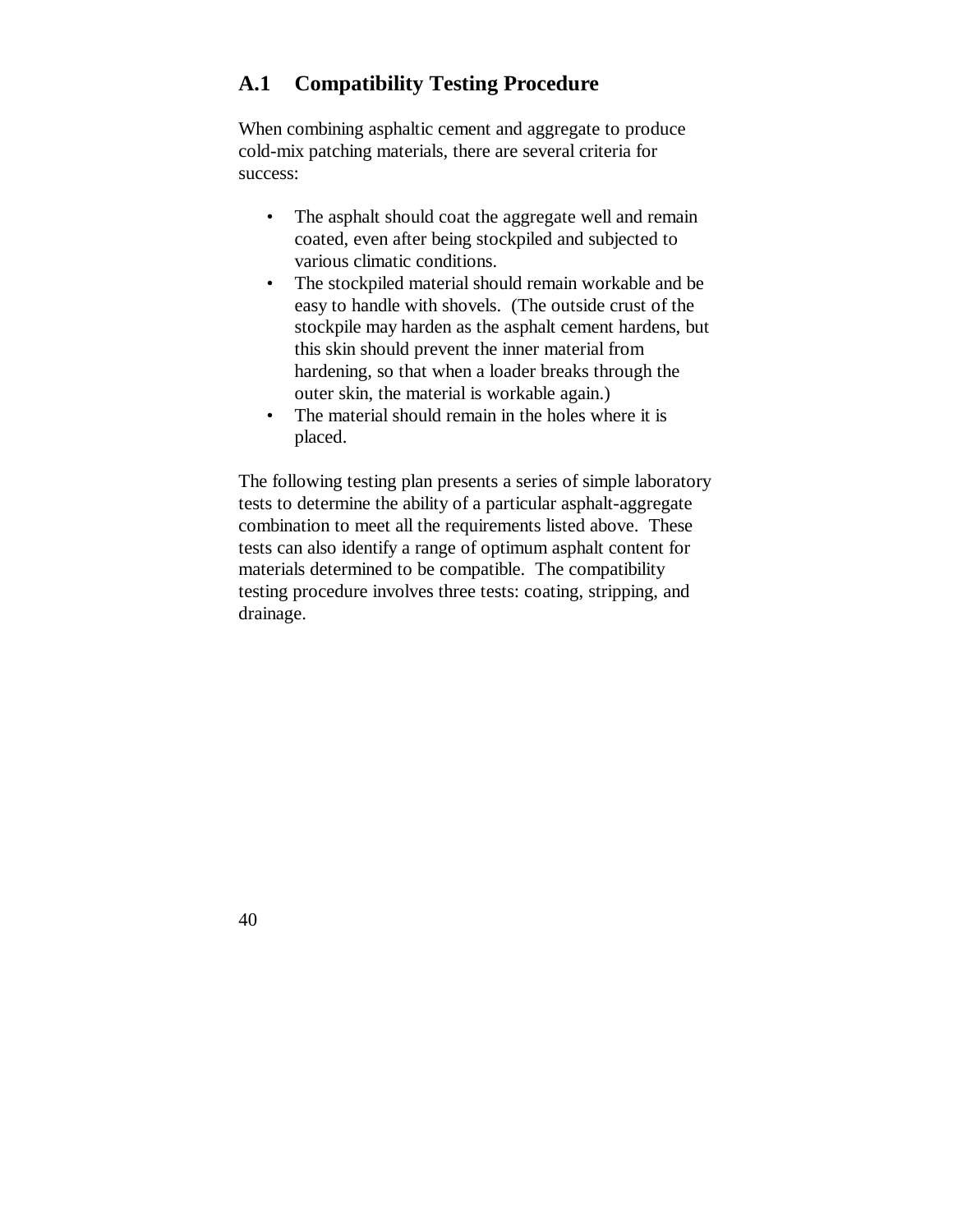## A.1 Compatibility Testing Procedure

When combining asphaltic cement and aggregate to produce cold-mix patching materials, there are several criteria for success:

- The asphalt should coat the aggregate well and remain coated, even after being stockpiled and subjected to various climatic conditions.
- The stockpiled material should remain workable and be easy to handle with shovels. (The outside crust of the stockpile may harden as the asphalt cement hardens, but this skin should prevent the inner material from hardening, so that when a loader breaks through the outer skin, the material is workable again.)
- The material should remain in the holes where it is placed.

The following testing plan presents a series of simple laboratory tests to determine the ability of a particular asphalt-aggregate combination to meet all the requirements listed above. These tests can also identify a range of optimum asphalt content for materials determined to be compatible. The compatibility testing procedure involves three tests: coating, stripping, and drainage.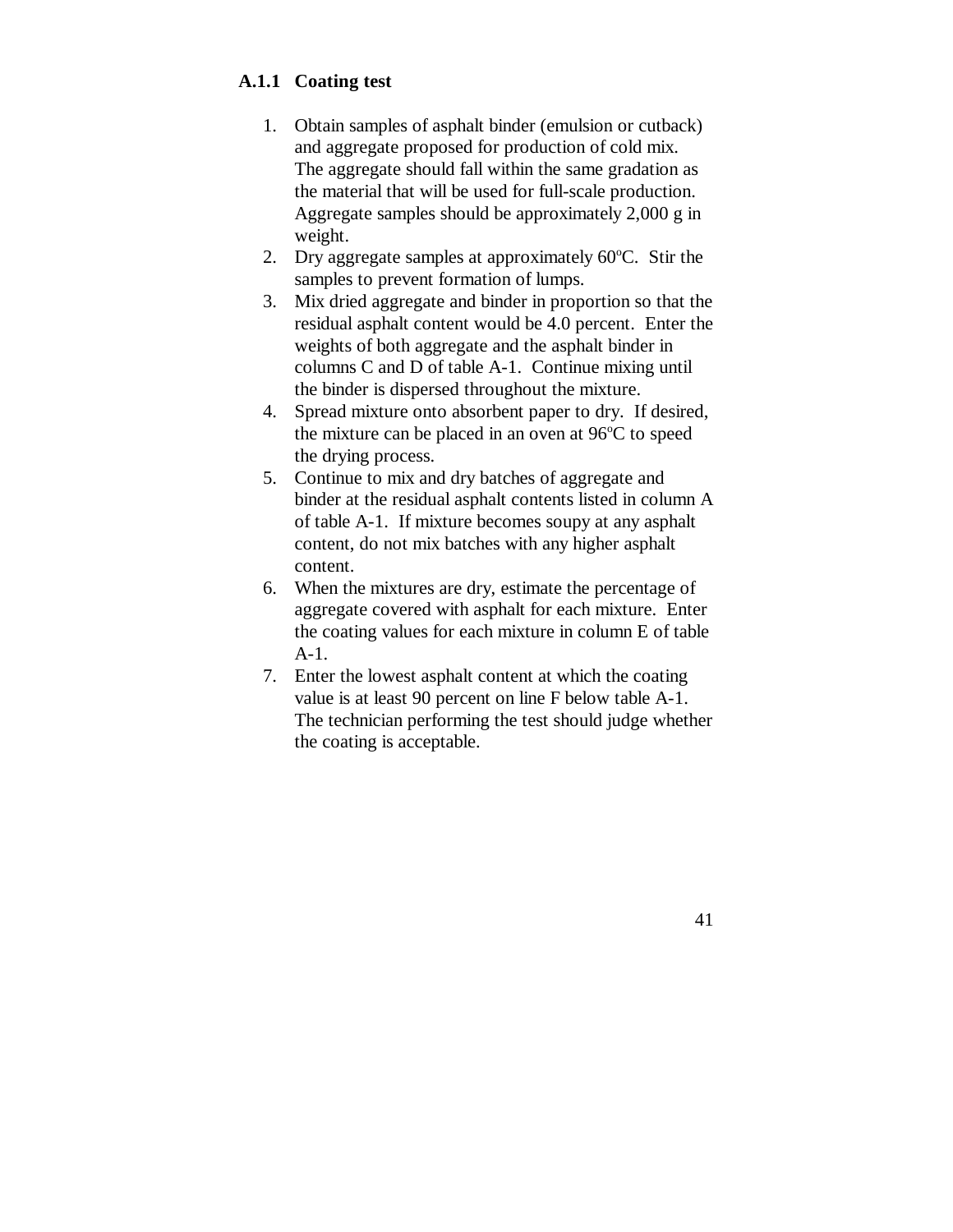### A.1.1 Coating test

1. Obtain samples of asphalt binder (emulsion or cutback) and aggregate proposed for production of cold mix. The aggregate should fall within the same gradation as the material that will be used for full-scale production. Aggregate samples should be approximately 2,000 g in weight.
2. Dry aggregate samples at approximately 60ºC. Stir the samples to prevent formation of lumps.
3. Mix dried aggregate and binder in proportion so that the residual asphalt content would be 4.0 percent. Enter the weights of both aggregate and the asphalt binder in columns C and D of table A-1. Continue mixing until the binder is dispersed throughout the mixture.
4. Spread mixture onto absorbent paper to dry. If desired, the mixture can be placed in an oven at 96ºC to speed the drying process.
5. Continue to mix and dry batches of aggregate and binder at the residual asphalt contents listed in column A of table A-1. If mixture becomes soupy at any asphalt content, do not mix batches with any higher asphalt content.
6. When the mixtures are dry, estimate the percentage of aggregate covered with asphalt for each mixture. Enter the coating values for each mixture in column E of table A-1.
7. Enter the lowest asphalt content at which the coating value is at least 90 percent on line F below table A-1. The technician performing the test should judge whether the coating is acceptable.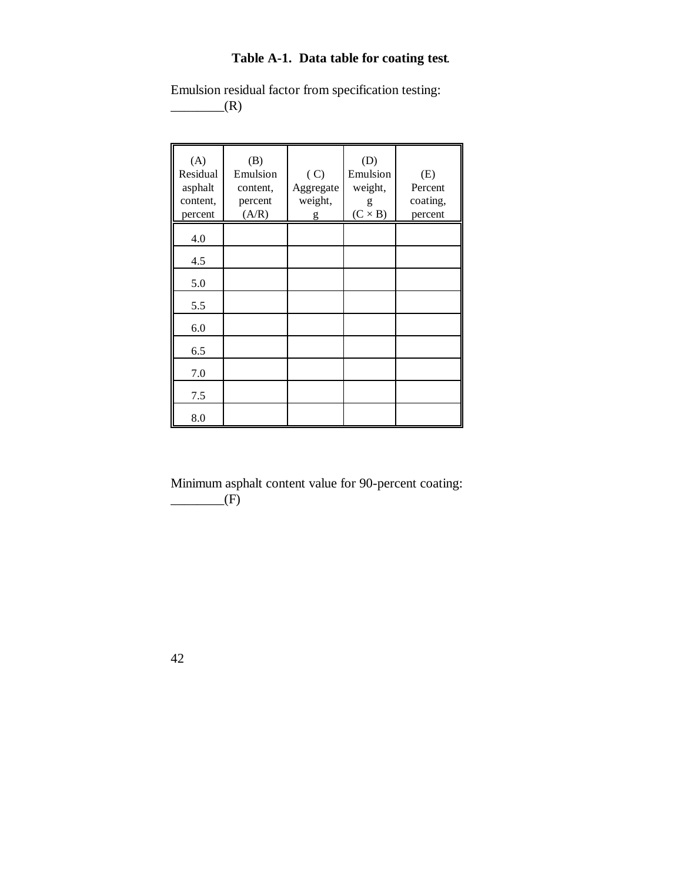**Table A-1. Data table for coating test.**

Emulsion residual factor from specification testing: ________(R)

| (A) Residual asphalt content, percent | (B) Emulsion content, percent (A/R) | ( C) Aggregate weight, g | (D) Emulsion weight, g (C × B) | (E) Percent coating, percent |
|---|---|---|---|---|
| 4.0 | | | | |
| 4.5 | | | | |
| 5.0 | | | | |
| 5.5 | | | | |
| 6.0 | | | | |
| 6.5 | | | | |
| 7.0 | | | | |
| 7.5 | | | | |
| 8.0 | | | | |

Minimum asphalt content value for 90-percent coating: ________(F)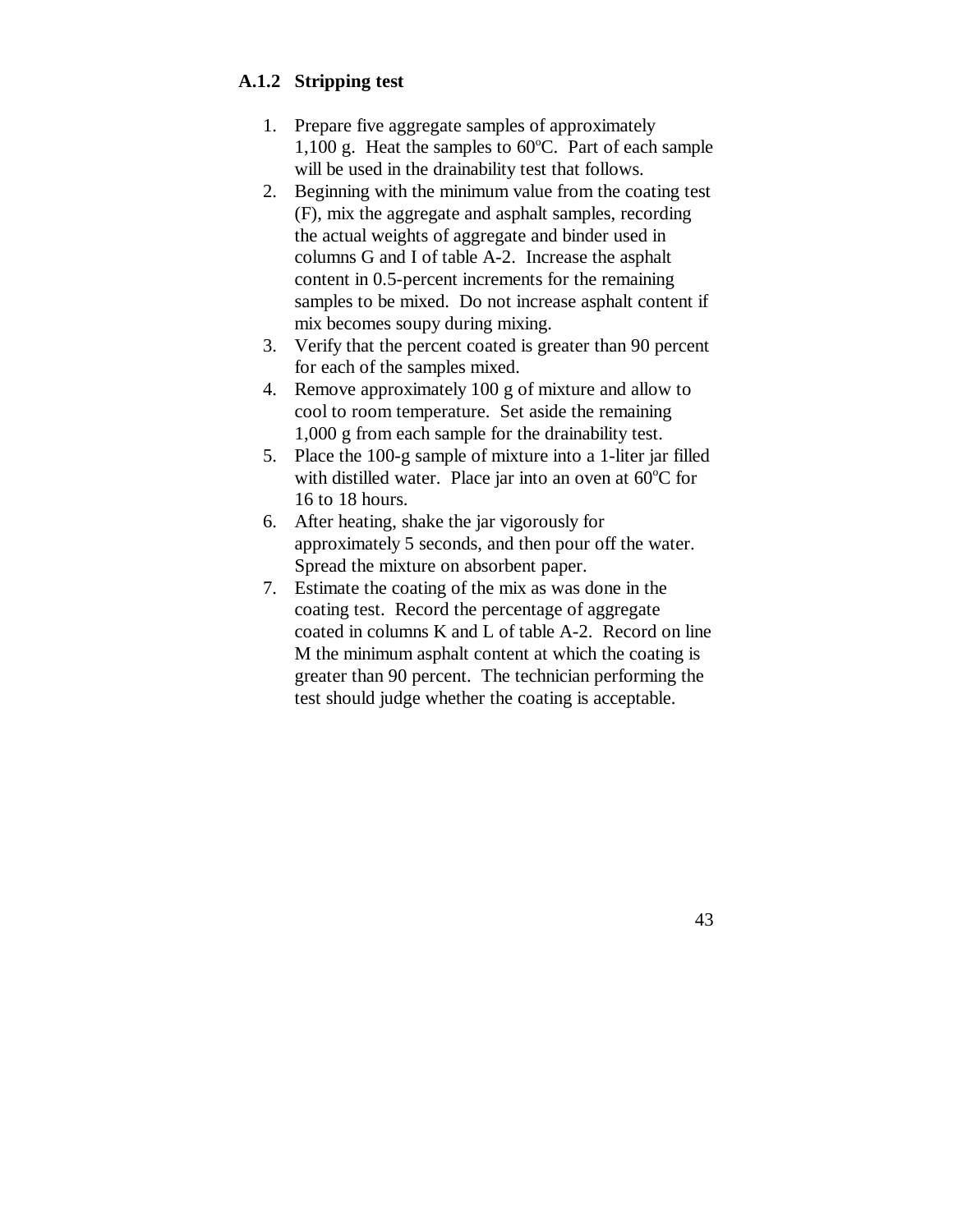### A.1.2 Stripping test

1. Prepare five aggregate samples of approximately 1,100 g. Heat the samples to 60°C. Part of each sample will be used in the drainability test that follows.
2. Beginning with the minimum value from the coating test (F), mix the aggregate and asphalt samples, recording the actual weights of aggregate and binder used in columns G and I of table A-2. Increase the asphalt content in 0.5-percent increments for the remaining samples to be mixed. Do not increase asphalt content if mix becomes soupy during mixing.
3. Verify that the percent coated is greater than 90 percent for each of the samples mixed.
4. Remove approximately 100 g of mixture and allow to cool to room temperature. Set aside the remaining 1,000 g from each sample for the drainability test.
5. Place the 100-g sample of mixture into a 1-liter jar filled with distilled water. Place jar into an oven at 60°C for 16 to 18 hours.
6. After heating, shake the jar vigorously for approximately 5 seconds, and then pour off the water. Spread the mixture on absorbent paper.
7. Estimate the coating of the mix as was done in the coating test. Record the percentage of aggregate coated in columns K and L of table A-2. Record on line M the minimum asphalt content at which the coating is greater than 90 percent. The technician performing the test should judge whether the coating is acceptable.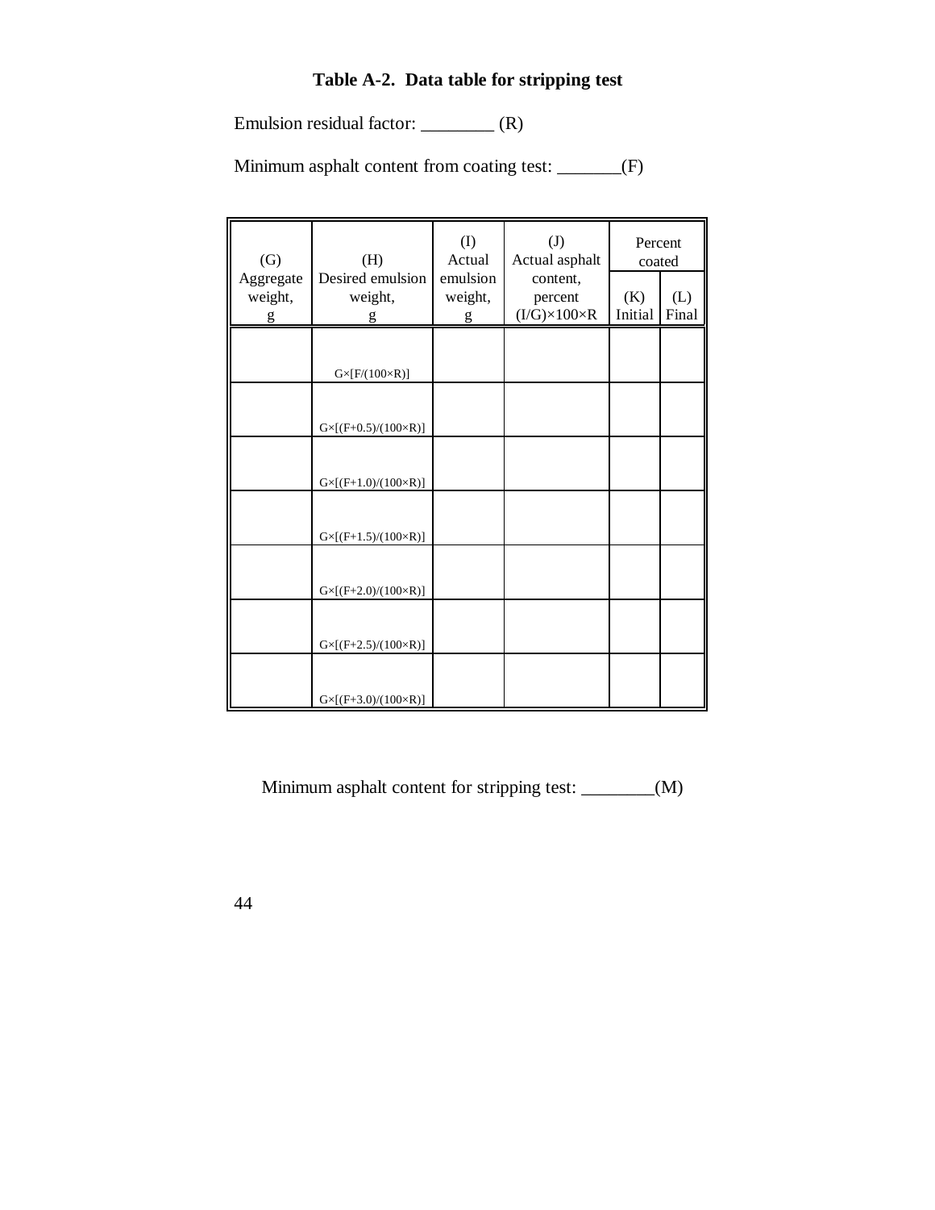**Table A-2. Data table for stripping test**

Emulsion residual factor: ________ (R)

Minimum asphalt content from coating test: _______(F)

| (G) Aggregate weight, g | (H) Desired emulsion weight, g | (I) Actual emulsion weight, g | (J) Actual asphalt content, percent $(I/G)\times100\times R$ | Percent coated | |
|---|---|---|---|---|---|
| | | | | (K) Initial | (L) Final |
| | $G\times[F/(100\times R)]$ | | | | |
| | $G\times[(F+0.5)/(100\times R)]$ | | | | |
| | $G\times[(F+1.0)/(100\times R)]$ | | | | |
| | $G\times[(F+1.5)/(100\times R)]$ | | | | |
| | $G\times[(F+2.0)/(100\times R)]$ | | | | |
| | $G\times[(F+2.5)/(100\times R)]$ | | | | |
| | $G\times[(F+3.0)/(100\times R)]$ | | | | |

Minimum asphalt content for stripping test: ________(M)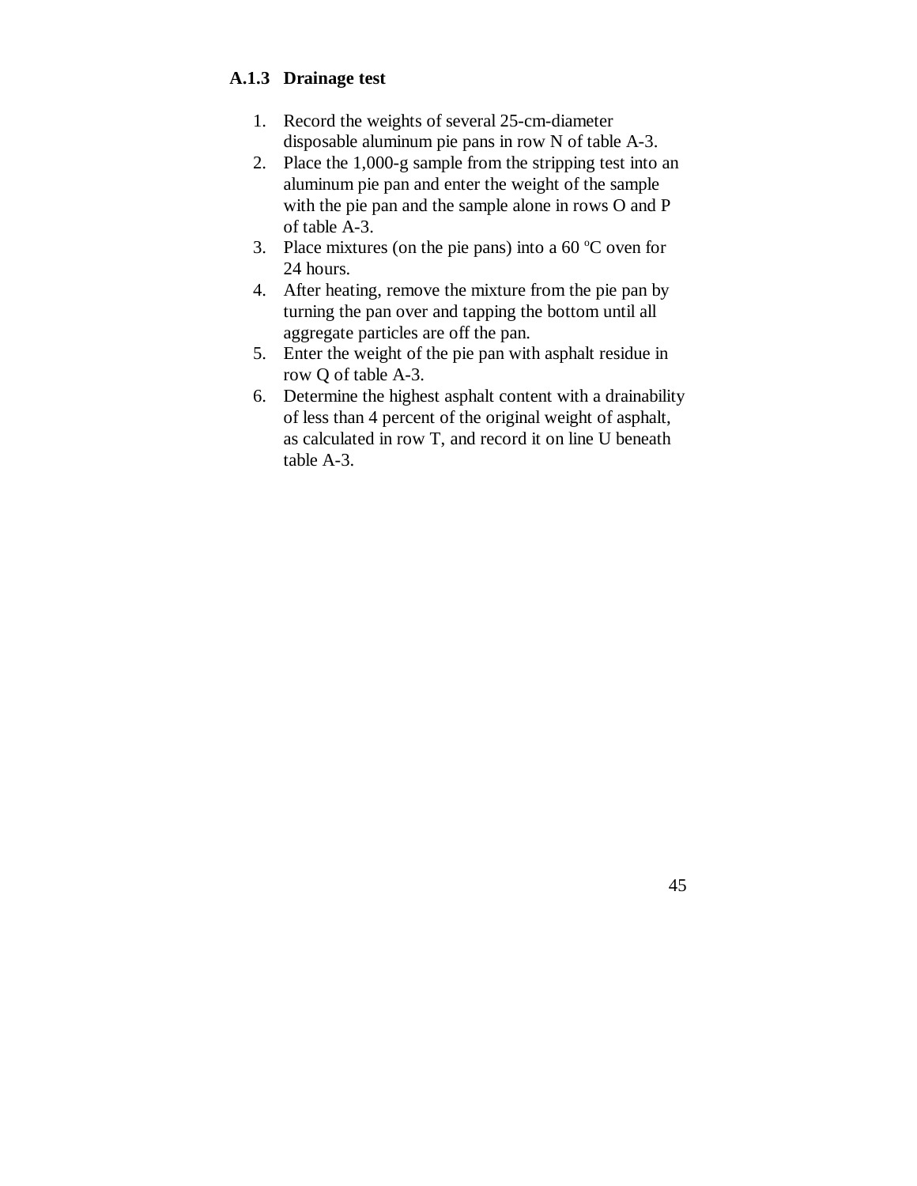### A.1.3 Drainage test

1. Record the weights of several 25-cm-diameter disposable aluminum pie pans in row N of table A-3.
2. Place the 1,000-g sample from the stripping test into an aluminum pie pan and enter the weight of the sample with the pie pan and the sample alone in rows O and P of table A-3.
3. Place mixtures (on the pie pans) into a 60 $^{o}$C oven for 24 hours.
4. After heating, remove the mixture from the pie pan by turning the pan over and tapping the bottom until all aggregate particles are off the pan.
5. Enter the weight of the pie pan with asphalt residue in row Q of table A-3.
6. Determine the highest asphalt content with a drainability of less than 4 percent of the original weight of asphalt, as calculated in row T, and record it on line U beneath table A-3.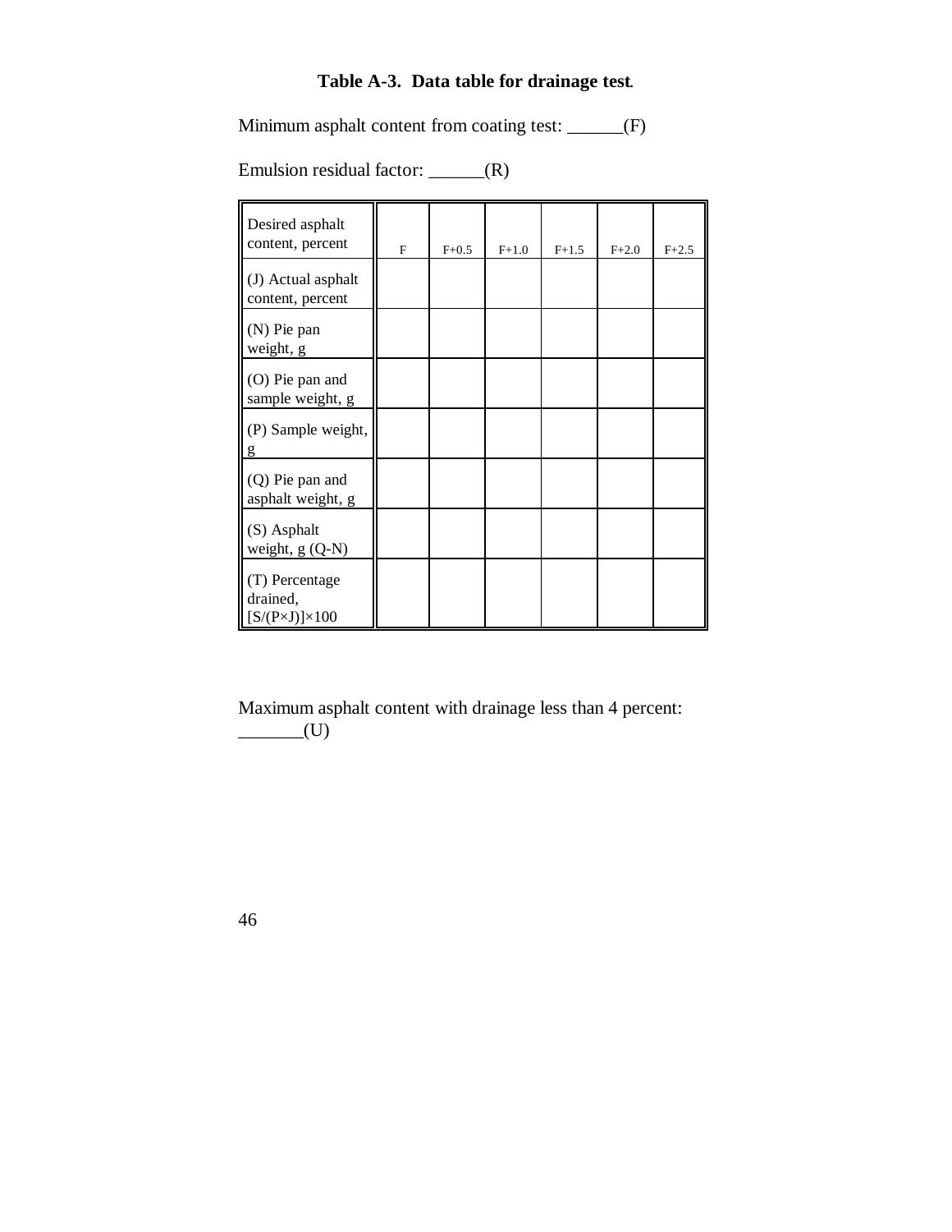**Table A-3. Data table for drainage test.**

Minimum asphalt content from coating test: ______(F)

Emulsion residual factor: ______(R)

| Desired asphalt content, percent | F | F+0.5 | F+1.0 | F+1.5 | F+2.0 | F+2.5 |
|---|---|---|---|---|---|---|
| (J) Actual asphalt content, percent | | | | | | |
| (N) Pie pan weight, g | | | | | | |
| (O) Pie pan and sample weight, g | | | | | | |
| (P) Sample weight, g | | | | | | |
| (Q) Pie pan and asphalt weight, g | | | | | | |
| (S) Asphalt weight, g (Q-N) | | | | | | |
| (T) Percentage drained, [S/(P×J)]×100 | | | | | | |

Maximum asphalt content with drainage less than 4 percent: _______(U)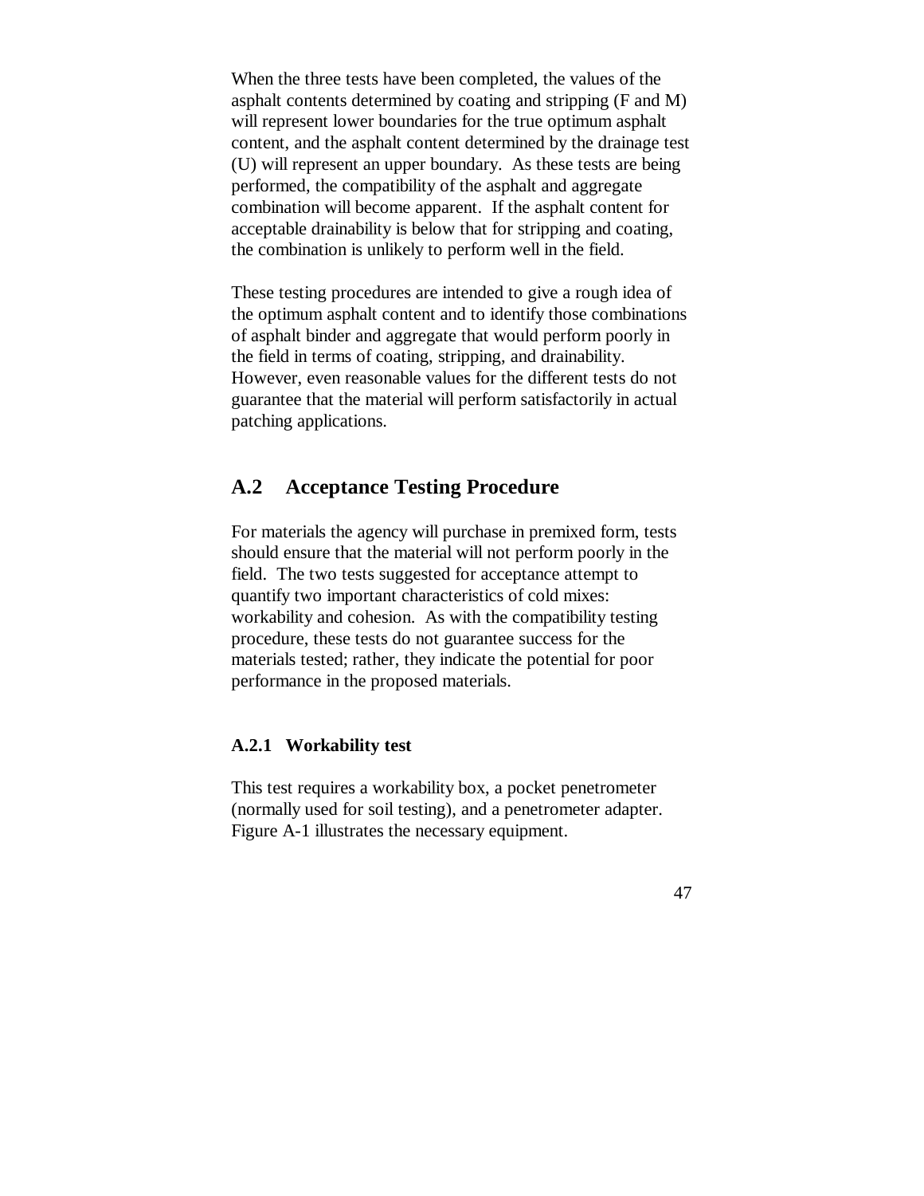When the three tests have been completed, the values of the asphalt contents determined by coating and stripping (F and M) will represent lower boundaries for the true optimum asphalt content, and the asphalt content determined by the drainage test (U) will represent an upper boundary. As these tests are being performed, the compatibility of the asphalt and aggregate combination will become apparent. If the asphalt content for acceptable drainability is below that for stripping and coating, the combination is unlikely to perform well in the field.

These testing procedures are intended to give a rough idea of the optimum asphalt content and to identify those combinations of asphalt binder and aggregate that would perform poorly in the field in terms of coating, stripping, and drainability. However, even reasonable values for the different tests do not guarantee that the material will perform satisfactorily in actual patching applications.

## A.2 Acceptance Testing Procedure

For materials the agency will purchase in premixed form, tests should ensure that the material will not perform poorly in the field. The two tests suggested for acceptance attempt to quantify two important characteristics of cold mixes: workability and cohesion. As with the compatibility testing procedure, these tests do not guarantee success for the materials tested; rather, they indicate the potential for poor performance in the proposed materials.

### A.2.1 Workability test

This test requires a workability box, a pocket penetrometer (normally used for soil testing), and a penetrometer adapter. Figure A-1 illustrates the necessary equipment.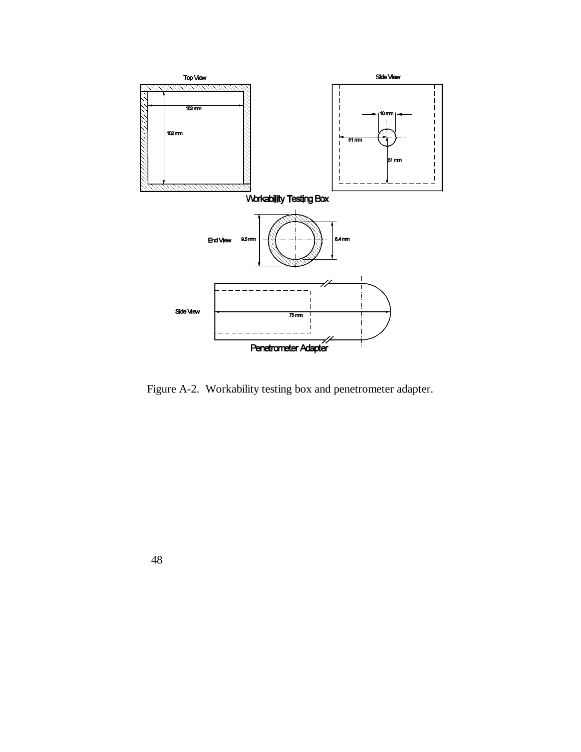Top View

102 mm

102 mm

Side View

10 mm

51 mm

51 mm

Workability Testing Box

End View 9.5 mm 6.4 mm

Side View

75 mm

Penetrometer Adapter

Figure A-2. Workability testing box and penetrometer adapter.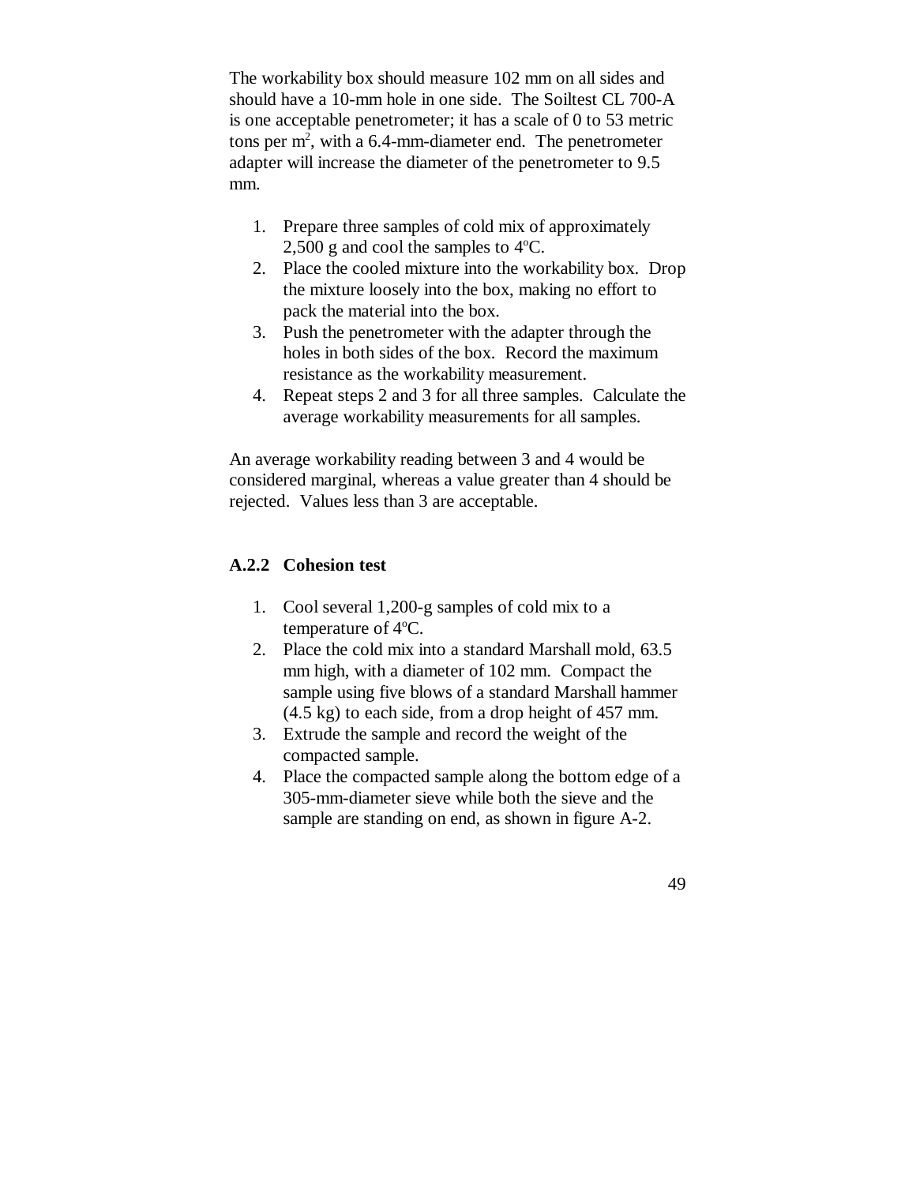The workability box should measure 102 mm on all sides and should have a 10-mm hole in one side. The Soiltest CL 700-A is one acceptable penetrometer; it has a scale of 0 to 53 metric tons per $m^2$, with a 6.4-mm-diameter end. The penetrometer adapter will increase the diameter of the penetrometer to 9.5 mm.

1. Prepare three samples of cold mix of approximately 2,500 g and cool the samples to 4°C.
2. Place the cooled mixture into the workability box. Drop the mixture loosely into the box, making no effort to pack the material into the box.
3. Push the penetrometer with the adapter through the holes in both sides of the box. Record the maximum resistance as the workability measurement.
4. Repeat steps 2 and 3 for all three samples. Calculate the average workability measurements for all samples.

An average workability reading between 3 and 4 would be considered marginal, whereas a value greater than 4 should be rejected. Values less than 3 are acceptable.

### A.2.2 Cohesion test

1. Cool several 1,200-g samples of cold mix to a temperature of 4°C.
2. Place the cold mix into a standard Marshall mold, 63.5 mm high, with a diameter of 102 mm. Compact the sample using five blows of a standard Marshall hammer (4.5 kg) to each side, from a drop height of 457 mm.
3. Extrude the sample and record the weight of the compacted sample.
4. Place the compacted sample along the bottom edge of a 305-mm-diameter sieve while both the sieve and the sample are standing on end, as shown in figure A-2.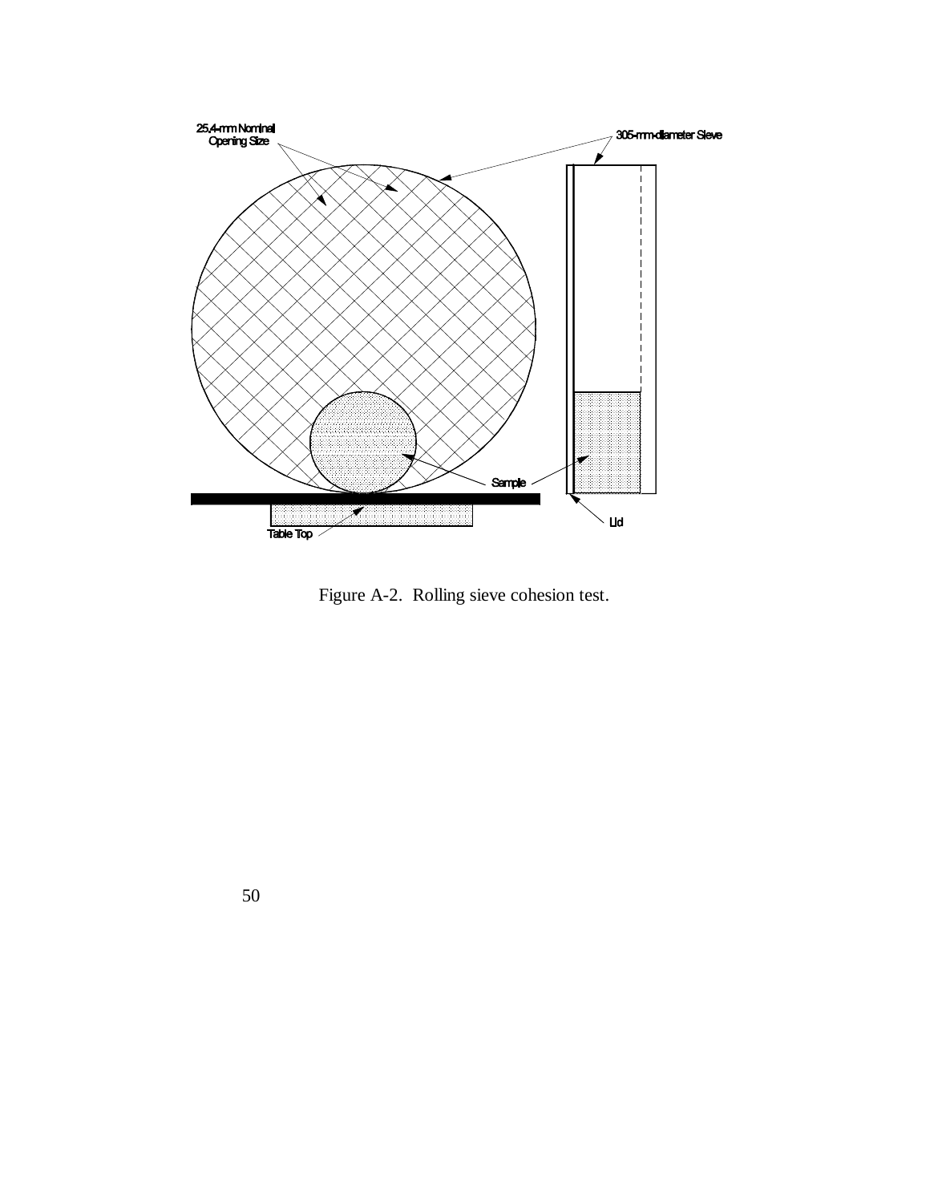25.4-mm Nominal Opening Size

305-mm-diameter Sieve

Sample

Table Top

Lid

Figure A-2. Rolling sieve cohesion test.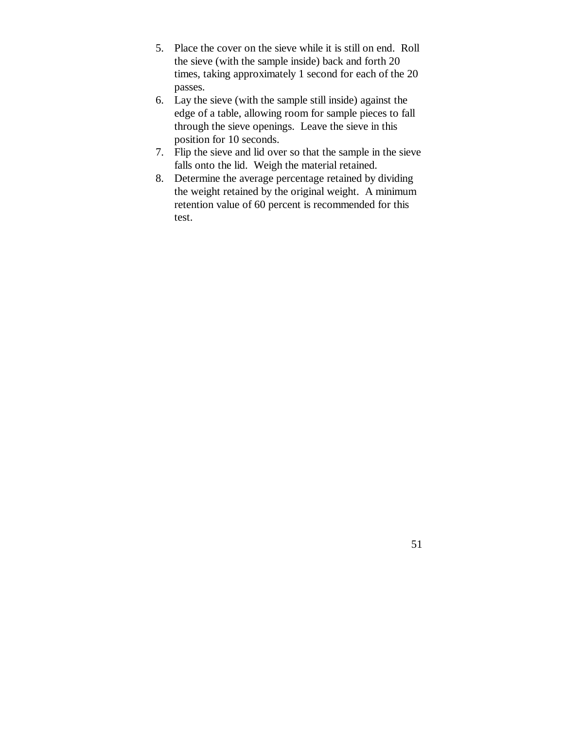5. Place the cover on the sieve while it is still on end. Roll the sieve (with the sample inside) back and forth 20 times, taking approximately 1 second for each of the 20 passes.
6. Lay the sieve (with the sample still inside) against the edge of a table, allowing room for sample pieces to fall through the sieve openings. Leave the sieve in this position for 10 seconds.
7. Flip the sieve and lid over so that the sample in the sieve falls onto the lid. Weigh the material retained.
8. Determine the average percentage retained by dividing the weight retained by the original weight. A minimum retention value of 60 percent is recommended for this test.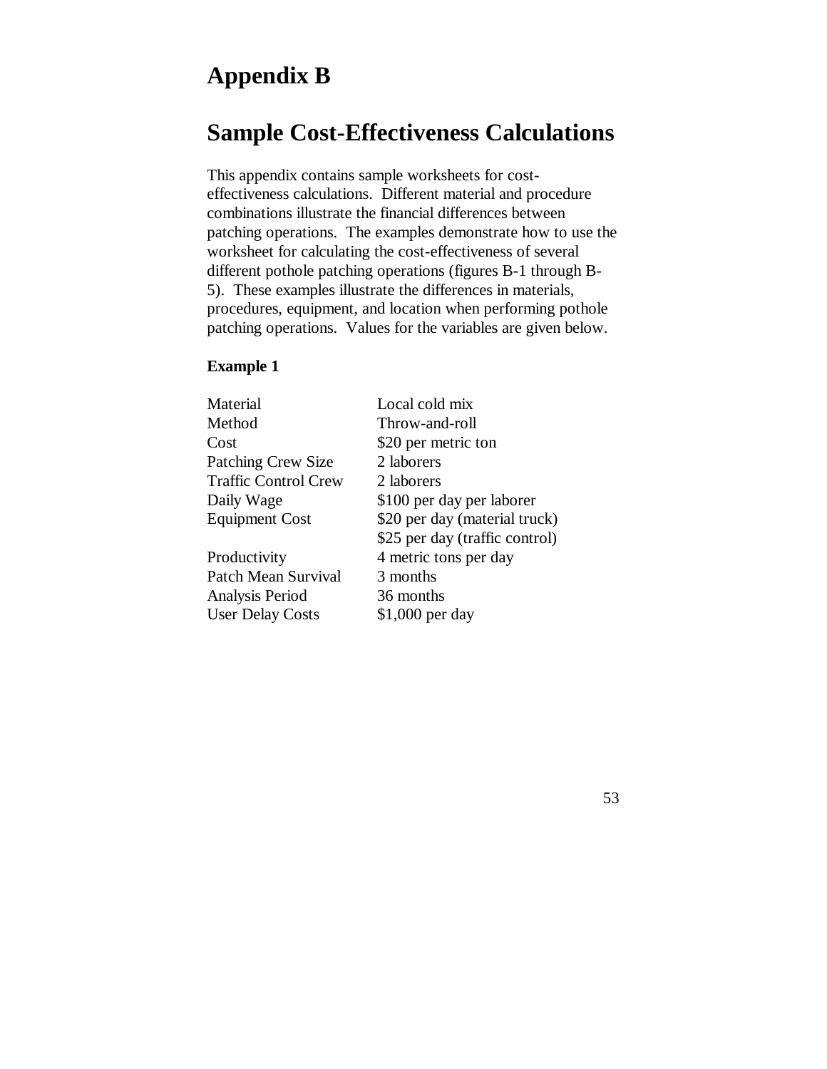# Appendix B

# Sample Cost-Effectiveness Calculations

This appendix contains sample worksheets for cost-effectiveness calculations. Different material and procedure combinations illustrate the financial differences between patching operations. The examples demonstrate how to use the worksheet for calculating the cost-effectiveness of several different pothole patching operations (figures B-1 through B-5). These examples illustrate the differences in materials, procedures, equipment, and location when performing pothole patching operations. Values for the variables are given below.

**Example 1**

| | |
|---|---|
| Material | Local cold mix |
| Method | Throw-and-roll |
| Cost | \$20 per metric ton |
| Patching Crew Size | 2 laborers |
| Traffic Control Crew | 2 laborers |
| Daily Wage | \$100 per day per laborer |
| Equipment Cost | \$20 per day (material truck) |
| | \$25 per day (traffic control) |
| Productivity | 4 metric tons per day |
| Patch Mean Survival | 3 months |
| Analysis Period | 36 months |
| User Delay Costs | \$1,000 per day |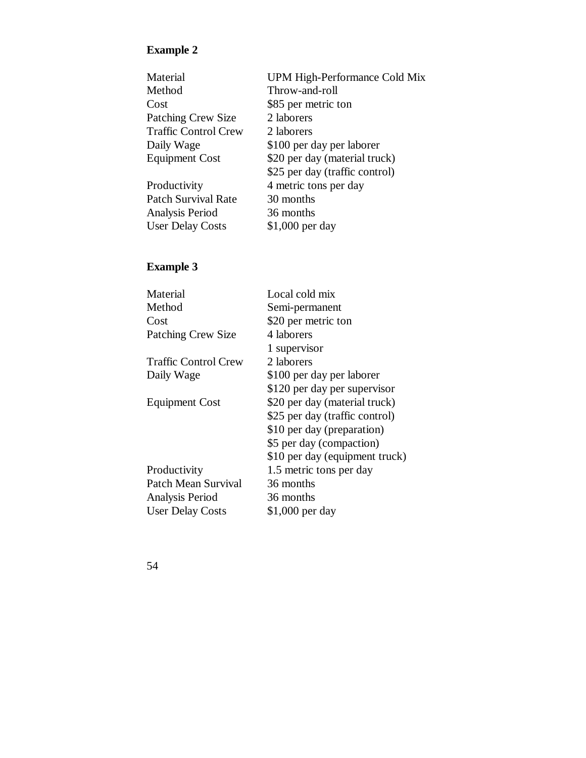**Example 2**

| | |
|---|---|
| Material | UPM High-Performance Cold Mix |
| Method | Throw-and-roll |
| Cost | $85 per metric ton |
| Patching Crew Size | 2 laborers |
| Traffic Control Crew | 2 laborers |
| Daily Wage | $100 per day per laborer |
| Equipment Cost | $20 per day (material truck) |
| | $25 per day (traffic control) |
| Productivity | 4 metric tons per day |
| Patch Survival Rate | 30 months |
| Analysis Period | 36 months |
| User Delay Costs | $1,000 per day |

**Example 3**

| | |
|---|---|
| Material | Local cold mix |
| Method | Semi-permanent |
| Cost | $20 per metric ton |
| Patching Crew Size | 4 laborers |
| | 1 supervisor |
| Traffic Control Crew | 2 laborers |
| Daily Wage | $100 per day per laborer |
| | $120 per day per supervisor |
| Equipment Cost | $20 per day (material truck) |
| | $25 per day (traffic control) |
| | $10 per day (preparation) |
| | $5 per day (compaction) |
| | $10 per day (equipment truck) |
| Productivity | 1.5 metric tons per day |
| Patch Mean Survival | 36 months |
| Analysis Period | 36 months |
| User Delay Costs | $1,000 per day |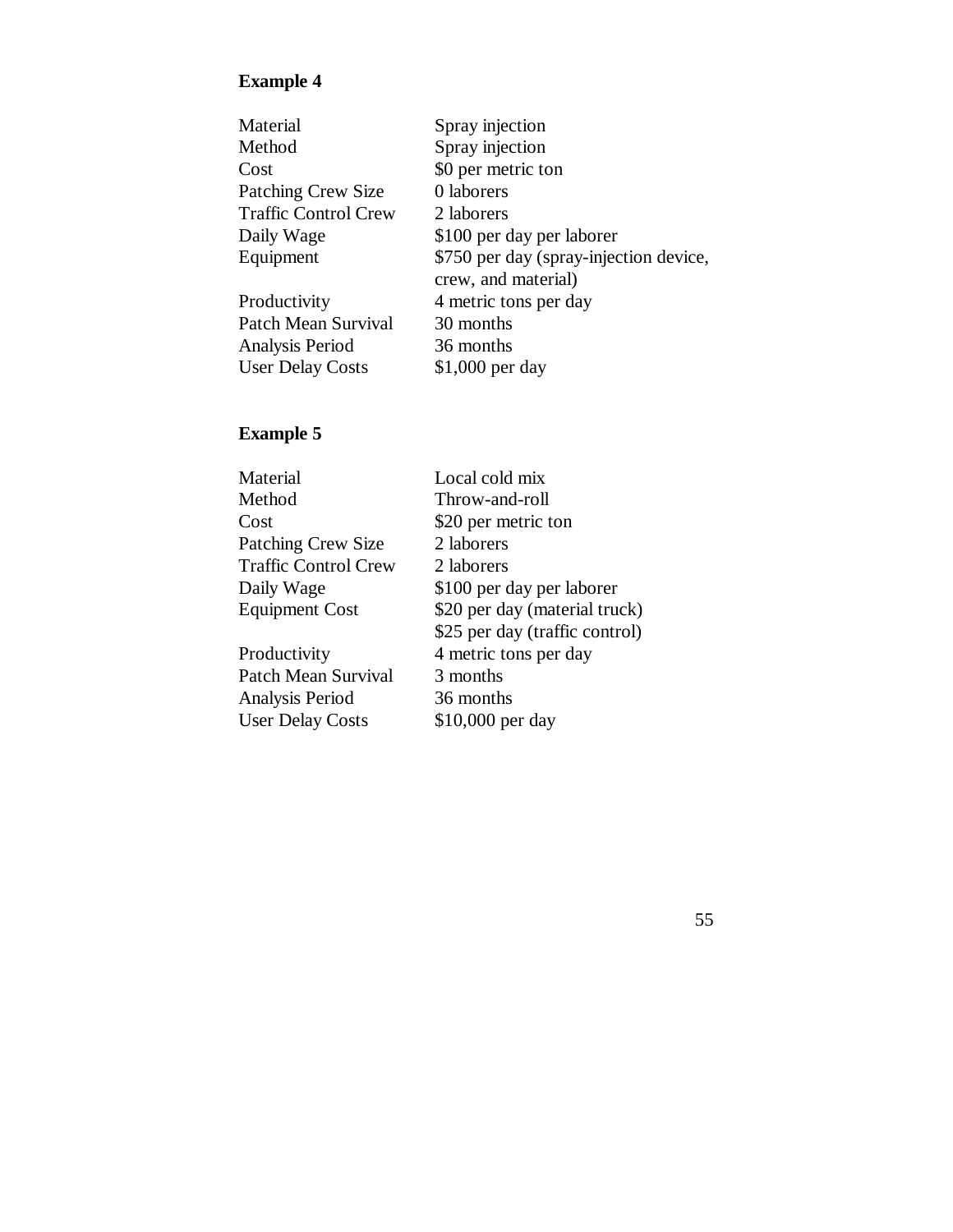**Example 4**

| | |
|---|---|
| Material | Spray injection |
| Method | Spray injection |
| Cost | $0 per metric ton |
| Patching Crew Size | 0 laborers |
| Traffic Control Crew | 2 laborers |
| Daily Wage | $100 per day per laborer |
| Equipment | $750 per day (spray-injection device, crew, and material) |
| Productivity | 4 metric tons per day |
| Patch Mean Survival | 30 months |
| Analysis Period | 36 months |
| User Delay Costs | $1,000 per day |

**Example 5**

| | |
|---|---|
| Material | Local cold mix |
| Method | Throw-and-roll |
| Cost | $20 per metric ton |
| Patching Crew Size | 2 laborers |
| Traffic Control Crew | 2 laborers |
| Daily Wage | $100 per day per laborer |
| Equipment Cost | $20 per day (material truck) |
| | $25 per day (traffic control) |
| Productivity | 4 metric tons per day |
| Patch Mean Survival | 3 months |
| Analysis Period | 36 months |
| User Delay Costs | $10,000 per day |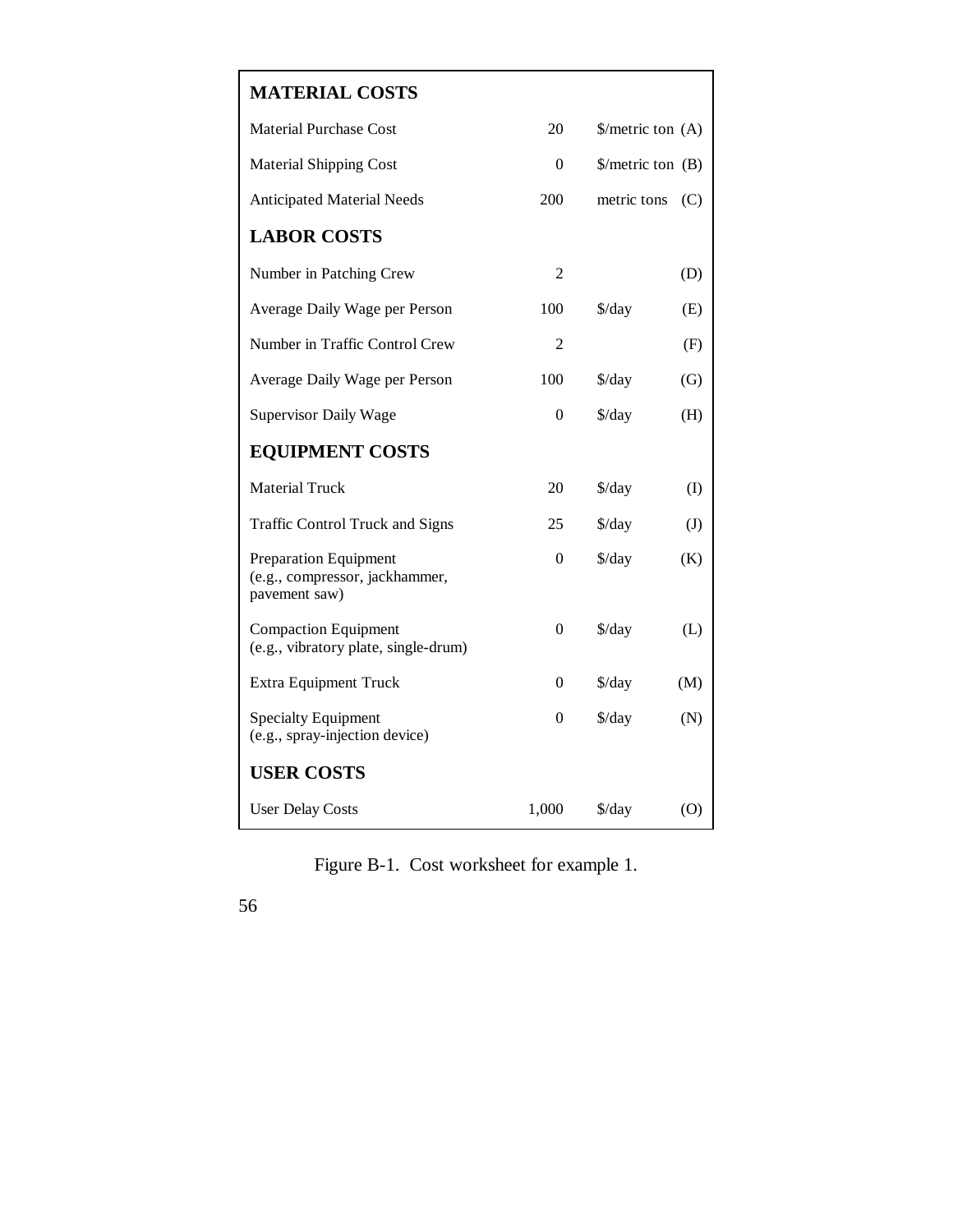| | | | |
|---|---|---|---|
| **MATERIAL COSTS** | | | |
| Material Purchase Cost | 20 | $/metric ton | (A) |
| Material Shipping Cost | 0 | $/metric ton | (B) |
| Anticipated Material Needs | 200 | metric tons | (C) |
| **LABOR COSTS** | | | |
| Number in Patching Crew | 2 | | (D) |
| Average Daily Wage per Person | 100 | $/day | (E) |
| Number in Traffic Control Crew | 2 | | (F) |
| Average Daily Wage per Person | 100 | $/day | (G) |
| Supervisor Daily Wage | 0 | $/day | (H) |
| **EQUIPMENT COSTS** | | | |
| Material Truck | 20 | $/day | (I) |
| Traffic Control Truck and Signs | 25 | $/day | (J) |
| Preparation Equipment (e.g., compressor, jackhammer, pavement saw) | 0 | $/day | (K) |
| Compaction Equipment (e.g., vibratory plate, single-drum) | 0 | $/day | (L) |
| Extra Equipment Truck | 0 | $/day | (M) |
| Specialty Equipment (e.g., spray-injection device) | 0 | $/day | (N) |
| **USER COSTS** | | | |
| User Delay Costs | 1,000 | $/day | (O) |

Figure B-1. Cost worksheet for example 1.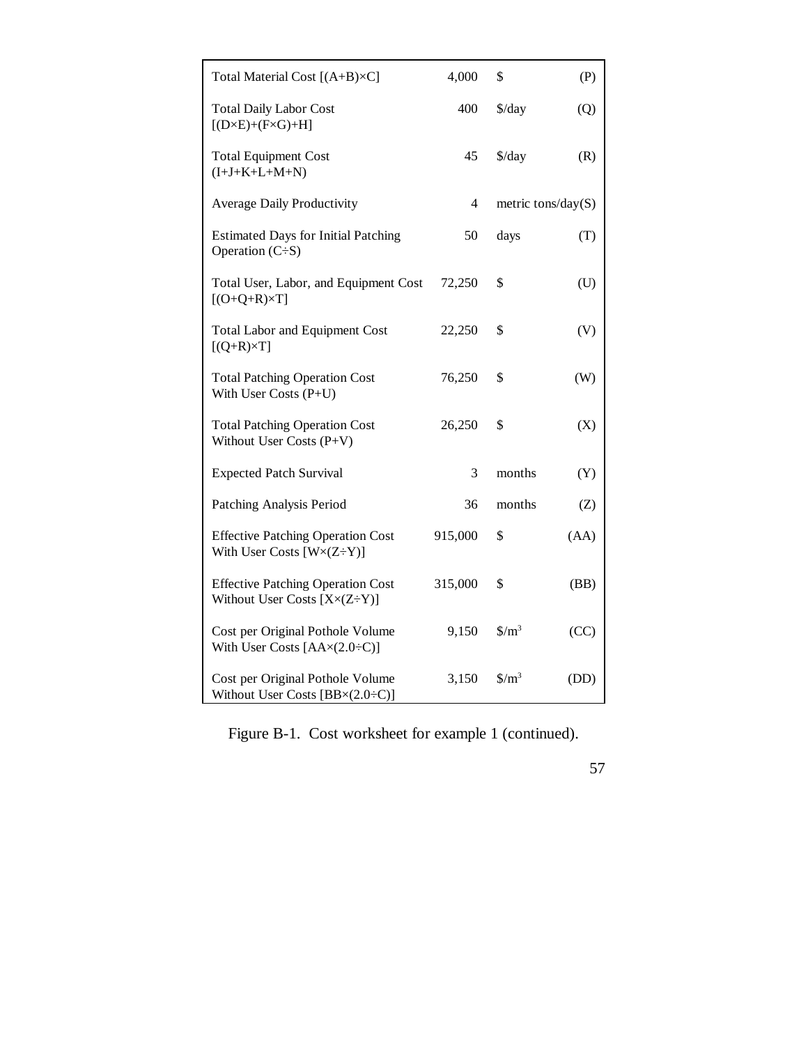| | | | |
|---|---|---|---|
| Total Material Cost [(A+B)×C] | 4,000 | \$ | (P) |
| Total Daily Labor Cost [(D×E)+(F×G)+H] | 400 | \$/day | (Q) |
| Total Equipment Cost (I+J+K+L+M+N) | 45 | \$/day | (R) |
| Average Daily Productivity | 4 | metric tons/day | (S) |
| Estimated Days for Initial Patching Operation (C÷S) | 50 | days | (T) |
| Total User, Labor, and Equipment Cost [(O+Q+R)×T] | 72,250 | \$ | (U) |
| Total Labor and Equipment Cost [(Q+R)×T] | 22,250 | \$ | (V) |
| Total Patching Operation Cost With User Costs (P+U) | 76,250 | \$ | (W) |
| Total Patching Operation Cost Without User Costs (P+V) | 26,250 | \$ | (X) |
| Expected Patch Survival | 3 | months | (Y) |
| Patching Analysis Period | 36 | months | (Z) |
| Effective Patching Operation Cost With User Costs [W×(Z÷Y)] | 915,000 | \$ | (AA) |
| Effective Patching Operation Cost Without User Costs [X×(Z÷Y)] | 315,000 | \$ | (BB) |
| Cost per Original Pothole Volume With User Costs [AA×(2.0÷C)] | 9,150 | \$/m$^3$ | (CC) |
| Cost per Original Pothole Volume Without User Costs [BB×(2.0÷C)] | 3,150 | \$/m$^3$ | (DD) |

Figure B-1. Cost worksheet for example 1 (continued).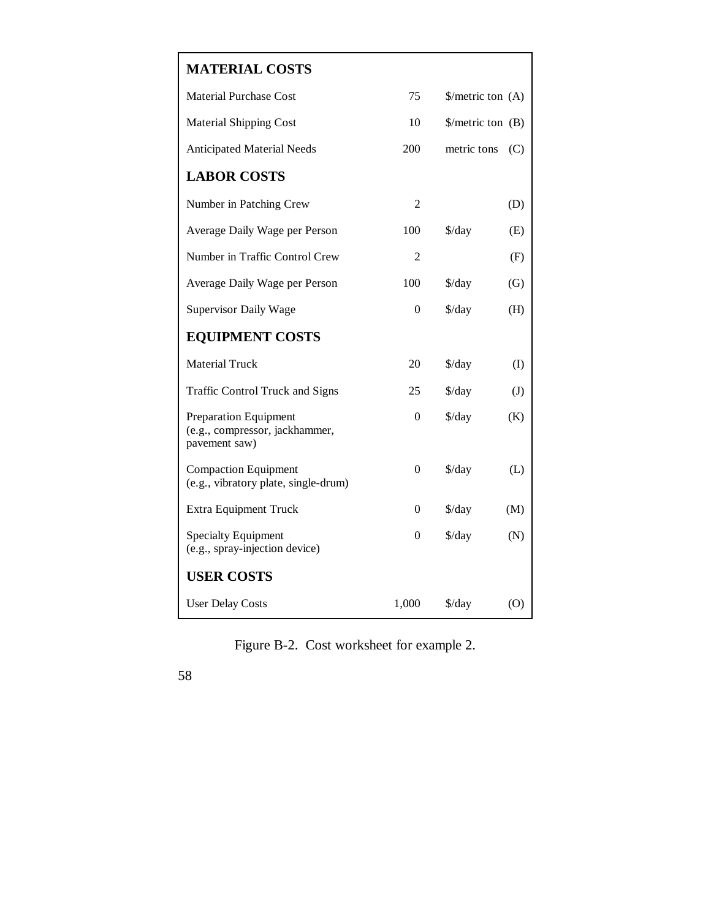| MATERIAL COSTS | | | |
| --- | --- | --- | --- |
| Material Purchase Cost | 75 | $/metric ton | (A) |
| Material Shipping Cost | 10 | $/metric ton | (B) |
| Anticipated Material Needs | 200 | metric tons | (C) |
| **LABOR COSTS** | | | |
| Number in Patching Crew | 2 | | (D) |
| Average Daily Wage per Person | 100 | $/day | (E) |
| Number in Traffic Control Crew | 2 | | (F) |
| Average Daily Wage per Person | 100 | $/day | (G) |
| Supervisor Daily Wage | 0 | $/day | (H) |
| **EQUIPMENT COSTS** | | | |
| Material Truck | 20 | $/day | (I) |
| Traffic Control Truck and Signs | 25 | $/day | (J) |
| Preparation Equipment (e.g., compressor, jackhammer, pavement saw) | 0 | $/day | (K) |
| Compaction Equipment (e.g., vibratory plate, single-drum) | 0 | $/day | (L) |
| Extra Equipment Truck | 0 | $/day | (M) |
| Specialty Equipment (e.g., spray-injection device) | 0 | $/day | (N) |
| **USER COSTS** | | | |
| User Delay Costs | 1,000 | $/day | (O) |

Figure B-2. Cost worksheet for example 2.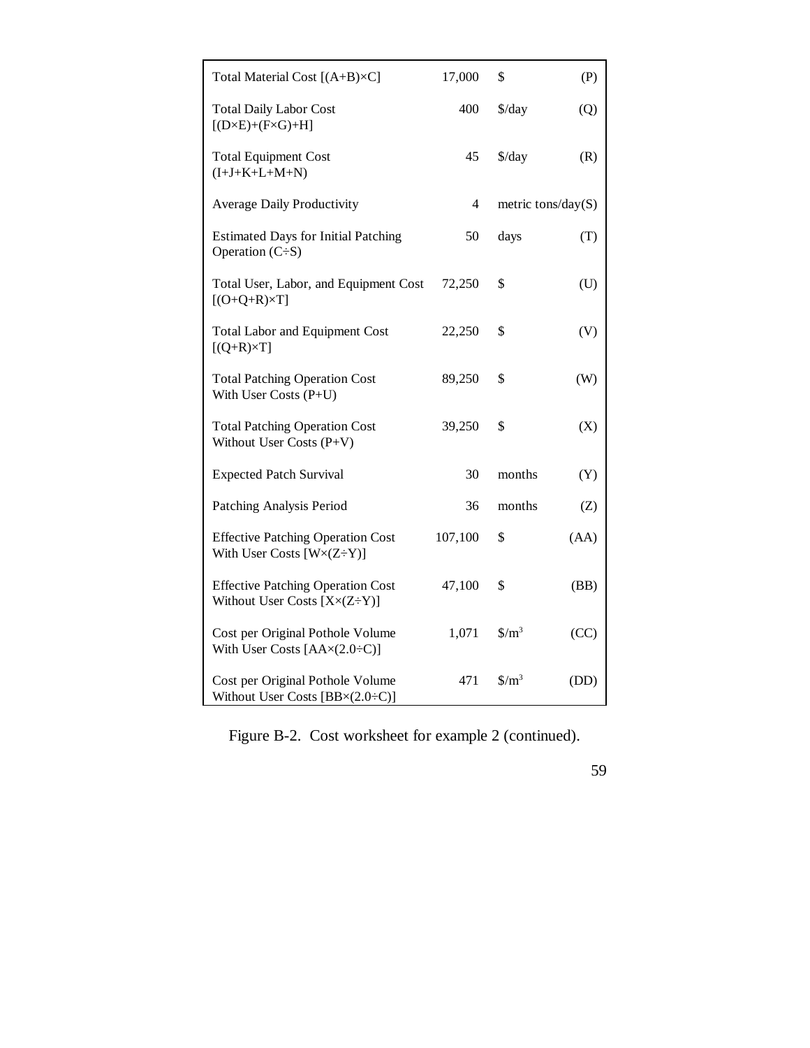| | | | |
|---|---|---|---|
| Total Material Cost [(A+B)×C] | 17,000 | $ | (P) |
| Total Daily Labor Cost [(D×E)+(F×G)+H] | 400 | $/day | (Q) |
| Total Equipment Cost (I+J+K+L+M+N) | 45 | $/day | (R) |
| Average Daily Productivity | 4 | metric tons/day | (S) |
| Estimated Days for Initial Patching Operation (C÷S) | 50 | days | (T) |
| Total User, Labor, and Equipment Cost [(O+Q+R)×T] | 72,250 | $ | (U) |
| Total Labor and Equipment Cost [(Q+R)×T] | 22,250 | $ | (V) |
| Total Patching Operation Cost With User Costs (P+U) | 89,250 | $ | (W) |
| Total Patching Operation Cost Without User Costs (P+V) | 39,250 | $ | (X) |
| Expected Patch Survival | 30 | months | (Y) |
| Patching Analysis Period | 36 | months | (Z) |
| Effective Patching Operation Cost With User Costs [W×(Z÷Y)] | 107,100 | $ | (AA) |
| Effective Patching Operation Cost Without User Costs [X×(Z÷Y)] | 47,100 | $ | (BB) |
| Cost per Original Pothole Volume With User Costs [AA×(2.0÷C)] | 1,071 | $/m$^3$ | (CC) |
| Cost per Original Pothole Volume Without User Costs [BB×(2.0÷C)] | 471 | $/m$^3$ | (DD) |

Figure B-2. Cost worksheet for example 2 (continued).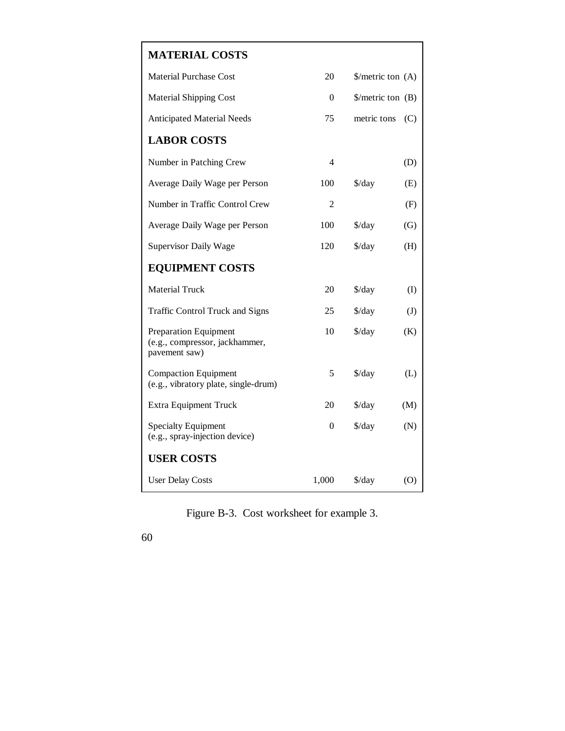| **MATERIAL COSTS** | | | |
|---|---|---|---|
| Material Purchase Cost | 20 | $/metric ton | (A) |
| Material Shipping Cost | 0 | $/metric ton | (B) |
| Anticipated Material Needs | 75 | metric tons | (C) |
| **LABOR COSTS** | | | |
| Number in Patching Crew | 4 | | (D) |
| Average Daily Wage per Person | 100 | $/day | (E) |
| Number in Traffic Control Crew | 2 | | (F) |
| Average Daily Wage per Person | 100 | $/day | (G) |
| Supervisor Daily Wage | 120 | $/day | (H) |
| **EQUIPMENT COSTS** | | | |
| Material Truck | 20 | $/day | (I) |
| Traffic Control Truck and Signs | 25 | $/day | (J) |
| Preparation Equipment (e.g., compressor, jackhammer, pavement saw) | 10 | $/day | (K) |
| Compaction Equipment (e.g., vibratory plate, single-drum) | 5 | $/day | (L) |
| Extra Equipment Truck | 20 | $/day | (M) |
| Specialty Equipment (e.g., spray-injection device) | 0 | $/day | (N) |
| **USER COSTS** | | | |
| User Delay Costs | 1,000 | $/day | (O) |

Figure B-3. Cost worksheet for example 3.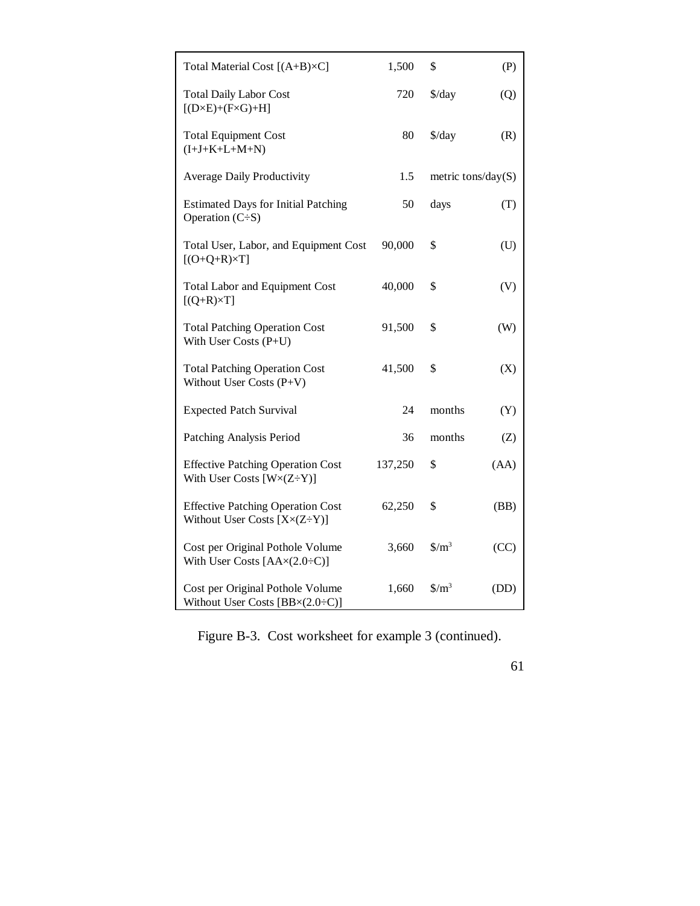| Item | Value | Unit | Line |
| --- | --- | --- | --- |
| Total Material Cost [(A+B)×C] | 1,500 | \$ | (P) |
| Total Daily Labor Cost [(D×E)+(F×G)+H] | 720 | \$/day | (Q) |
| Total Equipment Cost (I+J+K+L+M+N) | 80 | \$/day | (R) |
| Average Daily Productivity | 1.5 | metric tons/day | (S) |
| Estimated Days for Initial Patching Operation (C÷S) | 50 | days | (T) |
| Total User, Labor, and Equipment Cost [(O+Q+R)×T] | 90,000 | \$ | (U) |
| Total Labor and Equipment Cost [(Q+R)×T] | 40,000 | \$ | (V) |
| Total Patching Operation Cost With User Costs (P+U) | 91,500 | \$ | (W) |
| Total Patching Operation Cost Without User Costs (P+V) | 41,500 | \$ | (X) |
| Expected Patch Survival | 24 | months | (Y) |
| Patching Analysis Period | 36 | months | (Z) |
| Effective Patching Operation Cost With User Costs [W×(Z÷Y)] | 137,250 | \$ | (AA) |
| Effective Patching Operation Cost Without User Costs [X×(Z÷Y)] | 62,250 | \$ | (BB) |
| Cost per Original Pothole Volume With User Costs [AA×(2.0÷C)] | 3,660 | \$/m$^3$ | (CC) |
| Cost per Original Pothole Volume Without User Costs [BB×(2.0÷C)] | 1,660 | \$/m$^3$ | (DD) |

Figure B-3. Cost worksheet for example 3 (continued).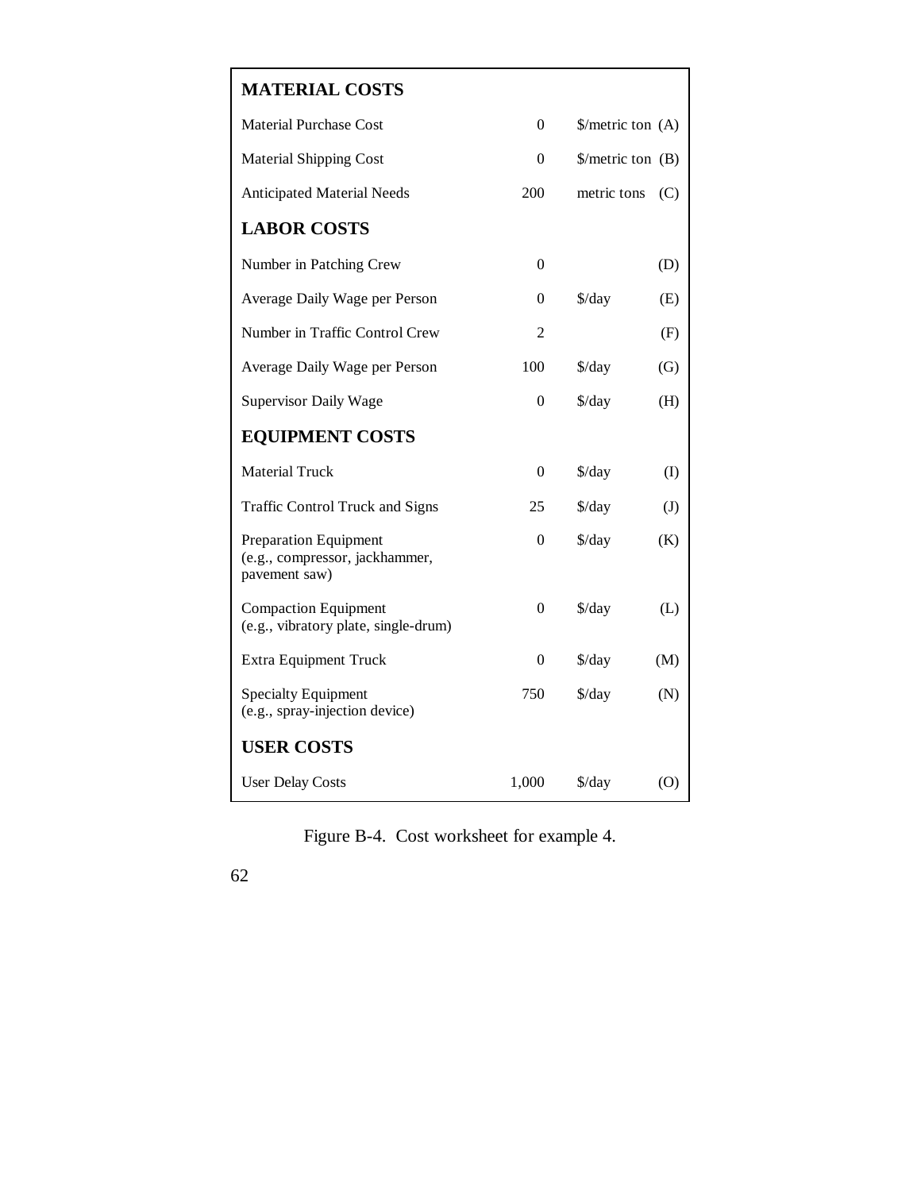| **MATERIAL COSTS** | | | |
| --- | --- | --- | --- |
| Material Purchase Cost | 0 | $/metric ton | (A) |
| Material Shipping Cost | 0 | $/metric ton | (B) |
| Anticipated Material Needs | 200 | metric tons | (C) |
| **LABOR COSTS** | | | |
| Number in Patching Crew | 0 | | (D) |
| Average Daily Wage per Person | 0 | $/day | (E) |
| Number in Traffic Control Crew | 2 | | (F) |
| Average Daily Wage per Person | 100 | $/day | (G) |
| Supervisor Daily Wage | 0 | $/day | (H) |
| **EQUIPMENT COSTS** | | | |
| Material Truck | 0 | $/day | (I) |
| Traffic Control Truck and Signs | 25 | $/day | (J) |
| Preparation Equipment (e.g., compressor, jackhammer, pavement saw) | 0 | $/day | (K) |
| Compaction Equipment (e.g., vibratory plate, single-drum) | 0 | $/day | (L) |
| Extra Equipment Truck | 0 | $/day | (M) |
| Specialty Equipment (e.g., spray-injection device) | 750 | $/day | (N) |
| **USER COSTS** | | | |
| User Delay Costs | 1,000 | $/day | (O) |

Figure B-4. Cost worksheet for example 4.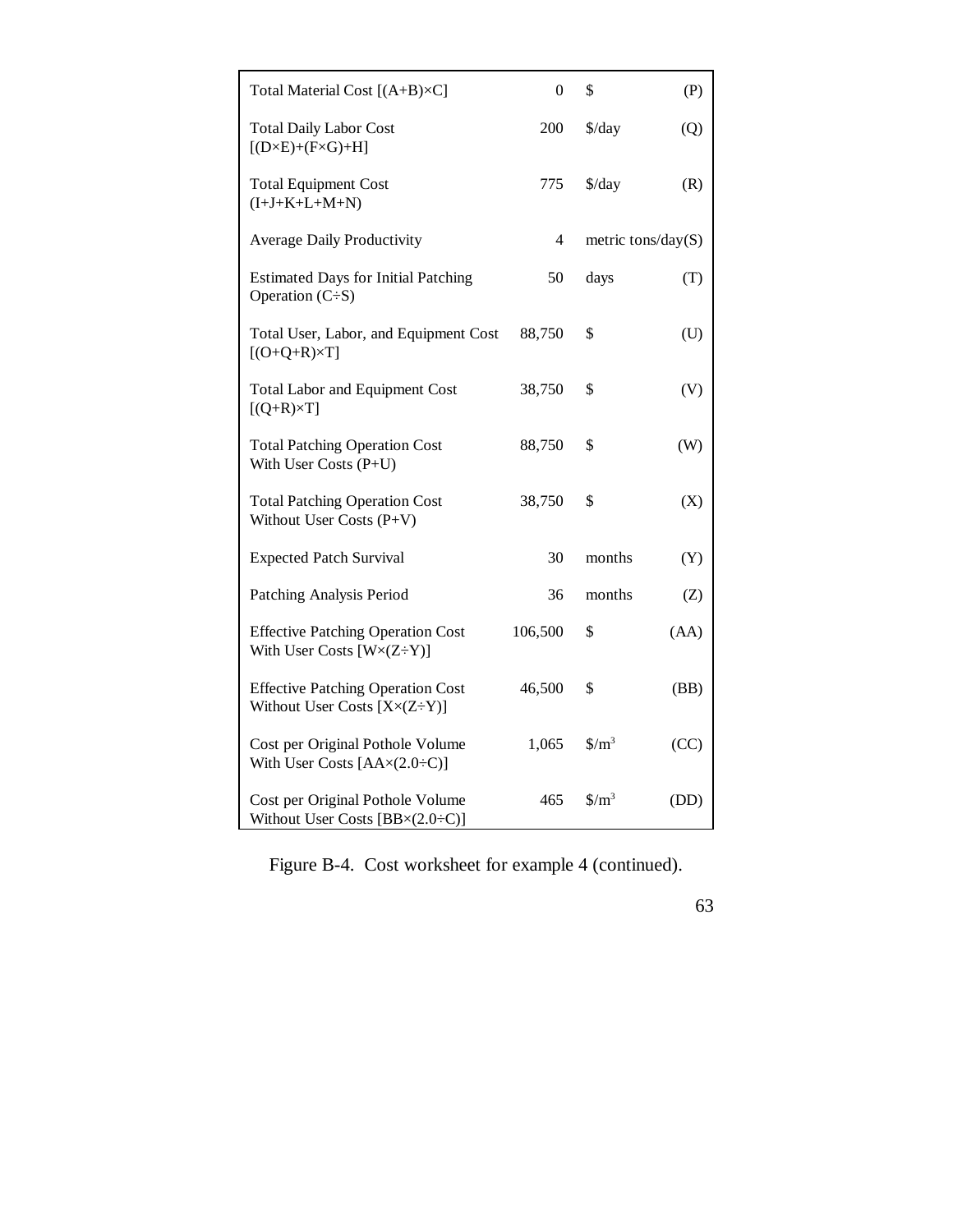| | | | |
|---|---|---|---|
| Total Material Cost [(A+B)×C] | 0 | \$ | (P) |
| Total Daily Labor Cost [(D×E)+(F×G)+H] | 200 | \$/day | (Q) |
| Total Equipment Cost (I+J+K+L+M+N) | 775 | \$/day | (R) |
| Average Daily Productivity | 4 | metric tons/day | (S) |
| Estimated Days for Initial Patching Operation (C÷S) | 50 | days | (T) |
| Total User, Labor, and Equipment Cost [(O+Q+R)×T] | 88,750 | \$ | (U) |
| Total Labor and Equipment Cost [(Q+R)×T] | 38,750 | \$ | (V) |
| Total Patching Operation Cost With User Costs (P+U) | 88,750 | \$ | (W) |
| Total Patching Operation Cost Without User Costs (P+V) | 38,750 | \$ | (X) |
| Expected Patch Survival | 30 | months | (Y) |
| Patching Analysis Period | 36 | months | (Z) |
| Effective Patching Operation Cost With User Costs [W×(Z÷Y)] | 106,500 | \$ | (AA) |
| Effective Patching Operation Cost Without User Costs [X×(Z÷Y)] | 46,500 | \$ | (BB) |
| Cost per Original Pothole Volume With User Costs [AA×(2.0÷C)] | 1,065 | \$/m$^3$ | (CC) |
| Cost per Original Pothole Volume Without User Costs [BB×(2.0÷C)] | 465 | \$/m$^3$ | (DD) |

Figure B-4. Cost worksheet for example 4 (continued).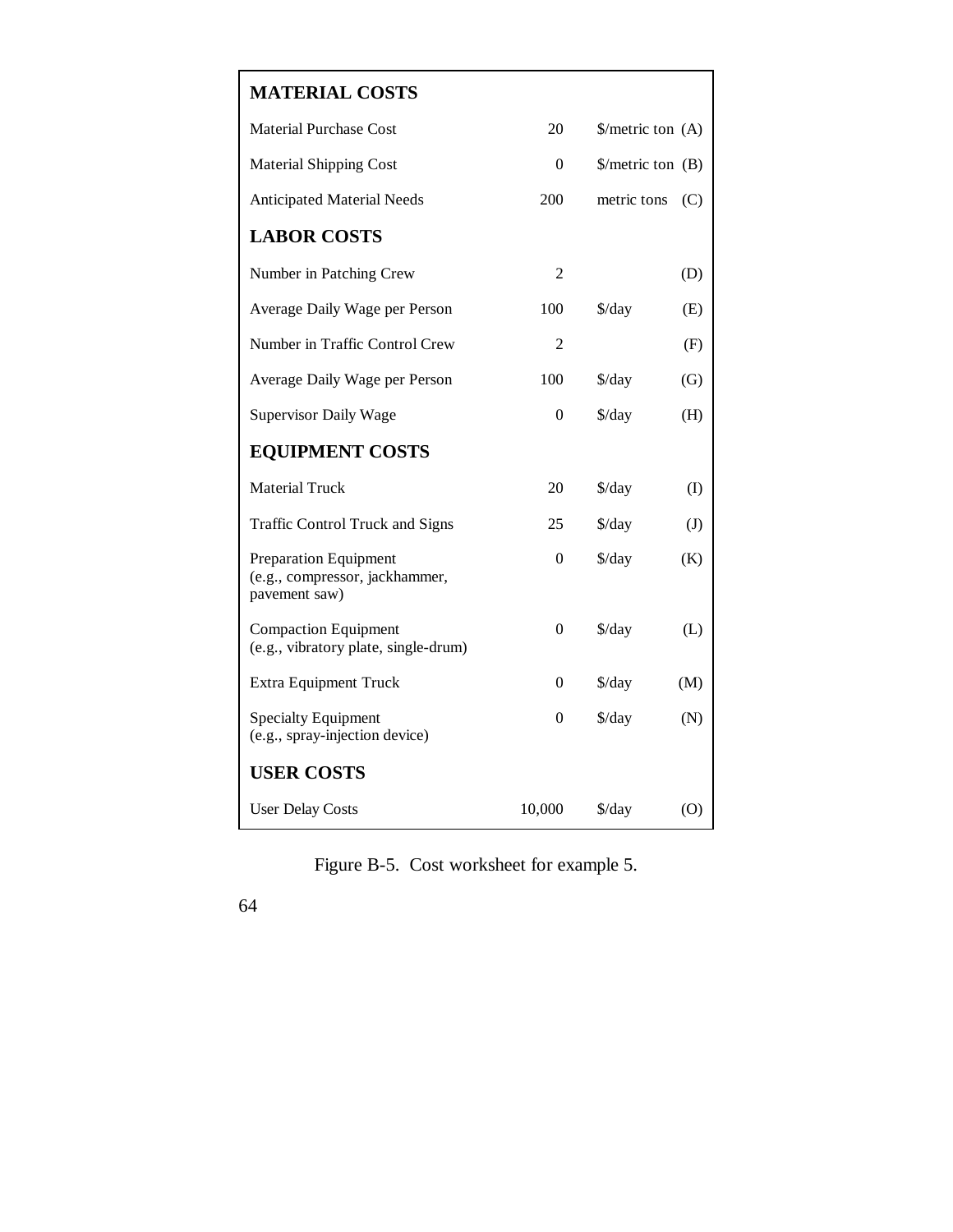| MATERIAL COSTS | | | |
|---|---|---|---|
| Material Purchase Cost | 20 | $/metric ton | (A) |
| Material Shipping Cost | 0 | $/metric ton | (B) |
| Anticipated Material Needs | 200 | metric tons | (C) |
| **LABOR COSTS** | | | |
| Number in Patching Crew | 2 | | (D) |
| Average Daily Wage per Person | 100 | $/day | (E) |
| Number in Traffic Control Crew | 2 | | (F) |
| Average Daily Wage per Person | 100 | $/day | (G) |
| Supervisor Daily Wage | 0 | $/day | (H) |
| **EQUIPMENT COSTS** | | | |
| Material Truck | 20 | $/day | (I) |
| Traffic Control Truck and Signs | 25 | $/day | (J) |
| Preparation Equipment (e.g., compressor, jackhammer, pavement saw) | 0 | $/day | (K) |
| Compaction Equipment (e.g., vibratory plate, single-drum) | 0 | $/day | (L) |
| Extra Equipment Truck | 0 | $/day | (M) |
| Specialty Equipment (e.g., spray-injection device) | 0 | $/day | (N) |
| **USER COSTS** | | | |
| User Delay Costs | 10,000 | $/day | (O) |

Figure B-5. Cost worksheet for example 5.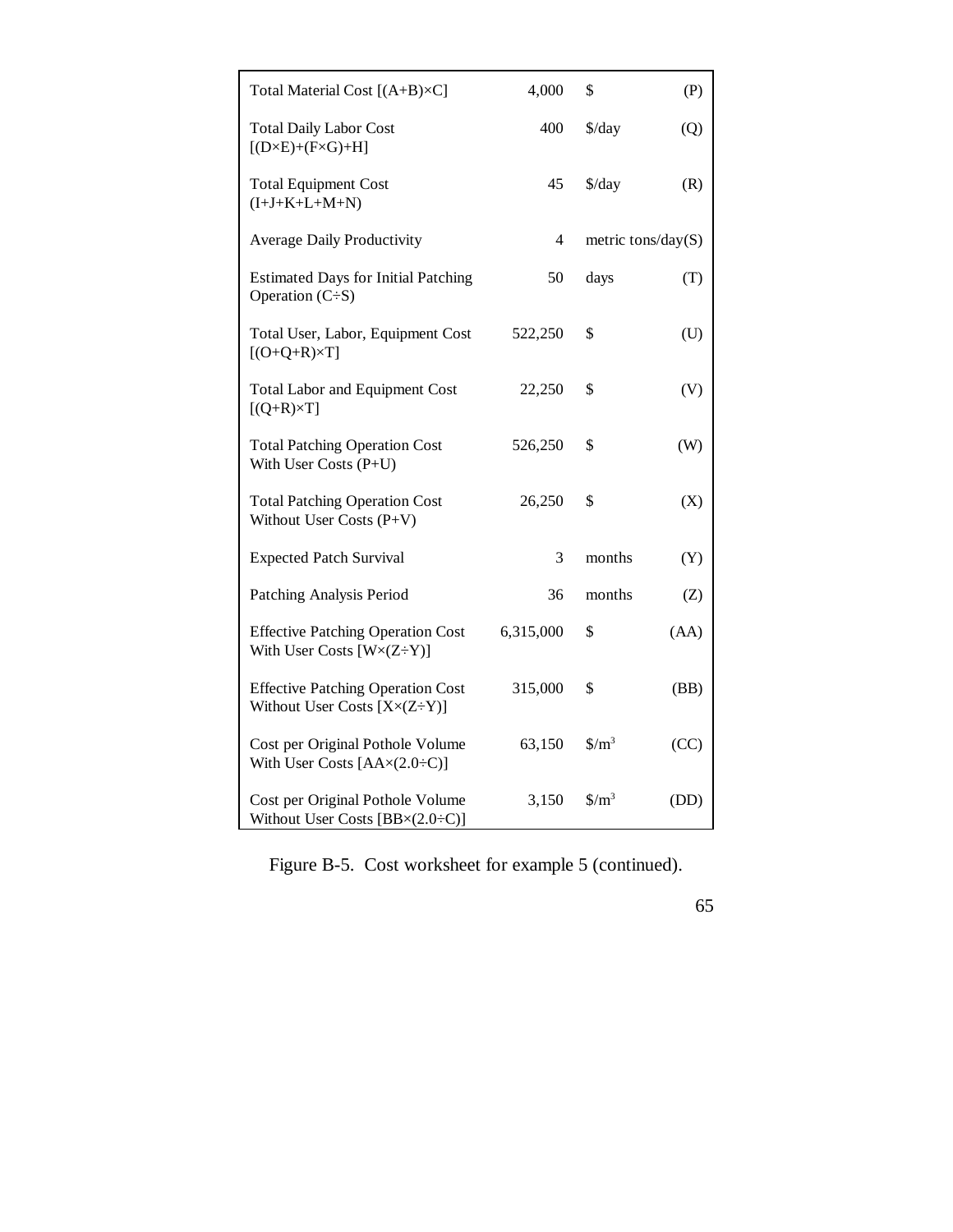| | | | |
|---|---|---|---|
| Total Material Cost [(A+B)×C] | 4,000 | \$ | (P) |
| Total Daily Labor Cost [(D×E)+(F×G)+H] | 400 | \$/day | (Q) |
| Total Equipment Cost (I+J+K+L+M+N) | 45 | \$/day | (R) |
| Average Daily Productivity | 4 | metric tons/day | (S) |
| Estimated Days for Initial Patching Operation (C÷S) | 50 | days | (T) |
| Total User, Labor, Equipment Cost [(O+Q+R)×T] | 522,250 | \$ | (U) |
| Total Labor and Equipment Cost [(Q+R)×T] | 22,250 | \$ | (V) |
| Total Patching Operation Cost With User Costs (P+U) | 526,250 | \$ | (W) |
| Total Patching Operation Cost Without User Costs (P+V) | 26,250 | \$ | (X) |
| Expected Patch Survival | 3 | months | (Y) |
| Patching Analysis Period | 36 | months | (Z) |
| Effective Patching Operation Cost With User Costs [W×(Z÷Y)] | 6,315,000 | \$ | (AA) |
| Effective Patching Operation Cost Without User Costs [X×(Z÷Y)] | 315,000 | \$ | (BB) |
| Cost per Original Pothole Volume With User Costs [AA×(2.0÷C)] | 63,150 | \$/m$^3$ | (CC) |
| Cost per Original Pothole Volume Without User Costs [BB×(2.0÷C)] | 3,150 | \$/m$^3$ | (DD) |

Figure B-5. Cost worksheet for example 5 (continued).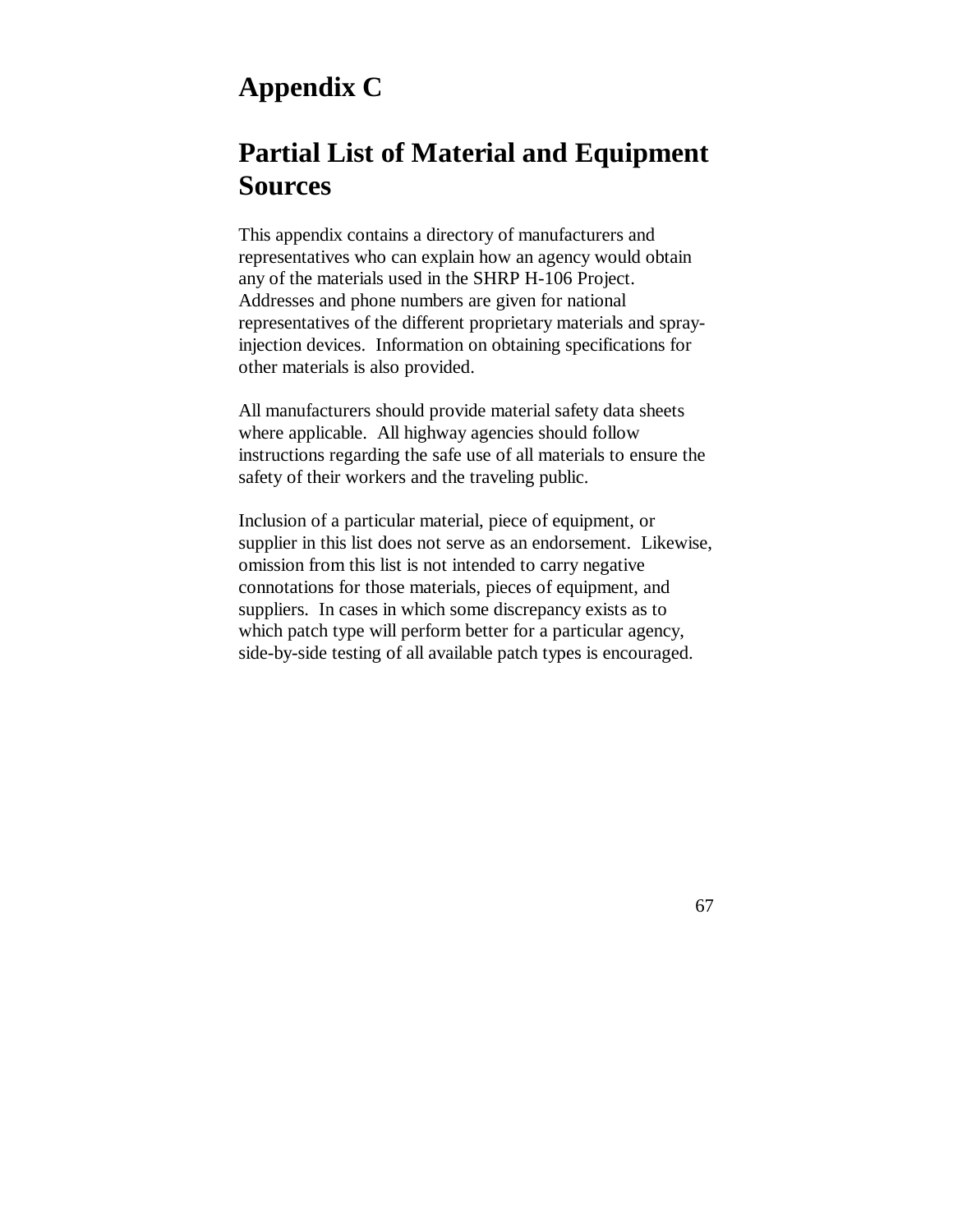# Appendix C

# Partial List of Material and Equipment Sources

This appendix contains a directory of manufacturers and representatives who can explain how an agency would obtain any of the materials used in the SHRP H-106 Project. Addresses and phone numbers are given for national representatives of the different proprietary materials and spray-injection devices. Information on obtaining specifications for other materials is also provided.

All manufacturers should provide material safety data sheets where applicable. All highway agencies should follow instructions regarding the safe use of all materials to ensure the safety of their workers and the traveling public.

Inclusion of a particular material, piece of equipment, or supplier in this list does not serve as an endorsement. Likewise, omission from this list is not intended to carry negative connotations for those materials, pieces of equipment, and suppliers. In cases in which some discrepancy exists as to which patch type will perform better for a particular agency, side-by-side testing of all available patch types is encouraged.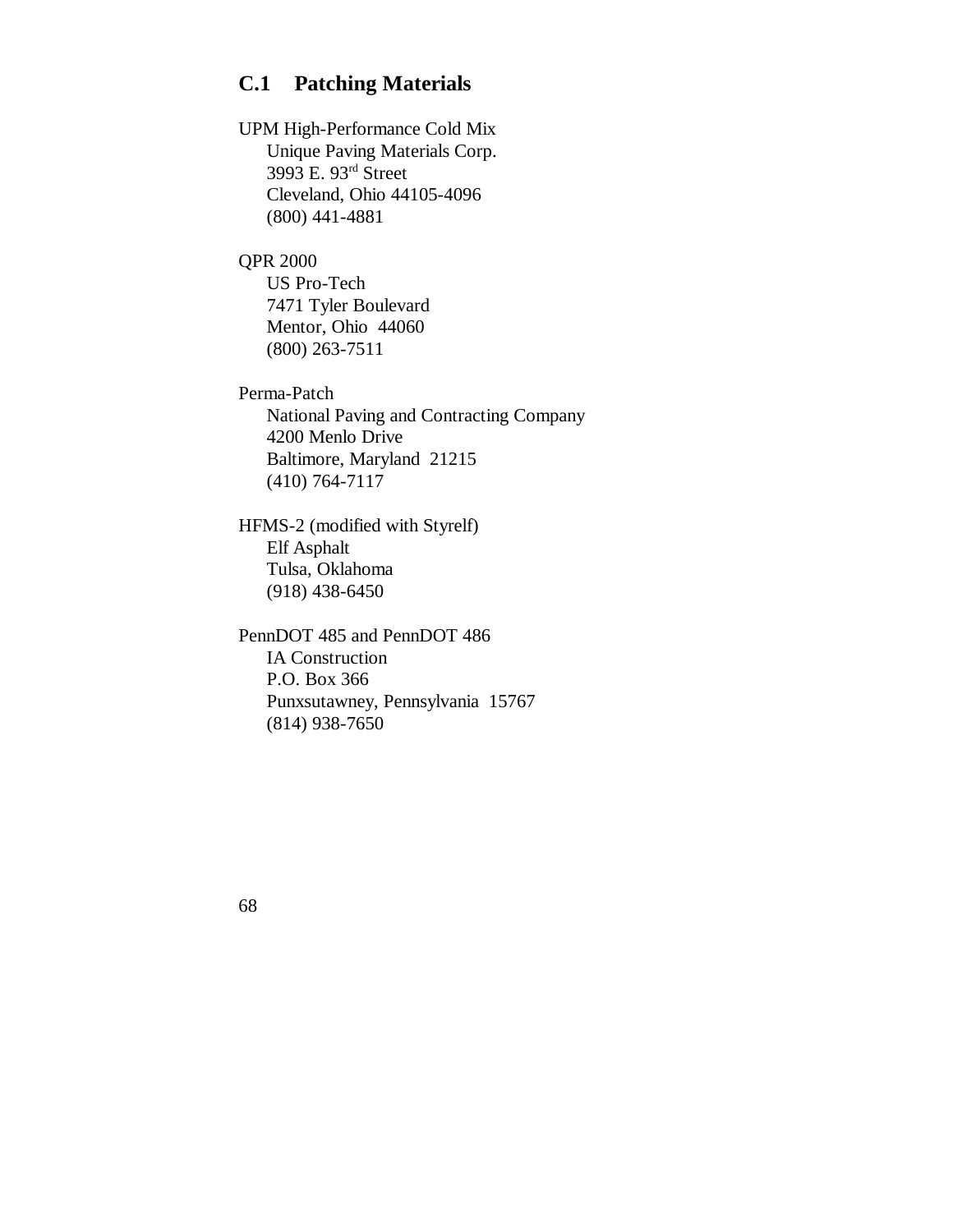## C.1 Patching Materials

UPM High-Performance Cold Mix
  Unique Paving Materials Corp.
  3993 E. 93rd Street
  Cleveland, Ohio 44105-4096
  (800) 441-4881

QPR 2000
  US Pro-Tech
  7471 Tyler Boulevard
  Mentor, Ohio 44060
  (800) 263-7511

Perma-Patch
  National Paving and Contracting Company
  4200 Menlo Drive
  Baltimore, Maryland 21215
  (410) 764-7117

HFMS-2 (modified with Styrelf)
  Elf Asphalt
  Tulsa, Oklahoma
  (918) 438-6450

PennDOT 485 and PennDOT 486
  IA Construction
  P.O. Box 366
  Punxsutawney, Pennsylvania 15767
  (814) 938-7650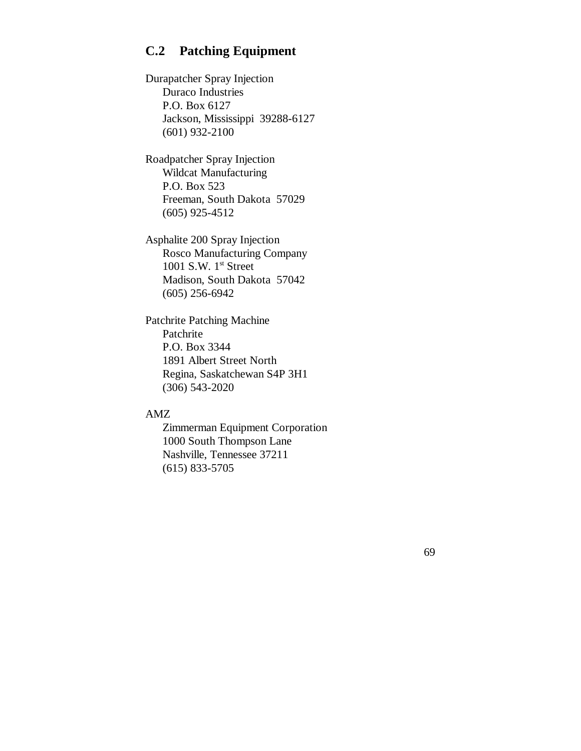## C.2 Patching Equipment

Durapatcher Spray Injection
Duraco Industries
P.O. Box 6127
Jackson, Mississippi 39288-6127
(601) 932-2100

Roadpatcher Spray Injection
Wildcat Manufacturing
P.O. Box 523
Freeman, South Dakota 57029
(605) 925-4512

Asphalite 200 Spray Injection
Rosco Manufacturing Company
1001 S.W. 1st Street
Madison, South Dakota 57042
(605) 256-6942

Patchrite Patching Machine
Patchrite
P.O. Box 3344
1891 Albert Street North
Regina, Saskatchewan S4P 3H1
(306) 543-2020

AMZ
Zimmerman Equipment Corporation
1000 South Thompson Lane
Nashville, Tennessee 37211
(615) 833-5705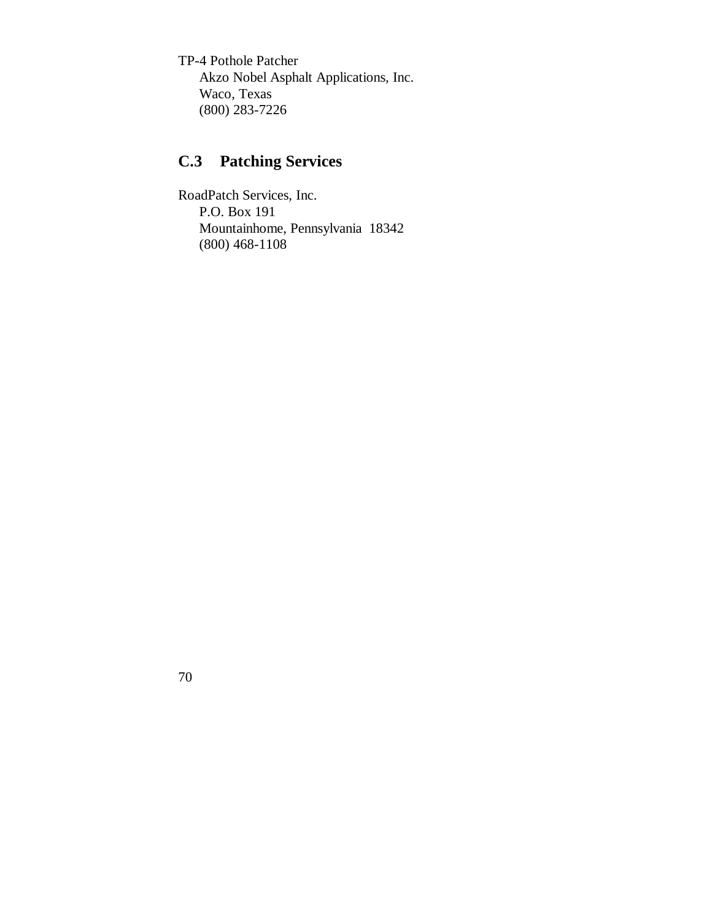TP-4 Pothole Patcher
Akzo Nobel Asphalt Applications, Inc.
Waco, Texas
(800) 283-7226

## C.3 Patching Services

RoadPatch Services, Inc.
P.O. Box 191
Mountainhome, Pennsylvania 18342
(800) 468-1108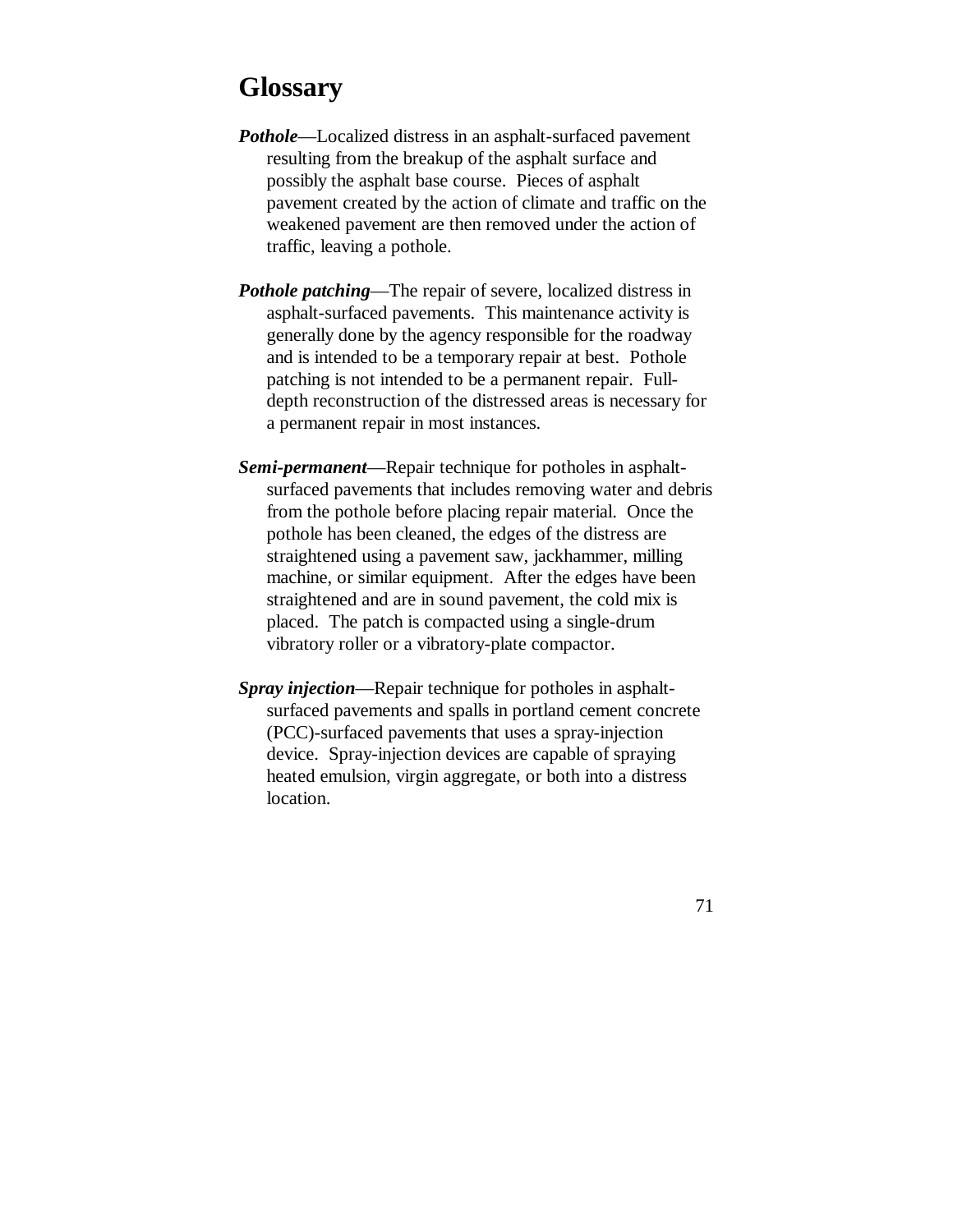# Glossary

***Pothole***—Localized distress in an asphalt-surfaced pavement resulting from the breakup of the asphalt surface and possibly the asphalt base course. Pieces of asphalt pavement created by the action of climate and traffic on the weakened pavement are then removed under the action of traffic, leaving a pothole.

***Pothole patching***—The repair of severe, localized distress in asphalt-surfaced pavements. This maintenance activity is generally done by the agency responsible for the roadway and is intended to be a temporary repair at best. Pothole patching is not intended to be a permanent repair. Full-depth reconstruction of the distressed areas is necessary for a permanent repair in most instances.

***Semi-permanent***—Repair technique for potholes in asphalt-surfaced pavements that includes removing water and debris from the pothole before placing repair material. Once the pothole has been cleaned, the edges of the distress are straightened using a pavement saw, jackhammer, milling machine, or similar equipment. After the edges have been straightened and are in sound pavement, the cold mix is placed. The patch is compacted using a single-drum vibratory roller or a vibratory-plate compactor.

***Spray injection***—Repair technique for potholes in asphalt-surfaced pavements and spalls in portland cement concrete (PCC)-surfaced pavements that uses a spray-injection device. Spray-injection devices are capable of spraying heated emulsion, virgin aggregate, or both into a distress location.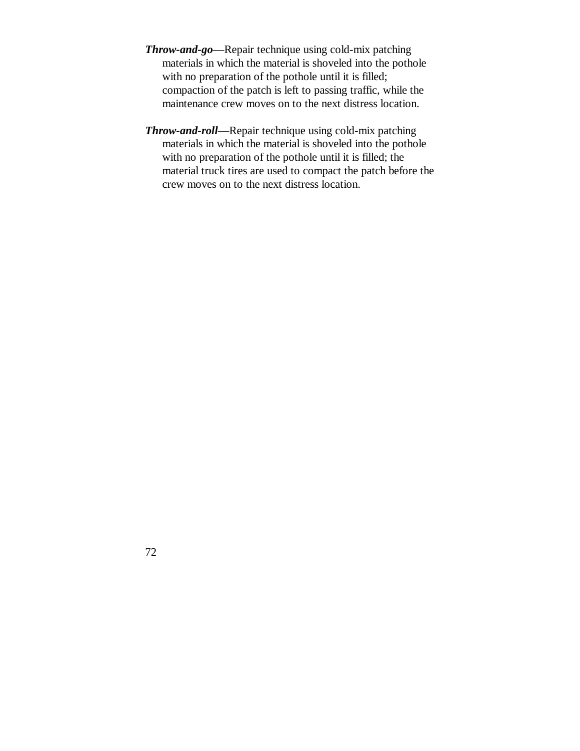***Throw-and-go***—Repair technique using cold-mix patching materials in which the material is shoveled into the pothole with no preparation of the pothole until it is filled; compaction of the patch is left to passing traffic, while the maintenance crew moves on to the next distress location.

***Throw-and-roll***—Repair technique using cold-mix patching materials in which the material is shoveled into the pothole with no preparation of the pothole until it is filled; the material truck tires are used to compact the patch before the crew moves on to the next distress location.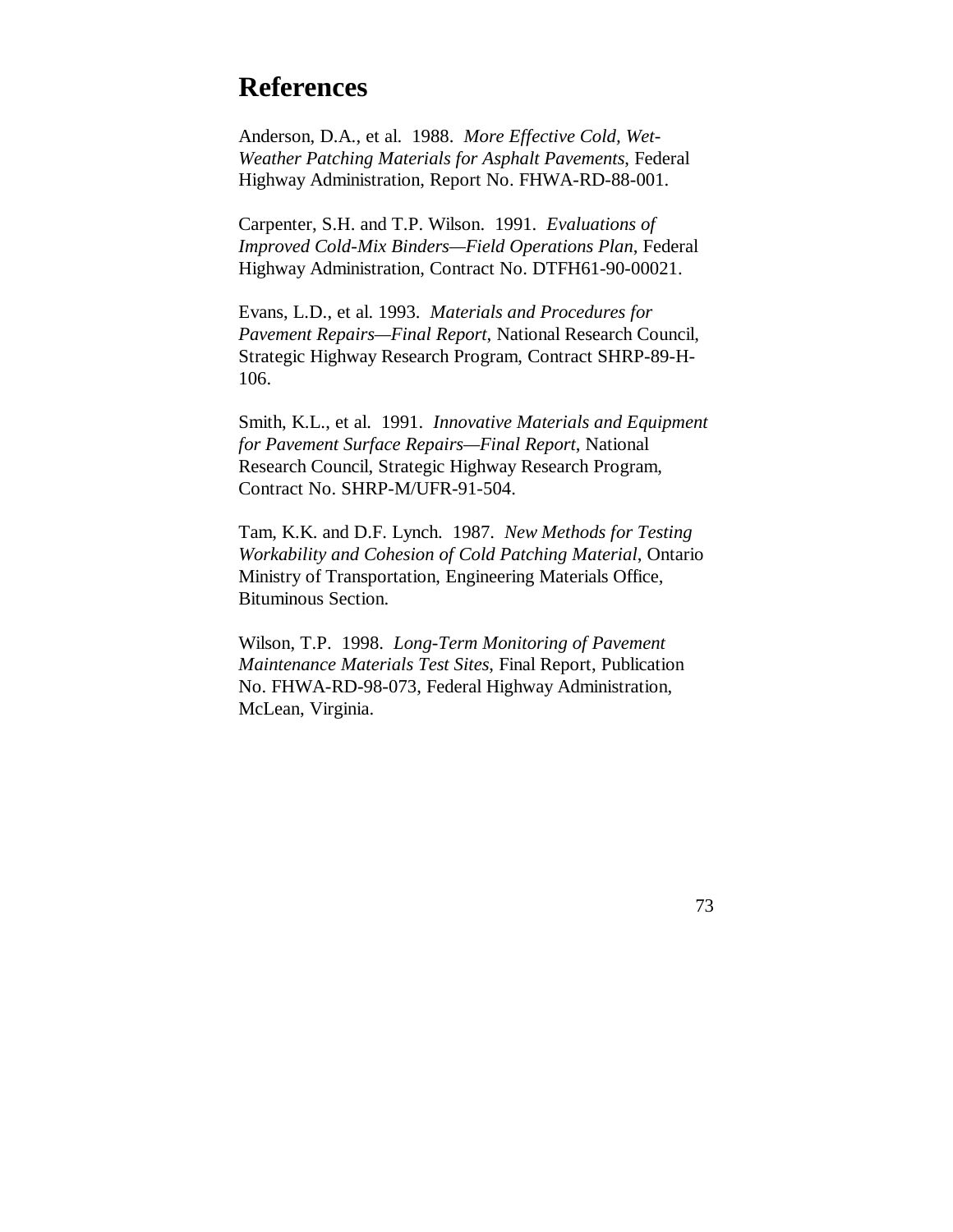# References

Anderson, D.A., et al. 1988. *More Effective Cold, Wet-Weather Patching Materials for Asphalt Pavements*, Federal Highway Administration, Report No. FHWA-RD-88-001.

Carpenter, S.H. and T.P. Wilson. 1991. *Evaluations of Improved Cold-Mix Binders—Field Operations Plan*, Federal Highway Administration, Contract No. DTFH61-90-00021.

Evans, L.D., et al. 1993. *Materials and Procedures for Pavement Repairs—Final Report*, National Research Council, Strategic Highway Research Program, Contract SHRP-89-H-106.

Smith, K.L., et al. 1991. *Innovative Materials and Equipment for Pavement Surface Repairs—Final Report*, National Research Council, Strategic Highway Research Program, Contract No. SHRP-M/UFR-91-504.

Tam, K.K. and D.F. Lynch. 1987. *New Methods for Testing Workability and Cohesion of Cold Patching Material*, Ontario Ministry of Transportation, Engineering Materials Office, Bituminous Section.

Wilson, T.P. 1998. *Long-Term Monitoring of Pavement Maintenance Materials Test Sites*, Final Report, Publication No. FHWA-RD-98-073, Federal Highway Administration, McLean, Virginia.